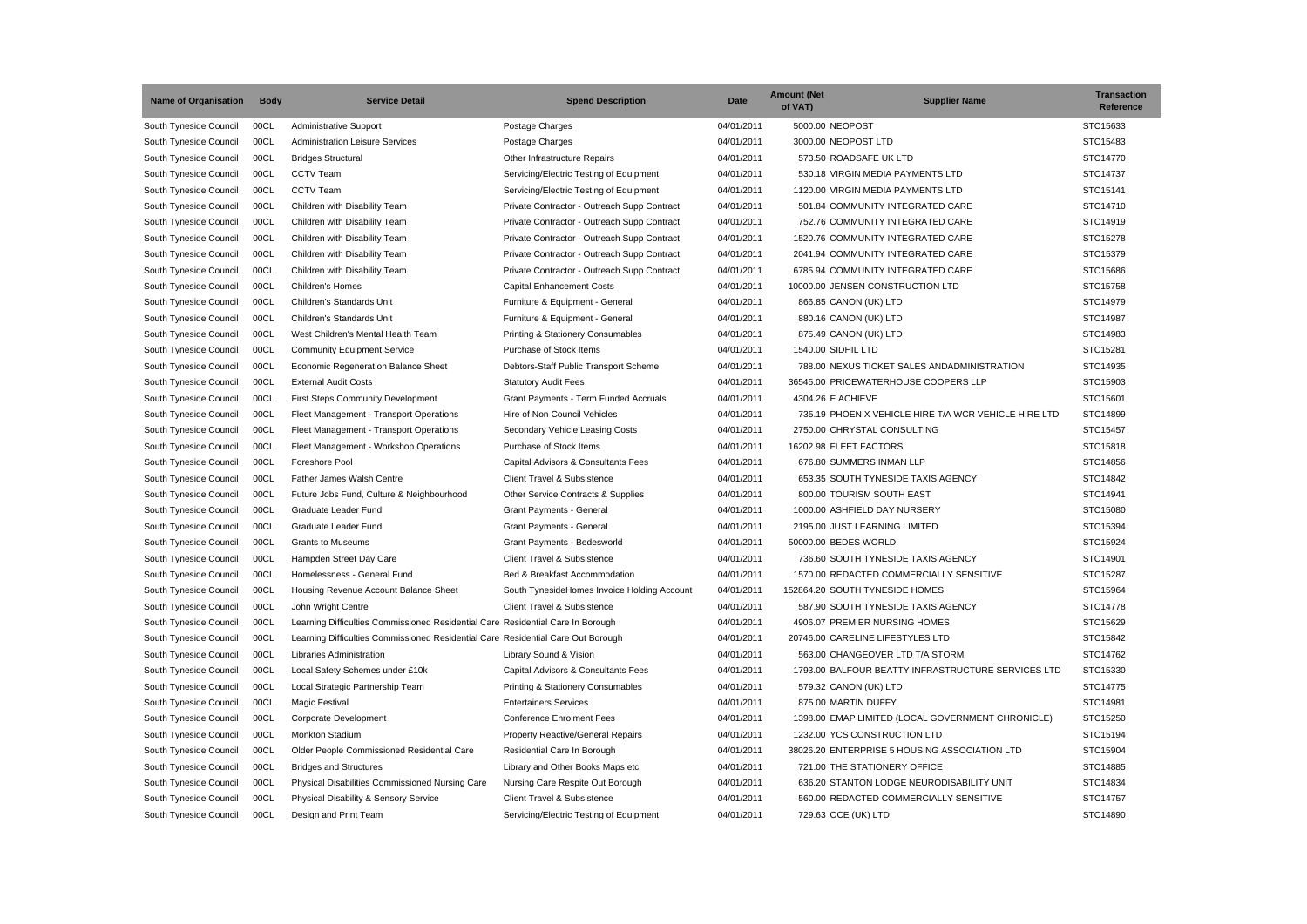| Name of Organisation | Body | Service Detail | Spend Description | Date | Amount (Net of VAT) | Supplier Name | Transaction Reference |
|---|---|---|---|---|---|---|---|
| South Tyneside Council | 00CL | Administrative Support | Postage Charges | 04/01/2011 | 5000.00 | NEOPOST | STC15633 |
| South Tyneside Council | 00CL | Administration Leisure Services | Postage Charges | 04/01/2011 | 3000.00 | NEOPOST LTD | STC15483 |
| South Tyneside Council | 00CL | Bridges Structural | Other Infrastructure Repairs | 04/01/2011 | 573.50 | ROADSAFE UK LTD | STC14770 |
| South Tyneside Council | 00CL | CCTV Team | Servicing/Electric Testing of Equipment | 04/01/2011 | 530.18 | VIRGIN MEDIA PAYMENTS LTD | STC14737 |
| South Tyneside Council | 00CL | CCTV Team | Servicing/Electric Testing of Equipment | 04/01/2011 | 1120.00 | VIRGIN MEDIA PAYMENTS LTD | STC15141 |
| South Tyneside Council | 00CL | Children with Disability Team | Private Contractor - Outreach Supp Contract | 04/01/2011 | 501.84 | COMMUNITY INTEGRATED CARE | STC14710 |
| South Tyneside Council | 00CL | Children with Disability Team | Private Contractor - Outreach Supp Contract | 04/01/2011 | 752.76 | COMMUNITY INTEGRATED CARE | STC14919 |
| South Tyneside Council | 00CL | Children with Disability Team | Private Contractor - Outreach Supp Contract | 04/01/2011 | 1520.76 | COMMUNITY INTEGRATED CARE | STC15278 |
| South Tyneside Council | 00CL | Children with Disability Team | Private Contractor - Outreach Supp Contract | 04/01/2011 | 2041.94 | COMMUNITY INTEGRATED CARE | STC15379 |
| South Tyneside Council | 00CL | Children with Disability Team | Private Contractor - Outreach Supp Contract | 04/01/2011 | 6785.94 | COMMUNITY INTEGRATED CARE | STC15686 |
| South Tyneside Council | 00CL | Children's Homes | Capital Enhancement Costs | 04/01/2011 | 10000.00 | JENSEN CONSTRUCTION LTD | STC15758 |
| South Tyneside Council | 00CL | Children's Standards Unit | Furniture & Equipment - General | 04/01/2011 | 866.85 | CANON (UK) LTD | STC14979 |
| South Tyneside Council | 00CL | Children's Standards Unit | Furniture & Equipment - General | 04/01/2011 | 880.16 | CANON (UK) LTD | STC14987 |
| South Tyneside Council | 00CL | West Children's Mental Health Team | Printing & Stationery Consumables | 04/01/2011 | 875.49 | CANON (UK) LTD | STC14983 |
| South Tyneside Council | 00CL | Community Equipment Service | Purchase of Stock Items | 04/01/2011 | 1540.00 | SIDHIL LTD | STC15281 |
| South Tyneside Council | 00CL | Economic Regeneration Balance Sheet | Debtors-Staff Public Transport Scheme | 04/01/2011 | 788.00 | NEXUS TICKET SALES ANDADMINISTRATION | STC14935 |
| South Tyneside Council | 00CL | External Audit Costs | Statutory Audit Fees | 04/01/2011 | 36545.00 | PRICEWATERHOUSE COOPERS LLP | STC15903 |
| South Tyneside Council | 00CL | First Steps Community Development | Grant Payments - Term Funded Accruals | 04/01/2011 | 4304.26 | E ACHIEVE | STC15601 |
| South Tyneside Council | 00CL | Fleet Management - Transport Operations | Hire of Non Council Vehicles | 04/01/2011 | 735.19 | PHOENIX VEHICLE HIRE T/A WCR VEHICLE HIRE LTD | STC14899 |
| South Tyneside Council | 00CL | Fleet Management - Transport Operations | Secondary Vehicle Leasing Costs | 04/01/2011 | 2750.00 | CHRYSTAL CONSULTING | STC15457 |
| South Tyneside Council | 00CL | Fleet Management - Workshop Operations | Purchase of Stock Items | 04/01/2011 | 16202.98 | FLEET FACTORS | STC15818 |
| South Tyneside Council | 00CL | Foreshore Pool | Capital Advisors & Consultants Fees | 04/01/2011 | 676.80 | SUMMERS INMAN LLP | STC14856 |
| South Tyneside Council | 00CL | Father James Walsh Centre | Client Travel & Subsistence | 04/01/2011 | 653.35 | SOUTH TYNESIDE TAXIS AGENCY | STC14842 |
| South Tyneside Council | 00CL | Future Jobs Fund, Culture & Neighbourhood | Other Service Contracts & Supplies | 04/01/2011 | 800.00 | TOURISM SOUTH EAST | STC14941 |
| South Tyneside Council | 00CL | Graduate Leader Fund | Grant Payments - General | 04/01/2011 | 1000.00 | ASHFIELD DAY NURSERY | STC15080 |
| South Tyneside Council | 00CL | Graduate Leader Fund | Grant Payments - General | 04/01/2011 | 2195.00 | JUST LEARNING LIMITED | STC15394 |
| South Tyneside Council | 00CL | Grants to Museums | Grant Payments - Bedesworld | 04/01/2011 | 50000.00 | BEDES WORLD | STC15924 |
| South Tyneside Council | 00CL | Hampden Street Day Care | Client Travel & Subsistence | 04/01/2011 | 736.60 | SOUTH TYNESIDE TAXIS AGENCY | STC14901 |
| South Tyneside Council | 00CL | Homelessness - General Fund | Bed & Breakfast Accommodation | 04/01/2011 | 1570.00 | REDACTED COMMERCIALLY SENSITIVE | STC15287 |
| South Tyneside Council | 00CL | Housing Revenue Account Balance Sheet | South TynesideHomes Invoice Holding Account | 04/01/2011 | 152864.20 | SOUTH TYNESIDE HOMES | STC15964 |
| South Tyneside Council | 00CL | John Wright Centre | Client Travel & Subsistence | 04/01/2011 | 587.90 | SOUTH TYNESIDE TAXIS AGENCY | STC14778 |
| South Tyneside Council | 00CL | Learning Difficulties Commissioned Residential Care | Residential Care In Borough | 04/01/2011 | 4906.07 | PREMIER NURSING HOMES | STC15629 |
| South Tyneside Council | 00CL | Learning Difficulties Commissioned Residential Care | Residential Care Out Borough | 04/01/2011 | 20746.00 | CARELINE LIFESTYLES LTD | STC15842 |
| South Tyneside Council | 00CL | Libraries Administration | Library Sound & Vision | 04/01/2011 | 563.00 | CHANGEOVER LTD T/A STORM | STC14762 |
| South Tyneside Council | 00CL | Local Safety Schemes under £10k | Capital Advisors & Consultants Fees | 04/01/2011 | 1793.00 | BALFOUR BEATTY INFRASTRUCTURE SERVICES LTD | STC15330 |
| South Tyneside Council | 00CL | Local Strategic Partnership Team | Printing & Stationery Consumables | 04/01/2011 | 579.32 | CANON (UK) LTD | STC14775 |
| South Tyneside Council | 00CL | Magic Festival | Entertainers Services | 04/01/2011 | 875.00 | MARTIN DUFFY | STC14981 |
| South Tyneside Council | 00CL | Corporate Development | Conference Enrolment Fees | 04/01/2011 | 1398.00 | EMAP LIMITED (LOCAL GOVERNMENT CHRONICLE) | STC15250 |
| South Tyneside Council | 00CL | Monkton Stadium | Property Reactive/General Repairs | 04/01/2011 | 1232.00 | YCS CONSTRUCTION LTD | STC15194 |
| South Tyneside Council | 00CL | Older People Commissioned Residential Care | Residential Care In Borough | 04/01/2011 | 38026.20 | ENTERPRISE 5 HOUSING ASSOCIATION LTD | STC15904 |
| South Tyneside Council | 00CL | Bridges and Structures | Library and Other Books Maps etc | 04/01/2011 | 721.00 | THE STATIONERY OFFICE | STC14885 |
| South Tyneside Council | 00CL | Physical Disabilities Commissioned Nursing Care | Nursing Care Respite Out Borough | 04/01/2011 | 636.20 | STANTON LODGE NEURODISABILITY UNIT | STC14834 |
| South Tyneside Council | 00CL | Physical Disability & Sensory Service | Client Travel & Subsistence | 04/01/2011 | 560.00 | REDACTED COMMERCIALLY SENSITIVE | STC14757 |
| South Tyneside Council | 00CL | Design and Print Team | Servicing/Electric Testing of Equipment | 04/01/2011 | 729.63 | OCE (UK) LTD | STC14890 |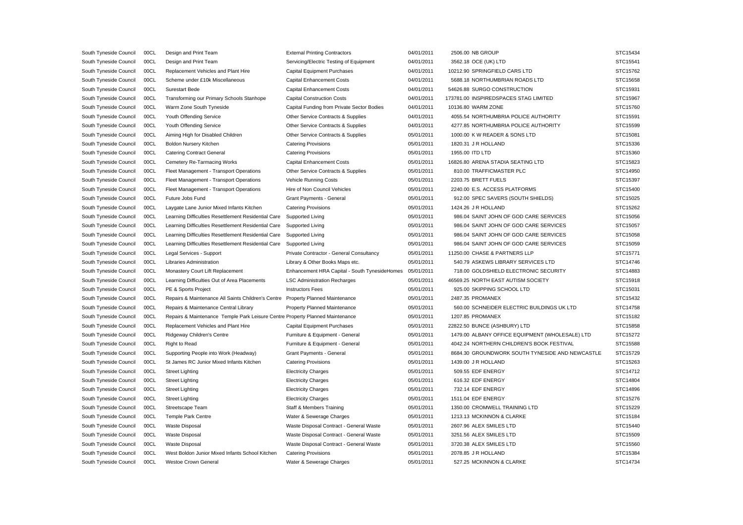| | | | | | | | |
|---|---|---|---|---|---|---|---|
| South Tyneside Council | 00CL | Design and Print Team | External Printing Contractors | 04/01/2011 | 2506.00 | NB GROUP | STC15434 |
| South Tyneside Council | 00CL | Design and Print Team | Servicing/Electric Testing of Equipment | 04/01/2011 | 3562.18 | OCE (UK) LTD | STC15541 |
| South Tyneside Council | 00CL | Replacement Vehicles and Plant Hire | Capital Equipment Purchases | 04/01/2011 | 10212.90 | SPRINGFIELD CARS LTD | STC15762 |
| South Tyneside Council | 00CL | Scheme under £10k Miscellaneous | Capital Enhancement Costs | 04/01/2011 | 5688.18 | NORTHUMBRIAN ROADS LTD | STC15658 |
| South Tyneside Council | 00CL | Surestart Bede | Capital Enhancement Costs | 04/01/2011 | 54626.88 | SURGO CONSTRUCTION | STC15931 |
| South Tyneside Council | 00CL | Transforming our Primary Schools Stanhope | Capital Construction Costs | 04/01/2011 | 173781.00 | INSPIREDSPACES STAG LIMITED | STC15967 |
| South Tyneside Council | 00CL | Warm Zone South Tyneside | Capital Funding from Private Sector Bodies | 04/01/2011 | 10136.80 | WARM ZONE | STC15760 |
| South Tyneside Council | 00CL | Youth Offending Service | Other Service Contracts & Supplies | 04/01/2011 | 4055.54 | NORTHUMBRIA POLICE AUTHORITY | STC15591 |
| South Tyneside Council | 00CL | Youth Offending Service | Other Service Contracts & Supplies | 04/01/2011 | 4277.85 | NORTHUMBRIA POLICE AUTHORITY | STC15599 |
| South Tyneside Council | 00CL | Aiming High for Disabled Children | Other Service Contracts & Supplies | 05/01/2011 | 1000.00 | K W READER & SONS LTD | STC15081 |
| South Tyneside Council | 00CL | Boldon Nursery Kitchen | Catering Provisions | 05/01/2011 | 1820.31 | J R HOLLAND | STC15336 |
| South Tyneside Council | 00CL | Catering Contract General | Catering Provisions | 05/01/2011 | 1955.00 | ITD LTD | STC15360 |
| South Tyneside Council | 00CL | Cemetery Re-Tarmacing Works | Capital Enhancement Costs | 05/01/2011 | 16826.80 | ARENA STADIA SEATING LTD | STC15823 |
| South Tyneside Council | 00CL | Fleet Management - Transport Operations | Other Service Contracts & Supplies | 05/01/2011 | 810.00 | TRAFFICMASTER PLC | STC14950 |
| South Tyneside Council | 00CL | Fleet Management - Transport Operations | Vehicle Running Costs | 05/01/2011 | 2203.75 | BRETT FUELS | STC15397 |
| South Tyneside Council | 00CL | Fleet Management - Transport Operations | Hire of Non Council Vehicles | 05/01/2011 | 2240.00 | E.S. ACCESS PLATFORMS | STC15400 |
| South Tyneside Council | 00CL | Future Jobs Fund | Grant Payments - General | 05/01/2011 | 912.00 | SPEC SAVERS (SOUTH SHIELDS) | STC15025 |
| South Tyneside Council | 00CL | Laygate Lane Junior Mixed Infants Kitchen | Catering Provisions | 05/01/2011 | 1424.26 | J R HOLLAND | STC15262 |
| South Tyneside Council | 00CL | Learning Difficulties Resettlement Residential Care | Supported Living | 05/01/2011 | 986.04 | SAINT JOHN OF GOD CARE SERVICES | STC15056 |
| South Tyneside Council | 00CL | Learning Difficulties Resettlement Residential Care | Supported Living | 05/01/2011 | 986.04 | SAINT JOHN OF GOD CARE SERVICES | STC15057 |
| South Tyneside Council | 00CL | Learning Difficulties Resettlement Residential Care | Supported Living | 05/01/2011 | 986.04 | SAINT JOHN OF GOD CARE SERVICES | STC15058 |
| South Tyneside Council | 00CL | Learning Difficulties Resettlement Residential Care | Supported Living | 05/01/2011 | 986.04 | SAINT JOHN OF GOD CARE SERVICES | STC15059 |
| South Tyneside Council | 00CL | Legal Services - Support | Private Contractor - General Consultancy | 05/01/2011 | 11250.00 | CHASE & PARTNERS LLP | STC15771 |
| South Tyneside Council | 00CL | Libraries Administration | Library & Other Books Maps etc. | 05/01/2011 | 540.79 | ASKEWS LIBRARY SERVICES LTD | STC14746 |
| South Tyneside Council | 00CL | Monastery Court Lift Replacement | Enhancement HRA Capital - South TynesideHomes | 05/01/2011 | 718.00 | GOLDSHIELD ELECTRONIC SECURITY | STC14883 |
| South Tyneside Council | 00CL | Learning Difficulties Out of Area Placements | LSC Administration Recharges | 05/01/2011 | 46569.25 | NORTH EAST AUTISM SOCIETY | STC15918 |
| South Tyneside Council | 00CL | PE & Sports Project | Instructors Fees | 05/01/2011 | 925.00 | SKIPPING SCHOOL LTD | STC15031 |
| South Tyneside Council | 00CL | Repairs & Maintenance All Saints Children's Centre | Property Planned Maintenance | 05/01/2011 | 2487.35 | PROMANEX | STC15432 |
| South Tyneside Council | 00CL | Repairs & Maintenance Central Library | Property Planned Maintenance | 05/01/2011 | 560.00 | SCHNEIDER ELECTRIC BUILDINGS UK LTD | STC14758 |
| South Tyneside Council | 00CL | Repairs & Maintenance Temple Park Leisure Centre | Property Planned Maintenance | 05/01/2011 | 1207.85 | PROMANEX | STC15182 |
| South Tyneside Council | 00CL | Replacement Vehicles and Plant Hire | Capital Equipment Purchases | 05/01/2011 | 22822.50 | BUNCE (ASHBURY) LTD | STC15858 |
| South Tyneside Council | 00CL | Ridgeway Children's Centre | Furniture & Equipment - General | 05/01/2011 | 1479.00 | ALBANY OFFICE EQUIPMENT (WHOLESALE) LTD | STC15272 |
| South Tyneside Council | 00CL | Right to Read | Furniture & Equipment - General | 05/01/2011 | 4042.24 | NORTHERN CHILDREN'S BOOK FESTIVAL | STC15588 |
| South Tyneside Council | 00CL | Supporting People into Work (Headway) | Grant Payments - General | 05/01/2011 | 8684.30 | GROUNDWORK SOUTH TYNESIDE AND NEWCASTLE | STC15729 |
| South Tyneside Council | 00CL | St James RC Junior Mixed Infants Kitchen | Catering Provisions | 05/01/2011 | 1439.00 | J R HOLLAND | STC15263 |
| South Tyneside Council | 00CL | Street Lighting | Electricity Charges | 05/01/2011 | 509.55 | EDF ENERGY | STC14712 |
| South Tyneside Council | 00CL | Street Lighting | Electricity Charges | 05/01/2011 | 616.32 | EDF ENERGY | STC14804 |
| South Tyneside Council | 00CL | Street Lighting | Electricity Charges | 05/01/2011 | 732.14 | EDF ENERGY | STC14896 |
| South Tyneside Council | 00CL | Street Lighting | Electricity Charges | 05/01/2011 | 1511.04 | EDF ENERGY | STC15276 |
| South Tyneside Council | 00CL | Streetscape Team | Staff & Members Training | 05/01/2011 | 1350.00 | CROMWELL TRAINING LTD | STC15229 |
| South Tyneside Council | 00CL | Temple Park Centre | Water & Sewerage Charges | 05/01/2011 | 1213.13 | MCKINNON & CLARKE | STC15184 |
| South Tyneside Council | 00CL | Waste Disposal | Waste Disposal Contract - General Waste | 05/01/2011 | 2607.96 | ALEX SMILES LTD | STC15440 |
| South Tyneside Council | 00CL | Waste Disposal | Waste Disposal Contract - General Waste | 05/01/2011 | 3251.56 | ALEX SMILES LTD | STC15509 |
| South Tyneside Council | 00CL | Waste Disposal | Waste Disposal Contract - General Waste | 05/01/2011 | 3720.38 | ALEX SMILES LTD | STC15560 |
| South Tyneside Council | 00CL | West Boldon Junior Mixed Infants School Kitchen | Catering Provisions | 05/01/2011 | 2078.85 | J R HOLLAND | STC15384 |
| South Tyneside Council | 00CL | Westoe Crown General | Water & Sewerage Charges | 05/01/2011 | 527.25 | MCKINNON & CLARKE | STC14734 |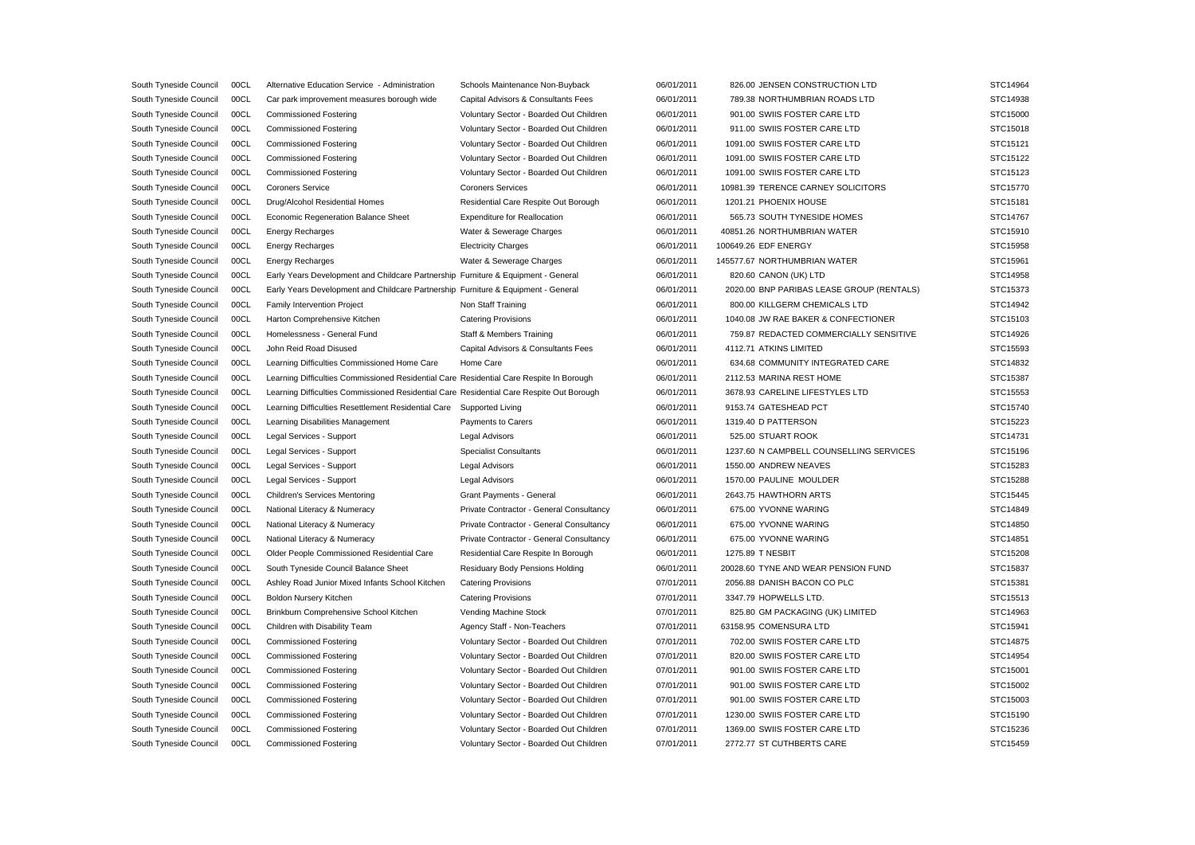| | | | | | | | |
|---|---|---|---|---|---|---|---|
| South Tyneside Council | 00CL | Alternative Education Service - Administration | Schools Maintenance Non-Buyback | 06/01/2011 | 826.00 | JENSEN CONSTRUCTION LTD | STC14964 |
| South Tyneside Council | 00CL | Car park improvement measures borough wide | Capital Advisors & Consultants Fees | 06/01/2011 | 789.38 | NORTHUMBRIAN ROADS LTD | STC14938 |
| South Tyneside Council | 00CL | Commissioned Fostering | Voluntary Sector - Boarded Out Children | 06/01/2011 | 901.00 | SWIIS FOSTER CARE LTD | STC15000 |
| South Tyneside Council | 00CL | Commissioned Fostering | Voluntary Sector - Boarded Out Children | 06/01/2011 | 911.00 | SWIIS FOSTER CARE LTD | STC15018 |
| South Tyneside Council | 00CL | Commissioned Fostering | Voluntary Sector - Boarded Out Children | 06/01/2011 | 1091.00 | SWIIS FOSTER CARE LTD | STC15121 |
| South Tyneside Council | 00CL | Commissioned Fostering | Voluntary Sector - Boarded Out Children | 06/01/2011 | 1091.00 | SWIIS FOSTER CARE LTD | STC15122 |
| South Tyneside Council | 00CL | Commissioned Fostering | Voluntary Sector - Boarded Out Children | 06/01/2011 | 1091.00 | SWIIS FOSTER CARE LTD | STC15123 |
| South Tyneside Council | 00CL | Coroners Service | Coroners Services | 06/01/2011 | 10981.39 | TERENCE CARNEY SOLICITORS | STC15770 |
| South Tyneside Council | 00CL | Drug/Alcohol Residential Homes | Residential Care Respite Out Borough | 06/01/2011 | 1201.21 | PHOENIX HOUSE | STC15181 |
| South Tyneside Council | 00CL | Economic Regeneration Balance Sheet | Expenditure for Reallocation | 06/01/2011 | 565.73 | SOUTH TYNESIDE HOMES | STC14767 |
| South Tyneside Council | 00CL | Energy Recharges | Water & Sewerage Charges | 06/01/2011 | 40851.26 | NORTHUMBRIAN WATER | STC15910 |
| South Tyneside Council | 00CL | Energy Recharges | Electricity Charges | 06/01/2011 | 100649.26 | EDF ENERGY | STC15958 |
| South Tyneside Council | 00CL | Energy Recharges | Water & Sewerage Charges | 06/01/2011 | 145577.67 | NORTHUMBRIAN WATER | STC15961 |
| South Tyneside Council | 00CL | Early Years Development and Childcare Partnership | Furniture & Equipment - General | 06/01/2011 | 820.60 | CANON (UK) LTD | STC14958 |
| South Tyneside Council | 00CL | Early Years Development and Childcare Partnership | Furniture & Equipment - General | 06/01/2011 | 2020.00 | BNP PARIBAS LEASE GROUP (RENTALS) | STC15373 |
| South Tyneside Council | 00CL | Family Intervention Project | Non Staff Training | 06/01/2011 | 800.00 | KILLGERM CHEMICALS LTD | STC14942 |
| South Tyneside Council | 00CL | Harton Comprehensive Kitchen | Catering Provisions | 06/01/2011 | 1040.08 | JW RAE BAKER & CONFECTIONER | STC15103 |
| South Tyneside Council | 00CL | Homelessness - General Fund | Staff & Members Training | 06/01/2011 | 759.87 | REDACTED COMMERCIALLY SENSITIVE | STC14926 |
| South Tyneside Council | 00CL | John Reid Road Disused | Capital Advisors & Consultants Fees | 06/01/2011 | 4112.71 | ATKINS LIMITED | STC15593 |
| South Tyneside Council | 00CL | Learning Difficulties Commissioned Home Care | Home Care | 06/01/2011 | 634.68 | COMMUNITY INTEGRATED CARE | STC14832 |
| South Tyneside Council | 00CL | Learning Difficulties Commissioned Residential Care | Residential Care Respite In Borough | 06/01/2011 | 2112.53 | MARINA REST HOME | STC15387 |
| South Tyneside Council | 00CL | Learning Difficulties Commissioned Residential Care | Residential Care Respite Out Borough | 06/01/2011 | 3678.93 | CARELINE LIFESTYLES LTD | STC15553 |
| South Tyneside Council | 00CL | Learning Difficulties Resettlement Residential Care | Supported Living | 06/01/2011 | 9153.74 | GATESHEAD PCT | STC15740 |
| South Tyneside Council | 00CL | Learning Disabilities Management | Payments to Carers | 06/01/2011 | 1319.40 | D PATTERSON | STC15223 |
| South Tyneside Council | 00CL | Legal Services - Support | Legal Advisors | 06/01/2011 | 525.00 | STUART ROOK | STC14731 |
| South Tyneside Council | 00CL | Legal Services - Support | Specialist Consultants | 06/01/2011 | 1237.60 | N CAMPBELL COUNSELLING SERVICES | STC15196 |
| South Tyneside Council | 00CL | Legal Services - Support | Legal Advisors | 06/01/2011 | 1550.00 | ANDREW NEAVES | STC15283 |
| South Tyneside Council | 00CL | Legal Services - Support | Legal Advisors | 06/01/2011 | 1570.00 | PAULINE MOULDER | STC15288 |
| South Tyneside Council | 00CL | Children's Services Mentoring | Grant Payments - General | 06/01/2011 | 2643.75 | HAWTHORN ARTS | STC15445 |
| South Tyneside Council | 00CL | National Literacy & Numeracy | Private Contractor - General Consultancy | 06/01/2011 | 675.00 | YVONNE WARING | STC14849 |
| South Tyneside Council | 00CL | National Literacy & Numeracy | Private Contractor - General Consultancy | 06/01/2011 | 675.00 | YVONNE WARING | STC14850 |
| South Tyneside Council | 00CL | National Literacy & Numeracy | Private Contractor - General Consultancy | 06/01/2011 | 675.00 | YVONNE WARING | STC14851 |
| South Tyneside Council | 00CL | Older People Commissioned Residential Care | Residential Care Respite In Borough | 06/01/2011 | 1275.89 | T NESBIT | STC15208 |
| South Tyneside Council | 00CL | South Tyneside Council Balance Sheet | Residuary Body Pensions Holding | 06/01/2011 | 20028.60 | TYNE AND WEAR PENSION FUND | STC15837 |
| South Tyneside Council | 00CL | Ashley Road Junior Mixed Infants School Kitchen | Catering Provisions | 07/01/2011 | 2056.88 | DANISH BACON CO PLC | STC15381 |
| South Tyneside Council | 00CL | Boldon Nursery Kitchen | Catering Provisions | 07/01/2011 | 3347.79 | HOPWELLS LTD. | STC15513 |
| South Tyneside Council | 00CL | Brinkburn Comprehensive School Kitchen | Vending Machine Stock | 07/01/2011 | 825.80 | GM PACKAGING (UK) LIMITED | STC14963 |
| South Tyneside Council | 00CL | Children with Disability Team | Agency Staff - Non-Teachers | 07/01/2011 | 63158.95 | COMENSURA LTD | STC15941 |
| South Tyneside Council | 00CL | Commissioned Fostering | Voluntary Sector - Boarded Out Children | 07/01/2011 | 702.00 | SWIIS FOSTER CARE LTD | STC14875 |
| South Tyneside Council | 00CL | Commissioned Fostering | Voluntary Sector - Boarded Out Children | 07/01/2011 | 820.00 | SWIIS FOSTER CARE LTD | STC14954 |
| South Tyneside Council | 00CL | Commissioned Fostering | Voluntary Sector - Boarded Out Children | 07/01/2011 | 901.00 | SWIIS FOSTER CARE LTD | STC15001 |
| South Tyneside Council | 00CL | Commissioned Fostering | Voluntary Sector - Boarded Out Children | 07/01/2011 | 901.00 | SWIIS FOSTER CARE LTD | STC15002 |
| South Tyneside Council | 00CL | Commissioned Fostering | Voluntary Sector - Boarded Out Children | 07/01/2011 | 901.00 | SWIIS FOSTER CARE LTD | STC15003 |
| South Tyneside Council | 00CL | Commissioned Fostering | Voluntary Sector - Boarded Out Children | 07/01/2011 | 1230.00 | SWIIS FOSTER CARE LTD | STC15190 |
| South Tyneside Council | 00CL | Commissioned Fostering | Voluntary Sector - Boarded Out Children | 07/01/2011 | 1369.00 | SWIIS FOSTER CARE LTD | STC15236 |
| South Tyneside Council | 00CL | Commissioned Fostering | Voluntary Sector - Boarded Out Children | 07/01/2011 | 2772.77 | ST CUTHBERTS CARE | STC15459 |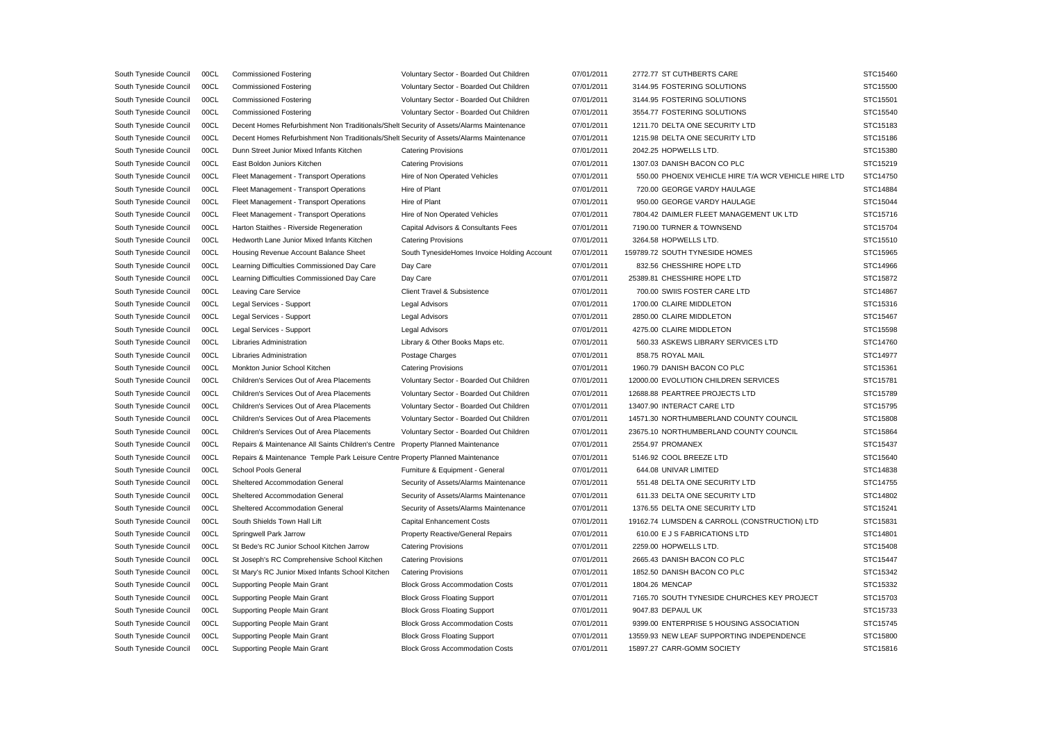| | | | | | | | |
|---|---|---|---|---|---|---|---|
| South Tyneside Council | 00CL | Commissioned Fostering | Voluntary Sector - Boarded Out Children | 07/01/2011 | 2772.77 | ST CUTHBERTS CARE | STC15460 |
| South Tyneside Council | 00CL | Commissioned Fostering | Voluntary Sector - Boarded Out Children | 07/01/2011 | 3144.95 | FOSTERING SOLUTIONS | STC15500 |
| South Tyneside Council | 00CL | Commissioned Fostering | Voluntary Sector - Boarded Out Children | 07/01/2011 | 3144.95 | FOSTERING SOLUTIONS | STC15501 |
| South Tyneside Council | 00CL | Commissioned Fostering | Voluntary Sector - Boarded Out Children | 07/01/2011 | 3554.77 | FOSTERING SOLUTIONS | STC15540 |
| South Tyneside Council | 00CL | Decent Homes Refurbishment Non Traditionals/Shelt | Security of Assets/Alarms Maintenance | 07/01/2011 | 1211.70 | DELTA ONE SECURITY LTD | STC15183 |
| South Tyneside Council | 00CL | Decent Homes Refurbishment Non Traditionals/Shelt | Security of Assets/Alarms Maintenance | 07/01/2011 | 1215.98 | DELTA ONE SECURITY LTD | STC15186 |
| South Tyneside Council | 00CL | Dunn Street Junior Mixed Infants Kitchen | Catering Provisions | 07/01/2011 | 2042.25 | HOPWELLS LTD. | STC15380 |
| South Tyneside Council | 00CL | East Boldon Juniors Kitchen | Catering Provisions | 07/01/2011 | 1307.03 | DANISH BACON CO PLC | STC15219 |
| South Tyneside Council | 00CL | Fleet Management - Transport Operations | Hire of Non Operated Vehicles | 07/01/2011 | 550.00 | PHOENIX VEHICLE HIRE T/A WCR VEHICLE HIRE LTD | STC14750 |
| South Tyneside Council | 00CL | Fleet Management - Transport Operations | Hire of Plant | 07/01/2011 | 720.00 | GEORGE VARDY HAULAGE | STC14884 |
| South Tyneside Council | 00CL | Fleet Management - Transport Operations | Hire of Plant | 07/01/2011 | 950.00 | GEORGE VARDY HAULAGE | STC15044 |
| South Tyneside Council | 00CL | Fleet Management - Transport Operations | Hire of Non Operated Vehicles | 07/01/2011 | 7804.42 | DAIMLER FLEET MANAGEMENT UK LTD | STC15716 |
| South Tyneside Council | 00CL | Harton Staithes - Riverside Regeneration | Capital Advisors & Consultants Fees | 07/01/2011 | 7190.00 | TURNER & TOWNSEND | STC15704 |
| South Tyneside Council | 00CL | Hedworth Lane Junior Mixed Infants Kitchen | Catering Provisions | 07/01/2011 | 3264.58 | HOPWELLS LTD. | STC15510 |
| South Tyneside Council | 00CL | Housing Revenue Account Balance Sheet | South TynesideHomes Invoice Holding Account | 07/01/2011 | 159789.72 | SOUTH TYNESIDE HOMES | STC15965 |
| South Tyneside Council | 00CL | Learning Difficulties Commissioned Day Care | Day Care | 07/01/2011 | 832.56 | CHESSHIRE HOPE LTD | STC14966 |
| South Tyneside Council | 00CL | Learning Difficulties Commissioned Day Care | Day Care | 07/01/2011 | 25389.81 | CHESSHIRE HOPE LTD | STC15872 |
| South Tyneside Council | 00CL | Leaving Care Service | Client Travel & Subsistence | 07/01/2011 | 700.00 | SWIIS FOSTER CARE LTD | STC14867 |
| South Tyneside Council | 00CL | Legal Services - Support | Legal Advisors | 07/01/2011 | 1700.00 | CLAIRE MIDDLETON | STC15316 |
| South Tyneside Council | 00CL | Legal Services - Support | Legal Advisors | 07/01/2011 | 2850.00 | CLAIRE MIDDLETON | STC15467 |
| South Tyneside Council | 00CL | Legal Services - Support | Legal Advisors | 07/01/2011 | 4275.00 | CLAIRE MIDDLETON | STC15598 |
| South Tyneside Council | 00CL | Libraries Administration | Library & Other Books Maps etc. | 07/01/2011 | 560.33 | ASKEWS LIBRARY SERVICES LTD | STC14760 |
| South Tyneside Council | 00CL | Libraries Administration | Postage Charges | 07/01/2011 | 858.75 | ROYAL MAIL | STC14977 |
| South Tyneside Council | 00CL | Monkton Junior School Kitchen | Catering Provisions | 07/01/2011 | 1960.79 | DANISH BACON CO PLC | STC15361 |
| South Tyneside Council | 00CL | Children's Services Out of Area Placements | Voluntary Sector - Boarded Out Children | 07/01/2011 | 12000.00 | EVOLUTION CHILDREN SERVICES | STC15781 |
| South Tyneside Council | 00CL | Children's Services Out of Area Placements | Voluntary Sector - Boarded Out Children | 07/01/2011 | 12688.88 | PEARTREE PROJECTS LTD | STC15789 |
| South Tyneside Council | 00CL | Children's Services Out of Area Placements | Voluntary Sector - Boarded Out Children | 07/01/2011 | 13407.90 | INTERACT CARE LTD | STC15795 |
| South Tyneside Council | 00CL | Children's Services Out of Area Placements | Voluntary Sector - Boarded Out Children | 07/01/2011 | 14571.30 | NORTHUMBERLAND COUNTY COUNCIL | STC15808 |
| South Tyneside Council | 00CL | Children's Services Out of Area Placements | Voluntary Sector - Boarded Out Children | 07/01/2011 | 23675.10 | NORTHUMBERLAND COUNTY COUNCIL | STC15864 |
| South Tyneside Council | 00CL | Repairs & Maintenance All Saints Children's Centre | Property Planned Maintenance | 07/01/2011 | 2554.97 | PROMANEX | STC15437 |
| South Tyneside Council | 00CL | Repairs & Maintenance Temple Park Leisure Centre | Property Planned Maintenance | 07/01/2011 | 5146.92 | COOL BREEZE LTD | STC15640 |
| South Tyneside Council | 00CL | School Pools General | Furniture & Equipment - General | 07/01/2011 | 644.08 | UNIVAR LIMITED | STC14838 |
| South Tyneside Council | 00CL | Sheltered Accommodation General | Security of Assets/Alarms Maintenance | 07/01/2011 | 551.48 | DELTA ONE SECURITY LTD | STC14755 |
| South Tyneside Council | 00CL | Sheltered Accommodation General | Security of Assets/Alarms Maintenance | 07/01/2011 | 611.33 | DELTA ONE SECURITY LTD | STC14802 |
| South Tyneside Council | 00CL | Sheltered Accommodation General | Security of Assets/Alarms Maintenance | 07/01/2011 | 1376.55 | DELTA ONE SECURITY LTD | STC15241 |
| South Tyneside Council | 00CL | South Shields Town Hall Lift | Capital Enhancement Costs | 07/01/2011 | 19162.74 | LUMSDEN & CARROLL (CONSTRUCTION) LTD | STC15831 |
| South Tyneside Council | 00CL | Springwell Park Jarrow | Property Reactive/General Repairs | 07/01/2011 | 610.00 | E J S FABRICATIONS LTD | STC14801 |
| South Tyneside Council | 00CL | St Bede's RC Junior School Kitchen Jarrow | Catering Provisions | 07/01/2011 | 2259.00 | HOPWELLS LTD. | STC15408 |
| South Tyneside Council | 00CL | St Joseph's RC Comprehensive School Kitchen | Catering Provisions | 07/01/2011 | 2665.43 | DANISH BACON CO PLC | STC15447 |
| South Tyneside Council | 00CL | St Mary's RC Junior Mixed Infants School Kitchen | Catering Provisions | 07/01/2011 | 1852.50 | DANISH BACON CO PLC | STC15342 |
| South Tyneside Council | 00CL | Supporting People Main Grant | Block Gross Accommodation Costs | 07/01/2011 | 1804.26 | MENCAP | STC15332 |
| South Tyneside Council | 00CL | Supporting People Main Grant | Block Gross Floating Support | 07/01/2011 | 7165.70 | SOUTH TYNESIDE CHURCHES KEY PROJECT | STC15703 |
| South Tyneside Council | 00CL | Supporting People Main Grant | Block Gross Floating Support | 07/01/2011 | 9047.83 | DEPAUL UK | STC15733 |
| South Tyneside Council | 00CL | Supporting People Main Grant | Block Gross Accommodation Costs | 07/01/2011 | 9399.00 | ENTERPRISE 5 HOUSING ASSOCIATION | STC15745 |
| South Tyneside Council | 00CL | Supporting People Main Grant | Block Gross Floating Support | 07/01/2011 | 13559.93 | NEW LEAF SUPPORTING INDEPENDENCE | STC15800 |
| South Tyneside Council | 00CL | Supporting People Main Grant | Block Gross Accommodation Costs | 07/01/2011 | 15897.27 | CARR-GOMM SOCIETY | STC15816 |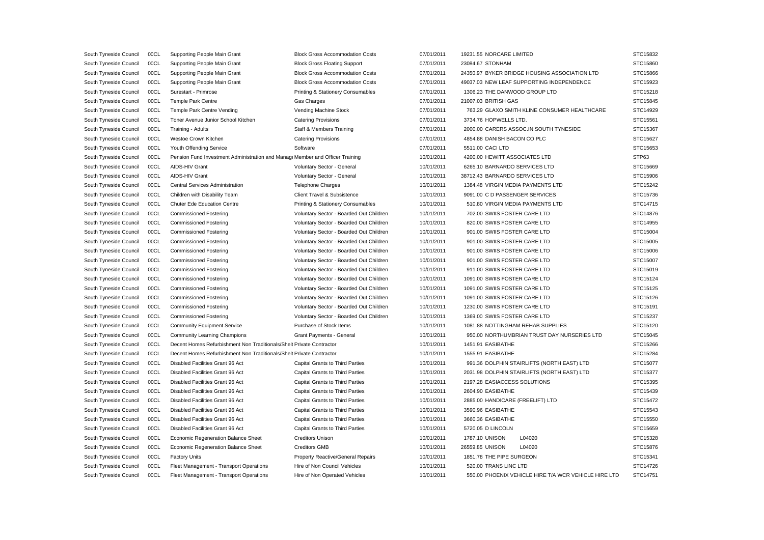| | | | | | | | |
|---|---|---|---|---|---|---|---|
| South Tyneside Council | 00CL | Supporting People Main Grant | Block Gross Accommodation Costs | 07/01/2011 | 19231.55 | NORCARE LIMITED | STC15832 |
| South Tyneside Council | 00CL | Supporting People Main Grant | Block Gross Floating Support | 07/01/2011 | 23084.67 | STONHAM | STC15860 |
| South Tyneside Council | 00CL | Supporting People Main Grant | Block Gross Accommodation Costs | 07/01/2011 | 24350.97 | BYKER BRIDGE HOUSING ASSOCIATION LTD | STC15866 |
| South Tyneside Council | 00CL | Supporting People Main Grant | Block Gross Accommodation Costs | 07/01/2011 | 49037.03 | NEW LEAF SUPPORTING INDEPENDENCE | STC15923 |
| South Tyneside Council | 00CL | Surestart - Primrose | Printing & Stationery Consumables | 07/01/2011 | 1306.23 | THE DANWOOD GROUP LTD | STC15218 |
| South Tyneside Council | 00CL | Temple Park Centre | Gas Charges | 07/01/2011 | 21007.03 | BRITISH GAS | STC15845 |
| South Tyneside Council | 00CL | Temple Park Centre Vending | Vending Machine Stock | 07/01/2011 | 763.29 | GLAXO SMITH KLINE CONSUMER HEALTHCARE | STC14929 |
| South Tyneside Council | 00CL | Toner Avenue Junior School Kitchen | Catering Provisions | 07/01/2011 | 3734.76 | HOPWELLS LTD. | STC15561 |
| South Tyneside Council | 00CL | Training - Adults | Staff & Members Training | 07/01/2011 | 2000.00 | CARERS ASSOC.IN SOUTH TYNESIDE | STC15367 |
| South Tyneside Council | 00CL | Westoe Crown Kitchen | Catering Provisions | 07/01/2011 | 4854.88 | DANISH BACON CO PLC | STC15627 |
| South Tyneside Council | 00CL | Youth Offending Service | Software | 07/01/2011 | 5511.00 | CACI LTD | STC15653 |
| South Tyneside Council | 00CL | Pension Fund Investment Administration and Manage | Member and Officer Training | 10/01/2011 | 4200.00 | HEWITT ASSOCIATES LTD | STP63 |
| South Tyneside Council | 00CL | AIDS-HIV Grant | Voluntary Sector - General | 10/01/2011 | 6265.10 | BARNARDO SERVICES LTD | STC15669 |
| South Tyneside Council | 00CL | AIDS-HIV Grant | Voluntary Sector - General | 10/01/2011 | 38712.43 | BARNARDO SERVICES LTD | STC15906 |
| South Tyneside Council | 00CL | Central Services Administration | Telephone Charges | 10/01/2011 | 1384.48 | VIRGIN MEDIA PAYMENTS LTD | STC15242 |
| South Tyneside Council | 00CL | Children with Disability Team | Client Travel & Subsistence | 10/01/2011 | 9091.00 | C D PASSENGER SERVICES | STC15736 |
| South Tyneside Council | 00CL | Chuter Ede Education Centre | Printing & Stationery Consumables | 10/01/2011 | 510.80 | VIRGIN MEDIA PAYMENTS LTD | STC14715 |
| South Tyneside Council | 00CL | Commissioned Fostering | Voluntary Sector - Boarded Out Children | 10/01/2011 | 702.00 | SWIIS FOSTER CARE LTD | STC14876 |
| South Tyneside Council | 00CL | Commissioned Fostering | Voluntary Sector - Boarded Out Children | 10/01/2011 | 820.00 | SWIIS FOSTER CARE LTD | STC14955 |
| South Tyneside Council | 00CL | Commissioned Fostering | Voluntary Sector - Boarded Out Children | 10/01/2011 | 901.00 | SWIIS FOSTER CARE LTD | STC15004 |
| South Tyneside Council | 00CL | Commissioned Fostering | Voluntary Sector - Boarded Out Children | 10/01/2011 | 901.00 | SWIIS FOSTER CARE LTD | STC15005 |
| South Tyneside Council | 00CL | Commissioned Fostering | Voluntary Sector - Boarded Out Children | 10/01/2011 | 901.00 | SWIIS FOSTER CARE LTD | STC15006 |
| South Tyneside Council | 00CL | Commissioned Fostering | Voluntary Sector - Boarded Out Children | 10/01/2011 | 901.00 | SWIIS FOSTER CARE LTD | STC15007 |
| South Tyneside Council | 00CL | Commissioned Fostering | Voluntary Sector - Boarded Out Children | 10/01/2011 | 911.00 | SWIIS FOSTER CARE LTD | STC15019 |
| South Tyneside Council | 00CL | Commissioned Fostering | Voluntary Sector - Boarded Out Children | 10/01/2011 | 1091.00 | SWIIS FOSTER CARE LTD | STC15124 |
| South Tyneside Council | 00CL | Commissioned Fostering | Voluntary Sector - Boarded Out Children | 10/01/2011 | 1091.00 | SWIIS FOSTER CARE LTD | STC15125 |
| South Tyneside Council | 00CL | Commissioned Fostering | Voluntary Sector - Boarded Out Children | 10/01/2011 | 1091.00 | SWIIS FOSTER CARE LTD | STC15126 |
| South Tyneside Council | 00CL | Commissioned Fostering | Voluntary Sector - Boarded Out Children | 10/01/2011 | 1230.00 | SWIIS FOSTER CARE LTD | STC15191 |
| South Tyneside Council | 00CL | Commissioned Fostering | Voluntary Sector - Boarded Out Children | 10/01/2011 | 1369.00 | SWIIS FOSTER CARE LTD | STC15237 |
| South Tyneside Council | 00CL | Community Equipment Service | Purchase of Stock Items | 10/01/2011 | 1081.88 | NOTTINGHAM REHAB SUPPLIES | STC15120 |
| South Tyneside Council | 00CL | Community Learning Champions | Grant Payments - General | 10/01/2011 | 950.00 | NORTHUMBRIAN TRUST DAY NURSERIES LTD | STC15045 |
| South Tyneside Council | 00CL | Decent Homes Refurbishment Non Traditionals/Shelt | Private Contractor | 10/01/2011 | 1451.91 | EASIBATHE | STC15266 |
| South Tyneside Council | 00CL | Decent Homes Refurbishment Non Traditionals/Shelt | Private Contractor | 10/01/2011 | 1555.91 | EASIBATHE | STC15284 |
| South Tyneside Council | 00CL | Disabled Facilities Grant 96 Act | Capital Grants to Third Parties | 10/01/2011 | 991.36 | DOLPHIN STAIRLIFTS (NORTH EAST) LTD | STC15077 |
| South Tyneside Council | 00CL | Disabled Facilities Grant 96 Act | Capital Grants to Third Parties | 10/01/2011 | 2031.98 | DOLPHIN STAIRLIFTS (NORTH EAST) LTD | STC15377 |
| South Tyneside Council | 00CL | Disabled Facilities Grant 96 Act | Capital Grants to Third Parties | 10/01/2011 | 2197.28 | EASIACCESS SOLUTIONS | STC15395 |
| South Tyneside Council | 00CL | Disabled Facilities Grant 96 Act | Capital Grants to Third Parties | 10/01/2011 | 2604.90 | EASIBATHE | STC15439 |
| South Tyneside Council | 00CL | Disabled Facilities Grant 96 Act | Capital Grants to Third Parties | 10/01/2011 | 2885.00 | HANDICARE (FREELIFT) LTD | STC15472 |
| South Tyneside Council | 00CL | Disabled Facilities Grant 96 Act | Capital Grants to Third Parties | 10/01/2011 | 3590.96 | EASIBATHE | STC15543 |
| South Tyneside Council | 00CL | Disabled Facilities Grant 96 Act | Capital Grants to Third Parties | 10/01/2011 | 3660.36 | EASIBATHE | STC15550 |
| South Tyneside Council | 00CL | Disabled Facilities Grant 96 Act | Capital Grants to Third Parties | 10/01/2011 | 5720.05 | D LINCOLN | STC15659 |
| South Tyneside Council | 00CL | Economic Regeneration Balance Sheet | Creditors Unison | 10/01/2011 | 1787.10 | UNISON L04020 | STC15328 |
| South Tyneside Council | 00CL | Economic Regeneration Balance Sheet | Creditors GMB | 10/01/2011 | 26559.85 | UNISON L04020 | STC15876 |
| South Tyneside Council | 00CL | Factory Units | Property Reactive/General Repairs | 10/01/2011 | 1851.78 | THE PIPE SURGEON | STC15341 |
| South Tyneside Council | 00CL | Fleet Management - Transport Operations | Hire of Non Council Vehicles | 10/01/2011 | 520.00 | TRANS LINC LTD | STC14726 |
| South Tyneside Council | 00CL | Fleet Management - Transport Operations | Hire of Non Operated Vehicles | 10/01/2011 | 550.00 | PHOENIX VEHICLE HIRE T/A WCR VEHICLE HIRE LTD | STC14751 |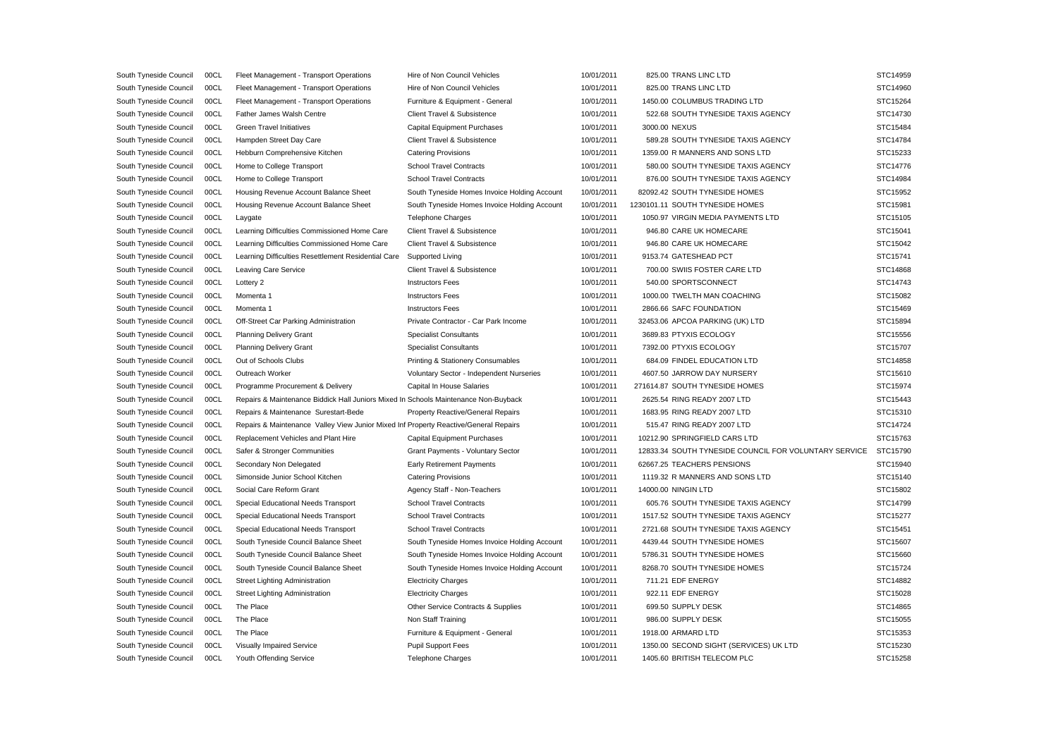| | | | | | | | |
|---|---|---|---|---|---|---|---|
| South Tyneside Council | 00CL | Fleet Management - Transport Operations | Hire of Non Council Vehicles | 10/01/2011 | 825.00 | TRANS LINC LTD | STC14959 |
| South Tyneside Council | 00CL | Fleet Management - Transport Operations | Hire of Non Council Vehicles | 10/01/2011 | 825.00 | TRANS LINC LTD | STC14960 |
| South Tyneside Council | 00CL | Fleet Management - Transport Operations | Furniture & Equipment - General | 10/01/2011 | 1450.00 | COLUMBUS TRADING LTD | STC15264 |
| South Tyneside Council | 00CL | Father James Walsh Centre | Client Travel & Subsistence | 10/01/2011 | 522.68 | SOUTH TYNESIDE TAXIS AGENCY | STC14730 |
| South Tyneside Council | 00CL | Green Travel Initiatives | Capital Equipment Purchases | 10/01/2011 | 3000.00 | NEXUS | STC15484 |
| South Tyneside Council | 00CL | Hampden Street Day Care | Client Travel & Subsistence | 10/01/2011 | 589.28 | SOUTH TYNESIDE TAXIS AGENCY | STC14784 |
| South Tyneside Council | 00CL | Hebburn Comprehensive Kitchen | Catering Provisions | 10/01/2011 | 1359.00 | R MANNERS AND SONS LTD | STC15233 |
| South Tyneside Council | 00CL | Home to College Transport | School Travel Contracts | 10/01/2011 | 580.00 | SOUTH TYNESIDE TAXIS AGENCY | STC14776 |
| South Tyneside Council | 00CL | Home to College Transport | School Travel Contracts | 10/01/2011 | 876.00 | SOUTH TYNESIDE TAXIS AGENCY | STC14984 |
| South Tyneside Council | 00CL | Housing Revenue Account Balance Sheet | South Tyneside Homes Invoice Holding Account | 10/01/2011 | 82092.42 | SOUTH TYNESIDE HOMES | STC15952 |
| South Tyneside Council | 00CL | Housing Revenue Account Balance Sheet | South Tyneside Homes Invoice Holding Account | 10/01/2011 | 1230101.11 | SOUTH TYNESIDE HOMES | STC15981 |
| South Tyneside Council | 00CL | Laygate | Telephone Charges | 10/01/2011 | 1050.97 | VIRGIN MEDIA PAYMENTS LTD | STC15105 |
| South Tyneside Council | 00CL | Learning Difficulties Commissioned Home Care | Client Travel & Subsistence | 10/01/2011 | 946.80 | CARE UK HOMECARE | STC15041 |
| South Tyneside Council | 00CL | Learning Difficulties Commissioned Home Care | Client Travel & Subsistence | 10/01/2011 | 946.80 | CARE UK HOMECARE | STC15042 |
| South Tyneside Council | 00CL | Learning Difficulties Resettlement Residential Care | Supported Living | 10/01/2011 | 9153.74 | GATESHEAD PCT | STC15741 |
| South Tyneside Council | 00CL | Leaving Care Service | Client Travel & Subsistence | 10/01/2011 | 700.00 | SWIIS FOSTER CARE LTD | STC14868 |
| South Tyneside Council | 00CL | Lottery 2 | Instructors Fees | 10/01/2011 | 540.00 | SPORTSCONNECT | STC14743 |
| South Tyneside Council | 00CL | Momenta 1 | Instructors Fees | 10/01/2011 | 1000.00 | TWELTH MAN COACHING | STC15082 |
| South Tyneside Council | 00CL | Momenta 1 | Instructors Fees | 10/01/2011 | 2866.66 | SAFC FOUNDATION | STC15469 |
| South Tyneside Council | 00CL | Off-Street Car Parking Administration | Private Contractor - Car Park Income | 10/01/2011 | 32453.06 | APCOA PARKING (UK) LTD | STC15894 |
| South Tyneside Council | 00CL | Planning Delivery Grant | Specialist Consultants | 10/01/2011 | 3689.83 | PTYXIS ECOLOGY | STC15556 |
| South Tyneside Council | 00CL | Planning Delivery Grant | Specialist Consultants | 10/01/2011 | 7392.00 | PTYXIS ECOLOGY | STC15707 |
| South Tyneside Council | 00CL | Out of Schools Clubs | Printing & Stationery Consumables | 10/01/2011 | 684.09 | FINDEL EDUCATION LTD | STC14858 |
| South Tyneside Council | 00CL | Outreach Worker | Voluntary Sector - Independent Nurseries | 10/01/2011 | 4607.50 | JARROW DAY NURSERY | STC15610 |
| South Tyneside Council | 00CL | Programme Procurement & Delivery | Capital In House Salaries | 10/01/2011 | 271614.87 | SOUTH TYNESIDE HOMES | STC15974 |
| South Tyneside Council | 00CL | Repairs & Maintenance Biddick Hall Juniors Mixed In | Schools Maintenance Non-Buyback | 10/01/2011 | 2625.54 | RING READY 2007 LTD | STC15443 |
| South Tyneside Council | 00CL | Repairs & Maintenance Surestart-Bede | Property Reactive/General Repairs | 10/01/2011 | 1683.95 | RING READY 2007 LTD | STC15310 |
| South Tyneside Council | 00CL | Repairs & Maintenance Valley View Junior Mixed Inf | Property Reactive/General Repairs | 10/01/2011 | 515.47 | RING READY 2007 LTD | STC14724 |
| South Tyneside Council | 00CL | Replacement Vehicles and Plant Hire | Capital Equipment Purchases | 10/01/2011 | 10212.90 | SPRINGFIELD CARS LTD | STC15763 |
| South Tyneside Council | 00CL | Safer & Stronger Communities | Grant Payments - Voluntary Sector | 10/01/2011 | 12833.34 | SOUTH TYNESIDE COUNCIL FOR VOLUNTARY SERVICE | STC15790 |
| South Tyneside Council | 00CL | Secondary Non Delegated | Early Retirement Payments | 10/01/2011 | 62667.25 | TEACHERS PENSIONS | STC15940 |
| South Tyneside Council | 00CL | Simonside Junior School Kitchen | Catering Provisions | 10/01/2011 | 1119.32 | R MANNERS AND SONS LTD | STC15140 |
| South Tyneside Council | 00CL | Social Care Reform Grant | Agency Staff - Non-Teachers | 10/01/2011 | 14000.00 | NINGIN LTD | STC15802 |
| South Tyneside Council | 00CL | Special Educational Needs Transport | School Travel Contracts | 10/01/2011 | 605.76 | SOUTH TYNESIDE TAXIS AGENCY | STC14799 |
| South Tyneside Council | 00CL | Special Educational Needs Transport | School Travel Contracts | 10/01/2011 | 1517.52 | SOUTH TYNESIDE TAXIS AGENCY | STC15277 |
| South Tyneside Council | 00CL | Special Educational Needs Transport | School Travel Contracts | 10/01/2011 | 2721.68 | SOUTH TYNESIDE TAXIS AGENCY | STC15451 |
| South Tyneside Council | 00CL | South Tyneside Council Balance Sheet | South Tyneside Homes Invoice Holding Account | 10/01/2011 | 4439.44 | SOUTH TYNESIDE HOMES | STC15607 |
| South Tyneside Council | 00CL | South Tyneside Council Balance Sheet | South Tyneside Homes Invoice Holding Account | 10/01/2011 | 5786.31 | SOUTH TYNESIDE HOMES | STC15660 |
| South Tyneside Council | 00CL | South Tyneside Council Balance Sheet | South Tyneside Homes Invoice Holding Account | 10/01/2011 | 8268.70 | SOUTH TYNESIDE HOMES | STC15724 |
| South Tyneside Council | 00CL | Street Lighting Administration | Electricity Charges | 10/01/2011 | 711.21 | EDF ENERGY | STC14882 |
| South Tyneside Council | 00CL | Street Lighting Administration | Electricity Charges | 10/01/2011 | 922.11 | EDF ENERGY | STC15028 |
| South Tyneside Council | 00CL | The Place | Other Service Contracts & Supplies | 10/01/2011 | 699.50 | SUPPLY DESK | STC14865 |
| South Tyneside Council | 00CL | The Place | Non Staff Training | 10/01/2011 | 986.00 | SUPPLY DESK | STC15055 |
| South Tyneside Council | 00CL | The Place | Furniture & Equipment - General | 10/01/2011 | 1918.00 | ARMARD LTD | STC15353 |
| South Tyneside Council | 00CL | Visually Impaired Service | Pupil Support Fees | 10/01/2011 | 1350.00 | SECOND SIGHT (SERVICES) UK LTD | STC15230 |
| South Tyneside Council | 00CL | Youth Offending Service | Telephone Charges | 10/01/2011 | 1405.60 | BRITISH TELECOM PLC | STC15258 |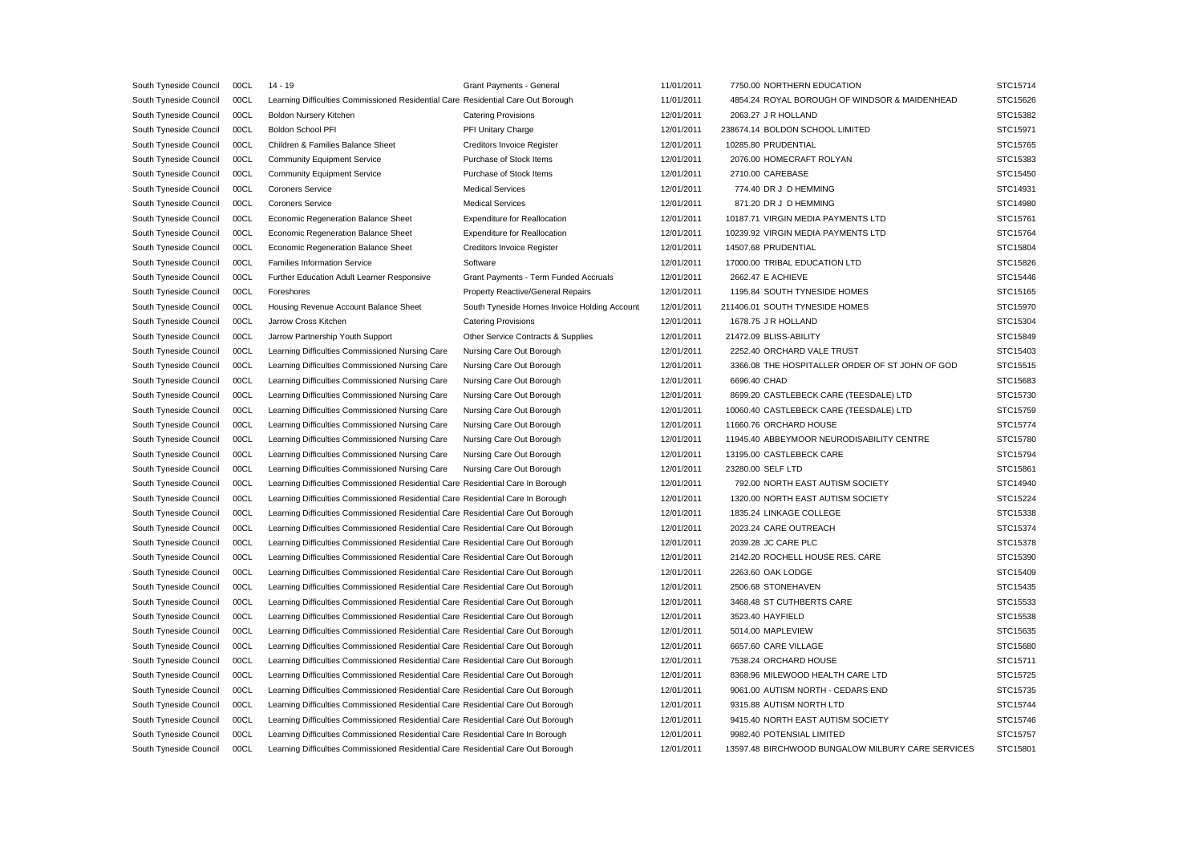| | | | | | | | |
|---|---|---|---|---|---|---|---|
| South Tyneside Council | 00CL | 14 - 19 | Grant Payments - General | 11/01/2011 | 7750.00 | NORTHERN EDUCATION | STC15714 |
| South Tyneside Council | 00CL | Learning Difficulties Commissioned Residential Care | Residential Care Out Borough | 11/01/2011 | 4854.24 | ROYAL BOROUGH OF WINDSOR & MAIDENHEAD | STC15626 |
| South Tyneside Council | 00CL | Boldon Nursery Kitchen | Catering Provisions | 12/01/2011 | 2063.27 | J R HOLLAND | STC15382 |
| South Tyneside Council | 00CL | Boldon School PFI | PFI Unitary Charge | 12/01/2011 | 238674.14 | BOLDON SCHOOL LIMITED | STC15971 |
| South Tyneside Council | 00CL | Children & Families Balance Sheet | Creditors Invoice Register | 12/01/2011 | 10285.80 | PRUDENTIAL | STC15765 |
| South Tyneside Council | 00CL | Community Equipment Service | Purchase of Stock Items | 12/01/2011 | 2076.00 | HOMECRAFT ROLYAN | STC15383 |
| South Tyneside Council | 00CL | Community Equipment Service | Purchase of Stock Items | 12/01/2011 | 2710.00 | CAREBASE | STC15450 |
| South Tyneside Council | 00CL | Coroners Service | Medical Services | 12/01/2011 | 774.40 | DR J D HEMMING | STC14931 |
| South Tyneside Council | 00CL | Coroners Service | Medical Services | 12/01/2011 | 871.20 | DR J D HEMMING | STC14980 |
| South Tyneside Council | 00CL | Economic Regeneration Balance Sheet | Expenditure for Reallocation | 12/01/2011 | 10187.71 | VIRGIN MEDIA PAYMENTS LTD | STC15761 |
| South Tyneside Council | 00CL | Economic Regeneration Balance Sheet | Expenditure for Reallocation | 12/01/2011 | 10239.92 | VIRGIN MEDIA PAYMENTS LTD | STC15764 |
| South Tyneside Council | 00CL | Economic Regeneration Balance Sheet | Creditors Invoice Register | 12/01/2011 | 14507.68 | PRUDENTIAL | STC15804 |
| South Tyneside Council | 00CL | Families Information Service | Software | 12/01/2011 | 17000.00 | TRIBAL EDUCATION LTD | STC15826 |
| South Tyneside Council | 00CL | Further Education Adult Learner Responsive | Grant Payments - Term Funded Accruals | 12/01/2011 | 2662.47 | E ACHIEVE | STC15446 |
| South Tyneside Council | 00CL | Foreshores | Property Reactive/General Repairs | 12/01/2011 | 1195.84 | SOUTH TYNESIDE HOMES | STC15165 |
| South Tyneside Council | 00CL | Housing Revenue Account Balance Sheet | South Tyneside Homes Invoice Holding Account | 12/01/2011 | 211406.01 | SOUTH TYNESIDE HOMES | STC15970 |
| South Tyneside Council | 00CL | Jarrow Cross Kitchen | Catering Provisions | 12/01/2011 | 1678.75 | J R HOLLAND | STC15304 |
| South Tyneside Council | 00CL | Jarrow Partnership Youth Support | Other Service Contracts & Supplies | 12/01/2011 | 21472.09 | BLISS-ABILITY | STC15849 |
| South Tyneside Council | 00CL | Learning Difficulties Commissioned Nursing Care | Nursing Care Out Borough | 12/01/2011 | 2252.40 | ORCHARD VALE TRUST | STC15403 |
| South Tyneside Council | 00CL | Learning Difficulties Commissioned Nursing Care | Nursing Care Out Borough | 12/01/2011 | 3366.08 | THE HOSPITALLER ORDER OF ST JOHN OF GOD | STC15515 |
| South Tyneside Council | 00CL | Learning Difficulties Commissioned Nursing Care | Nursing Care Out Borough | 12/01/2011 | 6696.40 | CHAD | STC15683 |
| South Tyneside Council | 00CL | Learning Difficulties Commissioned Nursing Care | Nursing Care Out Borough | 12/01/2011 | 8699.20 | CASTLEBECK CARE (TEESDALE) LTD | STC15730 |
| South Tyneside Council | 00CL | Learning Difficulties Commissioned Nursing Care | Nursing Care Out Borough | 12/01/2011 | 10060.40 | CASTLEBECK CARE (TEESDALE) LTD | STC15759 |
| South Tyneside Council | 00CL | Learning Difficulties Commissioned Nursing Care | Nursing Care Out Borough | 12/01/2011 | 11660.76 | ORCHARD HOUSE | STC15774 |
| South Tyneside Council | 00CL | Learning Difficulties Commissioned Nursing Care | Nursing Care Out Borough | 12/01/2011 | 11945.40 | ABBEYMOOR NEURODISABILITY CENTRE | STC15780 |
| South Tyneside Council | 00CL | Learning Difficulties Commissioned Nursing Care | Nursing Care Out Borough | 12/01/2011 | 13195.00 | CASTLEBECK CARE | STC15794 |
| South Tyneside Council | 00CL | Learning Difficulties Commissioned Nursing Care | Nursing Care Out Borough | 12/01/2011 | 23280.00 | SELF LTD | STC15861 |
| South Tyneside Council | 00CL | Learning Difficulties Commissioned Residential Care | Residential Care In Borough | 12/01/2011 | 792.00 | NORTH EAST AUTISM SOCIETY | STC14940 |
| South Tyneside Council | 00CL | Learning Difficulties Commissioned Residential Care | Residential Care In Borough | 12/01/2011 | 1320.00 | NORTH EAST AUTISM SOCIETY | STC15224 |
| South Tyneside Council | 00CL | Learning Difficulties Commissioned Residential Care | Residential Care Out Borough | 12/01/2011 | 1835.24 | LINKAGE COLLEGE | STC15338 |
| South Tyneside Council | 00CL | Learning Difficulties Commissioned Residential Care | Residential Care Out Borough | 12/01/2011 | 2023.24 | CARE OUTREACH | STC15374 |
| South Tyneside Council | 00CL | Learning Difficulties Commissioned Residential Care | Residential Care Out Borough | 12/01/2011 | 2039.28 | JC CARE PLC | STC15378 |
| South Tyneside Council | 00CL | Learning Difficulties Commissioned Residential Care | Residential Care Out Borough | 12/01/2011 | 2142.20 | ROCHELL HOUSE RES. CARE | STC15390 |
| South Tyneside Council | 00CL | Learning Difficulties Commissioned Residential Care | Residential Care Out Borough | 12/01/2011 | 2263.60 | OAK LODGE | STC15409 |
| South Tyneside Council | 00CL | Learning Difficulties Commissioned Residential Care | Residential Care Out Borough | 12/01/2011 | 2506.68 | STONEHAVEN | STC15435 |
| South Tyneside Council | 00CL | Learning Difficulties Commissioned Residential Care | Residential Care Out Borough | 12/01/2011 | 3468.48 | ST CUTHBERTS CARE | STC15533 |
| South Tyneside Council | 00CL | Learning Difficulties Commissioned Residential Care | Residential Care Out Borough | 12/01/2011 | 3523.40 | HAYFIELD | STC15538 |
| South Tyneside Council | 00CL | Learning Difficulties Commissioned Residential Care | Residential Care Out Borough | 12/01/2011 | 5014.00 | MAPLEVIEW | STC15635 |
| South Tyneside Council | 00CL | Learning Difficulties Commissioned Residential Care | Residential Care Out Borough | 12/01/2011 | 6657.60 | CARE VILLAGE | STC15680 |
| South Tyneside Council | 00CL | Learning Difficulties Commissioned Residential Care | Residential Care Out Borough | 12/01/2011 | 7538.24 | ORCHARD HOUSE | STC15711 |
| South Tyneside Council | 00CL | Learning Difficulties Commissioned Residential Care | Residential Care Out Borough | 12/01/2011 | 8368.96 | MILEWOOD HEALTH CARE LTD | STC15725 |
| South Tyneside Council | 00CL | Learning Difficulties Commissioned Residential Care | Residential Care Out Borough | 12/01/2011 | 9061.00 | AUTISM NORTH - CEDARS END | STC15735 |
| South Tyneside Council | 00CL | Learning Difficulties Commissioned Residential Care | Residential Care Out Borough | 12/01/2011 | 9315.88 | AUTISM NORTH LTD | STC15744 |
| South Tyneside Council | 00CL | Learning Difficulties Commissioned Residential Care | Residential Care Out Borough | 12/01/2011 | 9415.40 | NORTH EAST AUTISM SOCIETY | STC15746 |
| South Tyneside Council | 00CL | Learning Difficulties Commissioned Residential Care | Residential Care In Borough | 12/01/2011 | 9982.40 | POTENSIAL LIMITED | STC15757 |
| South Tyneside Council | 00CL | Learning Difficulties Commissioned Residential Care | Residential Care Out Borough | 12/01/2011 | 13597.48 | BIRCHWOOD BUNGALOW MILBURY CARE SERVICES | STC15801 |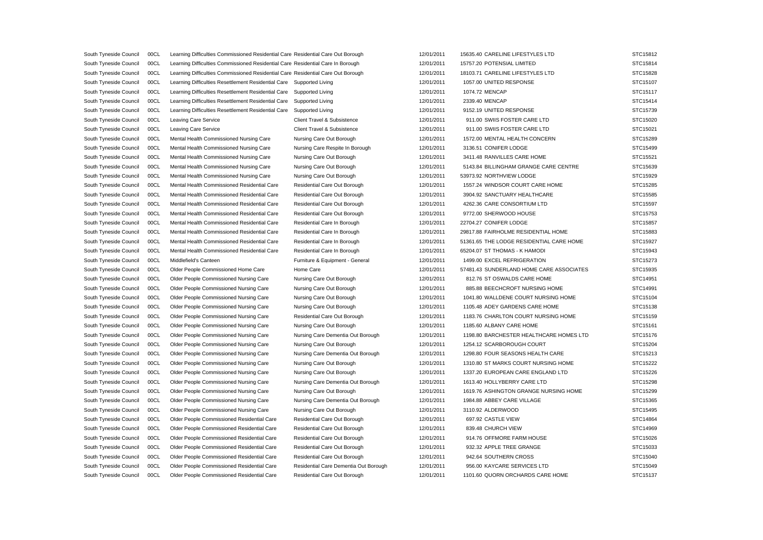| | | | | | | | |
|---|---|---|---|---|---|---|---|
| South Tyneside Council | 00CL | Learning Difficulties Commissioned Residential Care | Residential Care Out Borough | 12/01/2011 | 15635.40 | CARELINE LIFESTYLES LTD | STC15812 |
| South Tyneside Council | 00CL | Learning Difficulties Commissioned Residential Care | Residential Care In Borough | 12/01/2011 | 15757.20 | POTENSIAL LIMITED | STC15814 |
| South Tyneside Council | 00CL | Learning Difficulties Commissioned Residential Care | Residential Care Out Borough | 12/01/2011 | 18103.71 | CARELINE LIFESTYLES LTD | STC15828 |
| South Tyneside Council | 00CL | Learning Difficulties Resettlement Residential Care | Supported Living | 12/01/2011 | 1057.00 | UNITED RESPONSE | STC15107 |
| South Tyneside Council | 00CL | Learning Difficulties Resettlement Residential Care | Supported Living | 12/01/2011 | 1074.72 | MENCAP | STC15117 |
| South Tyneside Council | 00CL | Learning Difficulties Resettlement Residential Care | Supported Living | 12/01/2011 | 2339.40 | MENCAP | STC15414 |
| South Tyneside Council | 00CL | Learning Difficulties Resettlement Residential Care | Supported Living | 12/01/2011 | 9152.19 | UNITED RESPONSE | STC15739 |
| South Tyneside Council | 00CL | Leaving Care Service | Client Travel & Subsistence | 12/01/2011 | 911.00 | SWIIS FOSTER CARE LTD | STC15020 |
| South Tyneside Council | 00CL | Leaving Care Service | Client Travel & Subsistence | 12/01/2011 | 911.00 | SWIIS FOSTER CARE LTD | STC15021 |
| South Tyneside Council | 00CL | Mental Health Commissioned Nursing Care | Nursing Care Out Borough | 12/01/2011 | 1572.00 | MENTAL HEALTH CONCERN | STC15289 |
| South Tyneside Council | 00CL | Mental Health Commissioned Nursing Care | Nursing Care Respite In Borough | 12/01/2011 | 3136.51 | CONIFER LODGE | STC15499 |
| South Tyneside Council | 00CL | Mental Health Commissioned Nursing Care | Nursing Care Out Borough | 12/01/2011 | 3411.48 | RANVILLES CARE HOME | STC15521 |
| South Tyneside Council | 00CL | Mental Health Commissioned Nursing Care | Nursing Care Out Borough | 12/01/2011 | 5143.84 | BILLINGHAM GRANGE CARE CENTRE | STC15639 |
| South Tyneside Council | 00CL | Mental Health Commissioned Nursing Care | Nursing Care Out Borough | 12/01/2011 | 53973.92 | NORTHVIEW LODGE | STC15929 |
| South Tyneside Council | 00CL | Mental Health Commissioned Residential Care | Residential Care Out Borough | 12/01/2011 | 1557.24 | WINDSOR COURT CARE HOME | STC15285 |
| South Tyneside Council | 00CL | Mental Health Commissioned Residential Care | Residential Care Out Borough | 12/01/2011 | 3904.92 | SANCTUARY HEALTHCARE | STC15585 |
| South Tyneside Council | 00CL | Mental Health Commissioned Residential Care | Residential Care Out Borough | 12/01/2011 | 4262.36 | CARE CONSORTIUM LTD | STC15597 |
| South Tyneside Council | 00CL | Mental Health Commissioned Residential Care | Residential Care Out Borough | 12/01/2011 | 9772.00 | SHERWOOD HOUSE | STC15753 |
| South Tyneside Council | 00CL | Mental Health Commissioned Residential Care | Residential Care In Borough | 12/01/2011 | 22704.27 | CONIFER LODGE | STC15857 |
| South Tyneside Council | 00CL | Mental Health Commissioned Residential Care | Residential Care In Borough | 12/01/2011 | 29817.88 | FAIRHOLME RESIDENTIAL HOME | STC15883 |
| South Tyneside Council | 00CL | Mental Health Commissioned Residential Care | Residential Care In Borough | 12/01/2011 | 51361.65 | THE LODGE RESIDENTIAL CARE HOME | STC15927 |
| South Tyneside Council | 00CL | Mental Health Commissioned Residential Care | Residential Care In Borough | 12/01/2011 | 65204.07 | ST THOMAS - K HAMODI | STC15943 |
| South Tyneside Council | 00CL | Middlefield's Canteen | Furniture & Equipment - General | 12/01/2011 | 1499.00 | EXCEL REFRIGERATION | STC15273 |
| South Tyneside Council | 00CL | Older People Commissioned Home Care | Home Care | 12/01/2011 | 57481.43 | SUNDERLAND HOME CARE ASSOCIATES | STC15935 |
| South Tyneside Council | 00CL | Older People Commissioned Nursing Care | Nursing Care Out Borough | 12/01/2011 | 812.76 | ST OSWALDS CARE HOME | STC14951 |
| South Tyneside Council | 00CL | Older People Commissioned Nursing Care | Nursing Care Out Borough | 12/01/2011 | 885.88 | BEECHCROFT NURSING HOME | STC14991 |
| South Tyneside Council | 00CL | Older People Commissioned Nursing Care | Nursing Care Out Borough | 12/01/2011 | 1041.80 | WALLDENE COURT NURSING HOME | STC15104 |
| South Tyneside Council | 00CL | Older People Commissioned Nursing Care | Nursing Care Out Borough | 12/01/2011 | 1105.48 | ADEY GARDENS CARE HOME | STC15138 |
| South Tyneside Council | 00CL | Older People Commissioned Nursing Care | Residential Care Out Borough | 12/01/2011 | 1183.76 | CHARLTON COURT NURSING HOME | STC15159 |
| South Tyneside Council | 00CL | Older People Commissioned Nursing Care | Nursing Care Out Borough | 12/01/2011 | 1185.60 | ALBANY CARE HOME | STC15161 |
| South Tyneside Council | 00CL | Older People Commissioned Nursing Care | Nursing Care Dementia Out Borough | 12/01/2011 | 1198.80 | BARCHESTER HEALTHCARE HOMES LTD | STC15176 |
| South Tyneside Council | 00CL | Older People Commissioned Nursing Care | Nursing Care Out Borough | 12/01/2011 | 1254.12 | SCARBOROUGH COURT | STC15204 |
| South Tyneside Council | 00CL | Older People Commissioned Nursing Care | Nursing Care Dementia Out Borough | 12/01/2011 | 1298.80 | FOUR SEASONS HEALTH CARE | STC15213 |
| South Tyneside Council | 00CL | Older People Commissioned Nursing Care | Nursing Care Out Borough | 12/01/2011 | 1310.80 | ST MARKS COURT NURSING HOME | STC15222 |
| South Tyneside Council | 00CL | Older People Commissioned Nursing Care | Nursing Care Out Borough | 12/01/2011 | 1337.20 | EUROPEAN CARE ENGLAND LTD | STC15226 |
| South Tyneside Council | 00CL | Older People Commissioned Nursing Care | Nursing Care Dementia Out Borough | 12/01/2011 | 1613.40 | HOLLYBERRY CARE LTD | STC15298 |
| South Tyneside Council | 00CL | Older People Commissioned Nursing Care | Nursing Care Out Borough | 12/01/2011 | 1619.76 | ASHINGTON GRANGE NURSING HOME | STC15299 |
| South Tyneside Council | 00CL | Older People Commissioned Nursing Care | Nursing Care Dementia Out Borough | 12/01/2011 | 1984.88 | ABBEY CARE VILLAGE | STC15365 |
| South Tyneside Council | 00CL | Older People Commissioned Nursing Care | Nursing Care Out Borough | 12/01/2011 | 3110.92 | ALDERWOOD | STC15495 |
| South Tyneside Council | 00CL | Older People Commissioned Residential Care | Residential Care Out Borough | 12/01/2011 | 697.92 | CASTLE VIEW | STC14864 |
| South Tyneside Council | 00CL | Older People Commissioned Residential Care | Residential Care Out Borough | 12/01/2011 | 839.48 | CHURCH VIEW | STC14969 |
| South Tyneside Council | 00CL | Older People Commissioned Residential Care | Residential Care Out Borough | 12/01/2011 | 914.76 | OFFMORE FARM HOUSE | STC15026 |
| South Tyneside Council | 00CL | Older People Commissioned Residential Care | Residential Care Out Borough | 12/01/2011 | 932.32 | APPLE TREE GRANGE | STC15033 |
| South Tyneside Council | 00CL | Older People Commissioned Residential Care | Residential Care Out Borough | 12/01/2011 | 942.64 | SOUTHERN CROSS | STC15040 |
| South Tyneside Council | 00CL | Older People Commissioned Residential Care | Residential Care Dementia Out Borough | 12/01/2011 | 956.00 | KAYCARE SERVICES LTD | STC15049 |
| South Tyneside Council | 00CL | Older People Commissioned Residential Care | Residential Care Out Borough | 12/01/2011 | 1101.60 | QUORN ORCHARDS CARE HOME | STC15137 |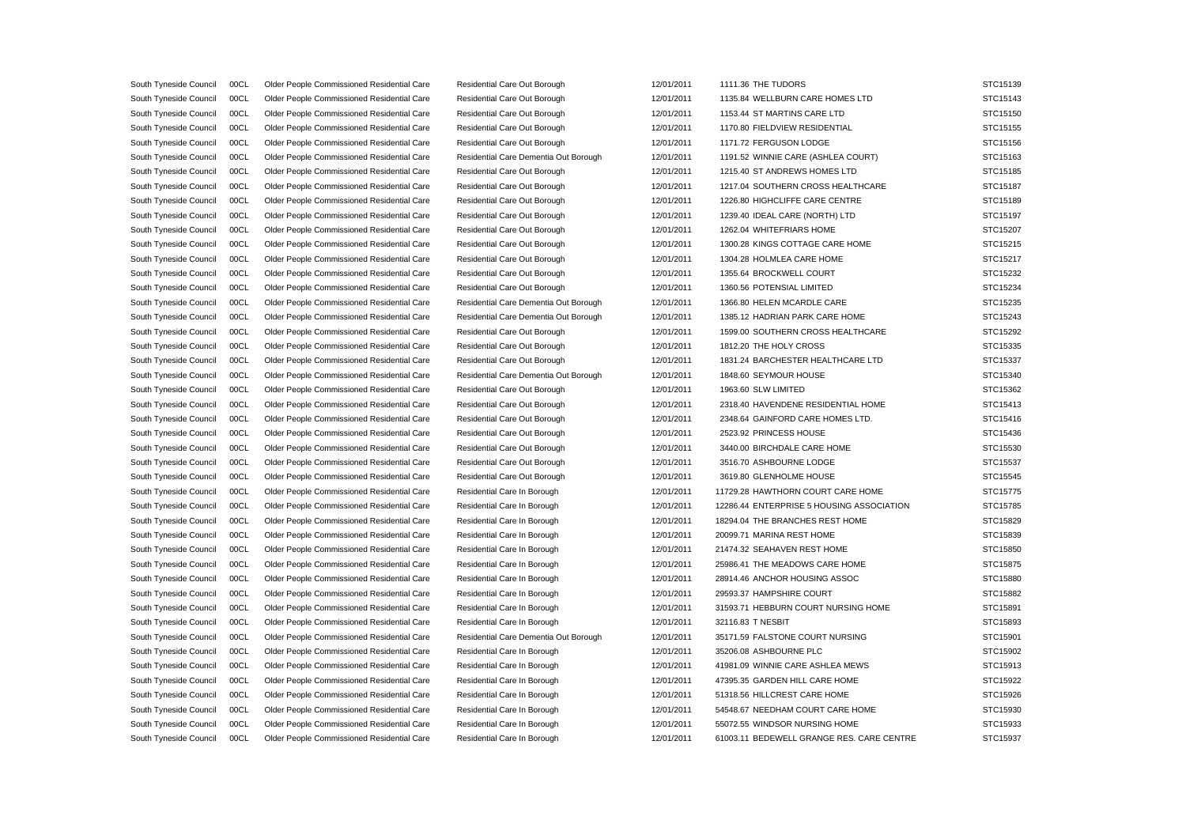| | | | | | | | |
|---|---|---|---|---|---|---|---|
| South Tyneside Council | 00CL | Older People Commissioned Residential Care | Residential Care Out Borough | 12/01/2011 | 1111.36 | THE TUDORS | STC15139 |
| South Tyneside Council | 00CL | Older People Commissioned Residential Care | Residential Care Out Borough | 12/01/2011 | 1135.84 | WELLBURN CARE HOMES LTD | STC15143 |
| South Tyneside Council | 00CL | Older People Commissioned Residential Care | Residential Care Out Borough | 12/01/2011 | 1153.44 | ST MARTINS CARE LTD | STC15150 |
| South Tyneside Council | 00CL | Older People Commissioned Residential Care | Residential Care Out Borough | 12/01/2011 | 1170.80 | FIELDVIEW RESIDENTIAL | STC15155 |
| South Tyneside Council | 00CL | Older People Commissioned Residential Care | Residential Care Out Borough | 12/01/2011 | 1171.72 | FERGUSON LODGE | STC15156 |
| South Tyneside Council | 00CL | Older People Commissioned Residential Care | Residential Care Dementia Out Borough | 12/01/2011 | 1191.52 | WINNIE CARE (ASHLEA COURT) | STC15163 |
| South Tyneside Council | 00CL | Older People Commissioned Residential Care | Residential Care Out Borough | 12/01/2011 | 1215.40 | ST ANDREWS HOMES LTD | STC15185 |
| South Tyneside Council | 00CL | Older People Commissioned Residential Care | Residential Care Out Borough | 12/01/2011 | 1217.04 | SOUTHERN CROSS HEALTHCARE | STC15187 |
| South Tyneside Council | 00CL | Older People Commissioned Residential Care | Residential Care Out Borough | 12/01/2011 | 1226.80 | HIGHCLIFFE CARE CENTRE | STC15189 |
| South Tyneside Council | 00CL | Older People Commissioned Residential Care | Residential Care Out Borough | 12/01/2011 | 1239.40 | IDEAL CARE (NORTH) LTD | STC15197 |
| South Tyneside Council | 00CL | Older People Commissioned Residential Care | Residential Care Out Borough | 12/01/2011 | 1262.04 | WHITEFRIARS HOME | STC15207 |
| South Tyneside Council | 00CL | Older People Commissioned Residential Care | Residential Care Out Borough | 12/01/2011 | 1300.28 | KINGS COTTAGE CARE HOME | STC15215 |
| South Tyneside Council | 00CL | Older People Commissioned Residential Care | Residential Care Out Borough | 12/01/2011 | 1304.28 | HOLMLEA CARE HOME | STC15217 |
| South Tyneside Council | 00CL | Older People Commissioned Residential Care | Residential Care Out Borough | 12/01/2011 | 1355.64 | BROCKWELL COURT | STC15232 |
| South Tyneside Council | 00CL | Older People Commissioned Residential Care | Residential Care Out Borough | 12/01/2011 | 1360.56 | POTENSIAL LIMITED | STC15234 |
| South Tyneside Council | 00CL | Older People Commissioned Residential Care | Residential Care Dementia Out Borough | 12/01/2011 | 1366.80 | HELEN MCARDLE CARE | STC15235 |
| South Tyneside Council | 00CL | Older People Commissioned Residential Care | Residential Care Dementia Out Borough | 12/01/2011 | 1385.12 | HADRIAN PARK CARE HOME | STC15243 |
| South Tyneside Council | 00CL | Older People Commissioned Residential Care | Residential Care Out Borough | 12/01/2011 | 1599.00 | SOUTHERN CROSS HEALTHCARE | STC15292 |
| South Tyneside Council | 00CL | Older People Commissioned Residential Care | Residential Care Out Borough | 12/01/2011 | 1812.20 | THE HOLY CROSS | STC15335 |
| South Tyneside Council | 00CL | Older People Commissioned Residential Care | Residential Care Out Borough | 12/01/2011 | 1831.24 | BARCHESTER HEALTHCARE LTD | STC15337 |
| South Tyneside Council | 00CL | Older People Commissioned Residential Care | Residential Care Dementia Out Borough | 12/01/2011 | 1848.60 | SEYMOUR HOUSE | STC15340 |
| South Tyneside Council | 00CL | Older People Commissioned Residential Care | Residential Care Out Borough | 12/01/2011 | 1963.60 | SLW LIMITED | STC15362 |
| South Tyneside Council | 00CL | Older People Commissioned Residential Care | Residential Care Out Borough | 12/01/2011 | 2318.40 | HAVENDENE RESIDENTIAL HOME | STC15413 |
| South Tyneside Council | 00CL | Older People Commissioned Residential Care | Residential Care Out Borough | 12/01/2011 | 2348.64 | GAINFORD CARE HOMES LTD. | STC15416 |
| South Tyneside Council | 00CL | Older People Commissioned Residential Care | Residential Care Out Borough | 12/01/2011 | 2523.92 | PRINCESS HOUSE | STC15436 |
| South Tyneside Council | 00CL | Older People Commissioned Residential Care | Residential Care Out Borough | 12/01/2011 | 3440.00 | BIRCHDALE CARE HOME | STC15530 |
| South Tyneside Council | 00CL | Older People Commissioned Residential Care | Residential Care Out Borough | 12/01/2011 | 3516.70 | ASHBOURNE LODGE | STC15537 |
| South Tyneside Council | 00CL | Older People Commissioned Residential Care | Residential Care Out Borough | 12/01/2011 | 3619.80 | GLENHOLME HOUSE | STC15545 |
| South Tyneside Council | 00CL | Older People Commissioned Residential Care | Residential Care In Borough | 12/01/2011 | 11729.28 | HAWTHORN COURT CARE HOME | STC15775 |
| South Tyneside Council | 00CL | Older People Commissioned Residential Care | Residential Care In Borough | 12/01/2011 | 12286.44 | ENTERPRISE 5 HOUSING ASSOCIATION | STC15785 |
| South Tyneside Council | 00CL | Older People Commissioned Residential Care | Residential Care In Borough | 12/01/2011 | 18294.04 | THE BRANCHES REST HOME | STC15829 |
| South Tyneside Council | 00CL | Older People Commissioned Residential Care | Residential Care In Borough | 12/01/2011 | 20099.71 | MARINA REST HOME | STC15839 |
| South Tyneside Council | 00CL | Older People Commissioned Residential Care | Residential Care In Borough | 12/01/2011 | 21474.32 | SEAHAVEN REST HOME | STC15850 |
| South Tyneside Council | 00CL | Older People Commissioned Residential Care | Residential Care In Borough | 12/01/2011 | 25986.41 | THE MEADOWS CARE HOME | STC15875 |
| South Tyneside Council | 00CL | Older People Commissioned Residential Care | Residential Care In Borough | 12/01/2011 | 28914.46 | ANCHOR HOUSING ASSOC | STC15880 |
| South Tyneside Council | 00CL | Older People Commissioned Residential Care | Residential Care In Borough | 12/01/2011 | 29593.37 | HAMPSHIRE COURT | STC15882 |
| South Tyneside Council | 00CL | Older People Commissioned Residential Care | Residential Care In Borough | 12/01/2011 | 31593.71 | HEBBURN COURT NURSING HOME | STC15891 |
| South Tyneside Council | 00CL | Older People Commissioned Residential Care | Residential Care In Borough | 12/01/2011 | 32116.83 | T NESBIT | STC15893 |
| South Tyneside Council | 00CL | Older People Commissioned Residential Care | Residential Care Dementia Out Borough | 12/01/2011 | 35171.59 | FALSTONE COURT NURSING | STC15901 |
| South Tyneside Council | 00CL | Older People Commissioned Residential Care | Residential Care In Borough | 12/01/2011 | 35206.08 | ASHBOURNE PLC | STC15902 |
| South Tyneside Council | 00CL | Older People Commissioned Residential Care | Residential Care In Borough | 12/01/2011 | 41981.09 | WINNIE CARE ASHLEA MEWS | STC15913 |
| South Tyneside Council | 00CL | Older People Commissioned Residential Care | Residential Care In Borough | 12/01/2011 | 47395.35 | GARDEN HILL CARE HOME | STC15922 |
| South Tyneside Council | 00CL | Older People Commissioned Residential Care | Residential Care In Borough | 12/01/2011 | 51318.56 | HILLCREST CARE HOME | STC15926 |
| South Tyneside Council | 00CL | Older People Commissioned Residential Care | Residential Care In Borough | 12/01/2011 | 54548.67 | NEEDHAM COURT CARE HOME | STC15930 |
| South Tyneside Council | 00CL | Older People Commissioned Residential Care | Residential Care In Borough | 12/01/2011 | 55072.55 | WINDSOR NURSING HOME | STC15933 |
| South Tyneside Council | 00CL | Older People Commissioned Residential Care | Residential Care In Borough | 12/01/2011 | 61003.11 | BEDEWELL GRANGE RES. CARE CENTRE | STC15937 |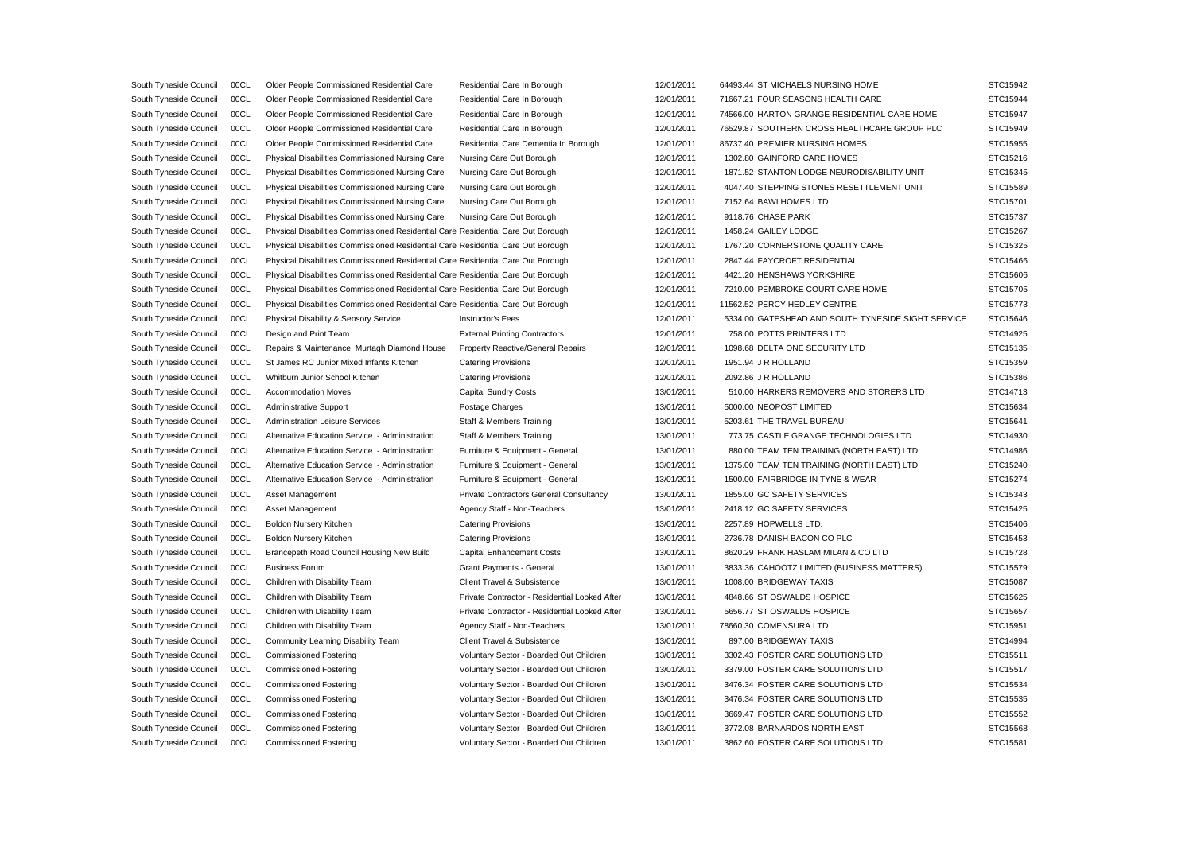| | | | | | | | |
|---|---|---|---|---|---|---|---|
| South Tyneside Council | 00CL | Older People Commissioned Residential Care | Residential Care In Borough | 12/01/2011 | 64493.44 | ST MICHAELS NURSING HOME | STC15942 |
| South Tyneside Council | 00CL | Older People Commissioned Residential Care | Residential Care In Borough | 12/01/2011 | 71667.21 | FOUR SEASONS HEALTH CARE | STC15944 |
| South Tyneside Council | 00CL | Older People Commissioned Residential Care | Residential Care In Borough | 12/01/2011 | 74566.00 | HARTON GRANGE RESIDENTIAL CARE HOME | STC15947 |
| South Tyneside Council | 00CL | Older People Commissioned Residential Care | Residential Care In Borough | 12/01/2011 | 76529.87 | SOUTHERN CROSS HEALTHCARE GROUP PLC | STC15949 |
| South Tyneside Council | 00CL | Older People Commissioned Residential Care | Residential Care Dementia In Borough | 12/01/2011 | 86737.40 | PREMIER NURSING HOMES | STC15955 |
| South Tyneside Council | 00CL | Physical Disabilities Commissioned Nursing Care | Nursing Care Out Borough | 12/01/2011 | 1302.80 | GAINFORD CARE HOMES | STC15216 |
| South Tyneside Council | 00CL | Physical Disabilities Commissioned Nursing Care | Nursing Care Out Borough | 12/01/2011 | 1871.52 | STANTON LODGE NEURODISABILITY UNIT | STC15345 |
| South Tyneside Council | 00CL | Physical Disabilities Commissioned Nursing Care | Nursing Care Out Borough | 12/01/2011 | 4047.40 | STEPPING STONES RESETTLEMENT UNIT | STC15589 |
| South Tyneside Council | 00CL | Physical Disabilities Commissioned Nursing Care | Nursing Care Out Borough | 12/01/2011 | 7152.64 | BAWI HOMES LTD | STC15701 |
| South Tyneside Council | 00CL | Physical Disabilities Commissioned Nursing Care | Nursing Care Out Borough | 12/01/2011 | 9118.76 | CHASE PARK | STC15737 |
| South Tyneside Council | 00CL | Physical Disabilities Commissioned Residential Care | Residential Care Out Borough | 12/01/2011 | 1458.24 | GAILEY LODGE | STC15267 |
| South Tyneside Council | 00CL | Physical Disabilities Commissioned Residential Care | Residential Care Out Borough | 12/01/2011 | 1767.20 | CORNERSTONE QUALITY CARE | STC15325 |
| South Tyneside Council | 00CL | Physical Disabilities Commissioned Residential Care | Residential Care Out Borough | 12/01/2011 | 2847.44 | FAYCROFT RESIDENTIAL | STC15466 |
| South Tyneside Council | 00CL | Physical Disabilities Commissioned Residential Care | Residential Care Out Borough | 12/01/2011 | 4421.20 | HENSHAWS YORKSHIRE | STC15606 |
| South Tyneside Council | 00CL | Physical Disabilities Commissioned Residential Care | Residential Care Out Borough | 12/01/2011 | 7210.00 | PEMBROKE COURT CARE HOME | STC15705 |
| South Tyneside Council | 00CL | Physical Disabilities Commissioned Residential Care | Residential Care Out Borough | 12/01/2011 | 11562.52 | PERCY HEDLEY CENTRE | STC15773 |
| South Tyneside Council | 00CL | Physical Disability & Sensory Service | Instructor's Fees | 12/01/2011 | 5334.00 | GATESHEAD AND SOUTH TYNESIDE SIGHT SERVICE | STC15646 |
| South Tyneside Council | 00CL | Design and Print Team | External Printing Contractors | 12/01/2011 | 758.00 | POTTS PRINTERS LTD | STC14925 |
| South Tyneside Council | 00CL | Repairs & Maintenance Murtagh Diamond House | Property Reactive/General Repairs | 12/01/2011 | 1098.68 | DELTA ONE SECURITY LTD | STC15135 |
| South Tyneside Council | 00CL | St James RC Junior Mixed Infants Kitchen | Catering Provisions | 12/01/2011 | 1951.94 | J R HOLLAND | STC15359 |
| South Tyneside Council | 00CL | Whitburn Junior School Kitchen | Catering Provisions | 12/01/2011 | 2092.86 | J R HOLLAND | STC15386 |
| South Tyneside Council | 00CL | Accommodation Moves | Capital Sundry Costs | 13/01/2011 | 510.00 | HARKERS REMOVERS AND STORERS LTD | STC14713 |
| South Tyneside Council | 00CL | Administrative Support | Postage Charges | 13/01/2011 | 5000.00 | NEOPOST LIMITED | STC15634 |
| South Tyneside Council | 00CL | Administration Leisure Services | Staff & Members Training | 13/01/2011 | 5203.61 | THE TRAVEL BUREAU | STC15641 |
| South Tyneside Council | 00CL | Alternative Education Service - Administration | Staff & Members Training | 13/01/2011 | 773.75 | CASTLE GRANGE TECHNOLOGIES LTD | STC14930 |
| South Tyneside Council | 00CL | Alternative Education Service - Administration | Furniture & Equipment - General | 13/01/2011 | 880.00 | TEAM TEN TRAINING (NORTH EAST) LTD | STC14986 |
| South Tyneside Council | 00CL | Alternative Education Service - Administration | Furniture & Equipment - General | 13/01/2011 | 1375.00 | TEAM TEN TRAINING (NORTH EAST) LTD | STC15240 |
| South Tyneside Council | 00CL | Alternative Education Service - Administration | Furniture & Equipment - General | 13/01/2011 | 1500.00 | FAIRBRIDGE IN TYNE & WEAR | STC15274 |
| South Tyneside Council | 00CL | Asset Management | Private Contractors General Consultancy | 13/01/2011 | 1855.00 | GC SAFETY SERVICES | STC15343 |
| South Tyneside Council | 00CL | Asset Management | Agency Staff - Non-Teachers | 13/01/2011 | 2418.12 | GC SAFETY SERVICES | STC15425 |
| South Tyneside Council | 00CL | Boldon Nursery Kitchen | Catering Provisions | 13/01/2011 | 2257.89 | HOPWELLS LTD. | STC15406 |
| South Tyneside Council | 00CL | Boldon Nursery Kitchen | Catering Provisions | 13/01/2011 | 2736.78 | DANISH BACON CO PLC | STC15453 |
| South Tyneside Council | 00CL | Brancepeth Road Council Housing New Build | Capital Enhancement Costs | 13/01/2011 | 8620.29 | FRANK HASLAM MILAN & CO LTD | STC15728 |
| South Tyneside Council | 00CL | Business Forum | Grant Payments - General | 13/01/2011 | 3833.36 | CAHOOTZ LIMITED (BUSINESS MATTERS) | STC15579 |
| South Tyneside Council | 00CL | Children with Disability Team | Client Travel & Subsistence | 13/01/2011 | 1008.00 | BRIDGEWAY TAXIS | STC15087 |
| South Tyneside Council | 00CL | Children with Disability Team | Private Contractor - Residential Looked After | 13/01/2011 | 4848.66 | ST OSWALDS HOSPICE | STC15625 |
| South Tyneside Council | 00CL | Children with Disability Team | Private Contractor - Residential Looked After | 13/01/2011 | 5656.77 | ST OSWALDS HOSPICE | STC15657 |
| South Tyneside Council | 00CL | Children with Disability Team | Agency Staff - Non-Teachers | 13/01/2011 | 78660.30 | COMENSURA LTD | STC15951 |
| South Tyneside Council | 00CL | Community Learning Disability Team | Client Travel & Subsistence | 13/01/2011 | 897.00 | BRIDGEWAY TAXIS | STC14994 |
| South Tyneside Council | 00CL | Commissioned Fostering | Voluntary Sector - Boarded Out Children | 13/01/2011 | 3302.43 | FOSTER CARE SOLUTIONS LTD | STC15511 |
| South Tyneside Council | 00CL | Commissioned Fostering | Voluntary Sector - Boarded Out Children | 13/01/2011 | 3379.00 | FOSTER CARE SOLUTIONS LTD | STC15517 |
| South Tyneside Council | 00CL | Commissioned Fostering | Voluntary Sector - Boarded Out Children | 13/01/2011 | 3476.34 | FOSTER CARE SOLUTIONS LTD | STC15534 |
| South Tyneside Council | 00CL | Commissioned Fostering | Voluntary Sector - Boarded Out Children | 13/01/2011 | 3476.34 | FOSTER CARE SOLUTIONS LTD | STC15535 |
| South Tyneside Council | 00CL | Commissioned Fostering | Voluntary Sector - Boarded Out Children | 13/01/2011 | 3669.47 | FOSTER CARE SOLUTIONS LTD | STC15552 |
| South Tyneside Council | 00CL | Commissioned Fostering | Voluntary Sector - Boarded Out Children | 13/01/2011 | 3772.08 | BARNARDOS NORTH EAST | STC15568 |
| South Tyneside Council | 00CL | Commissioned Fostering | Voluntary Sector - Boarded Out Children | 13/01/2011 | 3862.60 | FOSTER CARE SOLUTIONS LTD | STC15581 |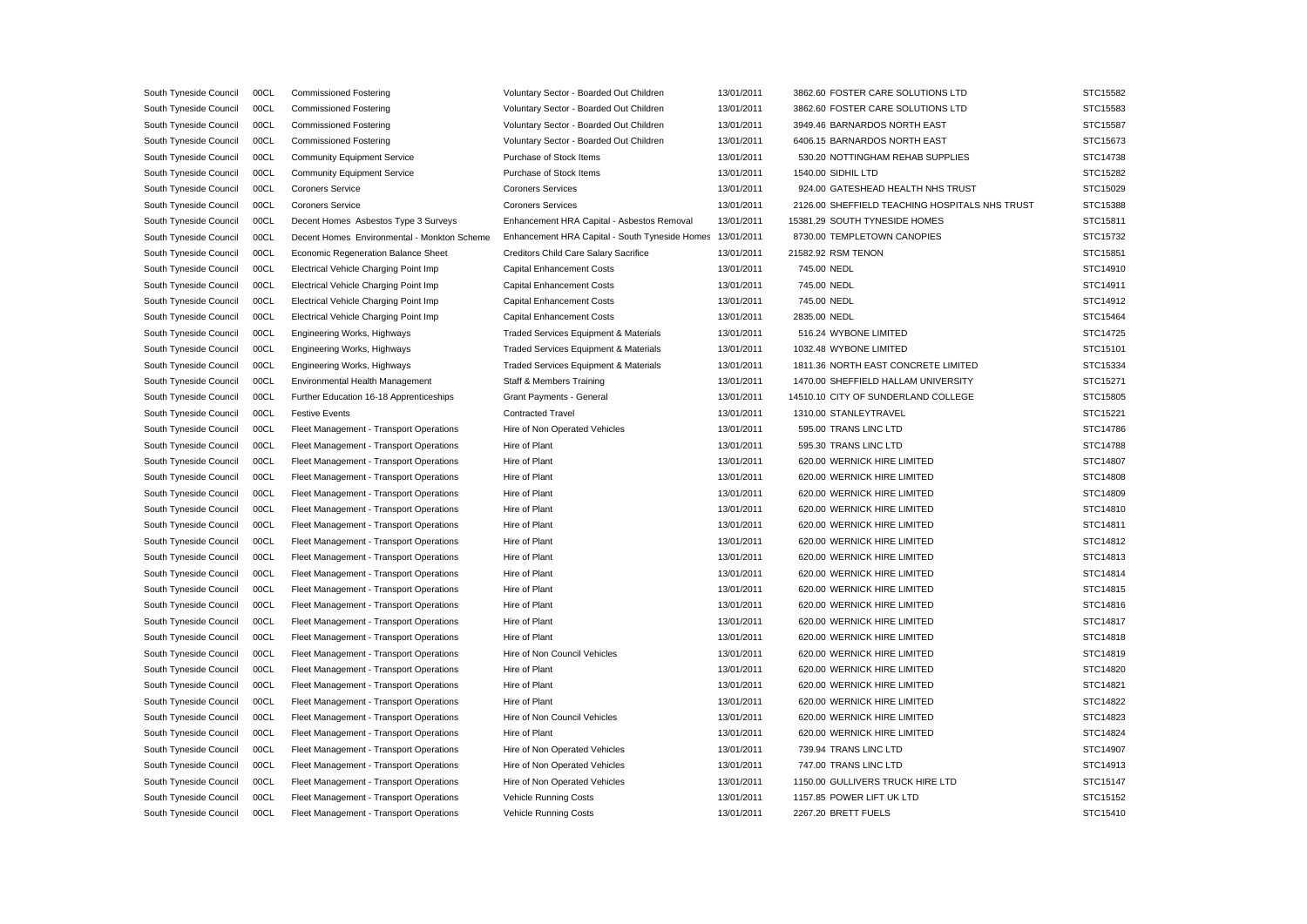| | | | | | | | |
|---|---|---|---|---|---|---|---|
| South Tyneside Council | 00CL | Commissioned Fostering | Voluntary Sector - Boarded Out Children | 13/01/2011 | 3862.60 | FOSTER CARE SOLUTIONS LTD | STC15582 |
| South Tyneside Council | 00CL | Commissioned Fostering | Voluntary Sector - Boarded Out Children | 13/01/2011 | 3862.60 | FOSTER CARE SOLUTIONS LTD | STC15583 |
| South Tyneside Council | 00CL | Commissioned Fostering | Voluntary Sector - Boarded Out Children | 13/01/2011 | 3949.46 | BARNARDOS NORTH EAST | STC15587 |
| South Tyneside Council | 00CL | Commissioned Fostering | Voluntary Sector - Boarded Out Children | 13/01/2011 | 6406.15 | BARNARDOS NORTH EAST | STC15673 |
| South Tyneside Council | 00CL | Community Equipment Service | Purchase of Stock Items | 13/01/2011 | 530.20 | NOTTINGHAM REHAB SUPPLIES | STC14738 |
| South Tyneside Council | 00CL | Community Equipment Service | Purchase of Stock Items | 13/01/2011 | 1540.00 | SIDHIL LTD | STC15282 |
| South Tyneside Council | 00CL | Coroners Service | Coroners Services | 13/01/2011 | 924.00 | GATESHEAD HEALTH NHS TRUST | STC15029 |
| South Tyneside Council | 00CL | Coroners Service | Coroners Services | 13/01/2011 | 2126.00 | SHEFFIELD TEACHING HOSPITALS NHS TRUST | STC15388 |
| South Tyneside Council | 00CL | Decent Homes Asbestos Type 3 Surveys | Enhancement HRA Capital - Asbestos Removal | 13/01/2011 | 15381.29 | SOUTH TYNESIDE HOMES | STC15811 |
| South Tyneside Council | 00CL | Decent Homes Environmental - Monkton Scheme | Enhancement HRA Capital - South Tyneside Homes | 13/01/2011 | 8730.00 | TEMPLETOWN CANOPIES | STC15732 |
| South Tyneside Council | 00CL | Economic Regeneration Balance Sheet | Creditors Child Care Salary Sacrifice | 13/01/2011 | 21582.92 | RSM TENON | STC15851 |
| South Tyneside Council | 00CL | Electrical Vehicle Charging Point Imp | Capital Enhancement Costs | 13/01/2011 | 745.00 | NEDL | STC14910 |
| South Tyneside Council | 00CL | Electrical Vehicle Charging Point Imp | Capital Enhancement Costs | 13/01/2011 | 745.00 | NEDL | STC14911 |
| South Tyneside Council | 00CL | Electrical Vehicle Charging Point Imp | Capital Enhancement Costs | 13/01/2011 | 745.00 | NEDL | STC14912 |
| South Tyneside Council | 00CL | Electrical Vehicle Charging Point Imp | Capital Enhancement Costs | 13/01/2011 | 2835.00 | NEDL | STC15464 |
| South Tyneside Council | 00CL | Engineering Works, Highways | Traded Services Equipment & Materials | 13/01/2011 | 516.24 | WYBONE LIMITED | STC14725 |
| South Tyneside Council | 00CL | Engineering Works, Highways | Traded Services Equipment & Materials | 13/01/2011 | 1032.48 | WYBONE LIMITED | STC15101 |
| South Tyneside Council | 00CL | Engineering Works, Highways | Traded Services Equipment & Materials | 13/01/2011 | 1811.36 | NORTH EAST CONCRETE LIMITED | STC15334 |
| South Tyneside Council | 00CL | Environmental Health Management | Staff & Members Training | 13/01/2011 | 1470.00 | SHEFFIELD HALLAM UNIVERSITY | STC15271 |
| South Tyneside Council | 00CL | Further Education 16-18 Apprenticeships | Grant Payments - General | 13/01/2011 | 14510.10 | CITY OF SUNDERLAND COLLEGE | STC15805 |
| South Tyneside Council | 00CL | Festive Events | Contracted Travel | 13/01/2011 | 1310.00 | STANLEYTRAVEL | STC15221 |
| South Tyneside Council | 00CL | Fleet Management - Transport Operations | Hire of Non Operated Vehicles | 13/01/2011 | 595.00 | TRANS LINC LTD | STC14786 |
| South Tyneside Council | 00CL | Fleet Management - Transport Operations | Hire of Plant | 13/01/2011 | 595.30 | TRANS LINC LTD | STC14788 |
| South Tyneside Council | 00CL | Fleet Management - Transport Operations | Hire of Plant | 13/01/2011 | 620.00 | WERNICK HIRE LIMITED | STC14807 |
| South Tyneside Council | 00CL | Fleet Management - Transport Operations | Hire of Plant | 13/01/2011 | 620.00 | WERNICK HIRE LIMITED | STC14808 |
| South Tyneside Council | 00CL | Fleet Management - Transport Operations | Hire of Plant | 13/01/2011 | 620.00 | WERNICK HIRE LIMITED | STC14809 |
| South Tyneside Council | 00CL | Fleet Management - Transport Operations | Hire of Plant | 13/01/2011 | 620.00 | WERNICK HIRE LIMITED | STC14810 |
| South Tyneside Council | 00CL | Fleet Management - Transport Operations | Hire of Plant | 13/01/2011 | 620.00 | WERNICK HIRE LIMITED | STC14811 |
| South Tyneside Council | 00CL | Fleet Management - Transport Operations | Hire of Plant | 13/01/2011 | 620.00 | WERNICK HIRE LIMITED | STC14812 |
| South Tyneside Council | 00CL | Fleet Management - Transport Operations | Hire of Plant | 13/01/2011 | 620.00 | WERNICK HIRE LIMITED | STC14813 |
| South Tyneside Council | 00CL | Fleet Management - Transport Operations | Hire of Plant | 13/01/2011 | 620.00 | WERNICK HIRE LIMITED | STC14814 |
| South Tyneside Council | 00CL | Fleet Management - Transport Operations | Hire of Plant | 13/01/2011 | 620.00 | WERNICK HIRE LIMITED | STC14815 |
| South Tyneside Council | 00CL | Fleet Management - Transport Operations | Hire of Plant | 13/01/2011 | 620.00 | WERNICK HIRE LIMITED | STC14816 |
| South Tyneside Council | 00CL | Fleet Management - Transport Operations | Hire of Plant | 13/01/2011 | 620.00 | WERNICK HIRE LIMITED | STC14817 |
| South Tyneside Council | 00CL | Fleet Management - Transport Operations | Hire of Plant | 13/01/2011 | 620.00 | WERNICK HIRE LIMITED | STC14818 |
| South Tyneside Council | 00CL | Fleet Management - Transport Operations | Hire of Non Council Vehicles | 13/01/2011 | 620.00 | WERNICK HIRE LIMITED | STC14819 |
| South Tyneside Council | 00CL | Fleet Management - Transport Operations | Hire of Plant | 13/01/2011 | 620.00 | WERNICK HIRE LIMITED | STC14820 |
| South Tyneside Council | 00CL | Fleet Management - Transport Operations | Hire of Plant | 13/01/2011 | 620.00 | WERNICK HIRE LIMITED | STC14821 |
| South Tyneside Council | 00CL | Fleet Management - Transport Operations | Hire of Plant | 13/01/2011 | 620.00 | WERNICK HIRE LIMITED | STC14822 |
| South Tyneside Council | 00CL | Fleet Management - Transport Operations | Hire of Non Council Vehicles | 13/01/2011 | 620.00 | WERNICK HIRE LIMITED | STC14823 |
| South Tyneside Council | 00CL | Fleet Management - Transport Operations | Hire of Plant | 13/01/2011 | 620.00 | WERNICK HIRE LIMITED | STC14824 |
| South Tyneside Council | 00CL | Fleet Management - Transport Operations | Hire of Non Operated Vehicles | 13/01/2011 | 739.94 | TRANS LINC LTD | STC14907 |
| South Tyneside Council | 00CL | Fleet Management - Transport Operations | Hire of Non Operated Vehicles | 13/01/2011 | 747.00 | TRANS LINC LTD | STC14913 |
| South Tyneside Council | 00CL | Fleet Management - Transport Operations | Hire of Non Operated Vehicles | 13/01/2011 | 1150.00 | GULLIVERS TRUCK HIRE LTD | STC15147 |
| South Tyneside Council | 00CL | Fleet Management - Transport Operations | Vehicle Running Costs | 13/01/2011 | 1157.85 | POWER LIFT UK LTD | STC15152 |
| South Tyneside Council | 00CL | Fleet Management - Transport Operations | Vehicle Running Costs | 13/01/2011 | 2267.20 | BRETT FUELS | STC15410 |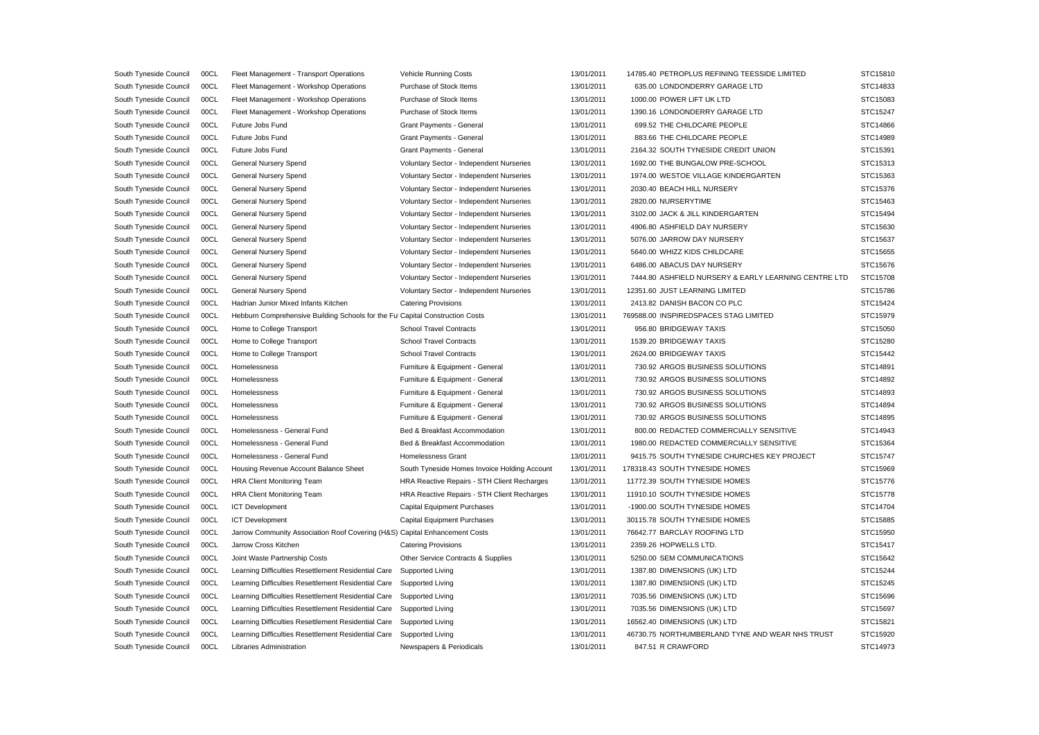| | | | | | | | |
|---|---|---|---|---|---|---|---|
| South Tyneside Council | 00CL | Fleet Management - Transport Operations | Vehicle Running Costs | 13/01/2011 | 14785.40 | PETROPLUS REFINING TEESSIDE LIMITED | STC15810 |
| South Tyneside Council | 00CL | Fleet Management - Workshop Operations | Purchase of Stock Items | 13/01/2011 | 635.00 | LONDONDERRY GARAGE LTD | STC14833 |
| South Tyneside Council | 00CL | Fleet Management - Workshop Operations | Purchase of Stock Items | 13/01/2011 | 1000.00 | POWER LIFT UK LTD | STC15083 |
| South Tyneside Council | 00CL | Fleet Management - Workshop Operations | Purchase of Stock Items | 13/01/2011 | 1390.16 | LONDONDERRY GARAGE LTD | STC15247 |
| South Tyneside Council | 00CL | Future Jobs Fund | Grant Payments - General | 13/01/2011 | 699.52 | THE CHILDCARE PEOPLE | STC14866 |
| South Tyneside Council | 00CL | Future Jobs Fund | Grant Payments - General | 13/01/2011 | 883.66 | THE CHILDCARE PEOPLE | STC14989 |
| South Tyneside Council | 00CL | Future Jobs Fund | Grant Payments - General | 13/01/2011 | 2164.32 | SOUTH TYNESIDE CREDIT UNION | STC15391 |
| South Tyneside Council | 00CL | General Nursery Spend | Voluntary Sector - Independent Nurseries | 13/01/2011 | 1692.00 | THE BUNGALOW PRE-SCHOOL | STC15313 |
| South Tyneside Council | 00CL | General Nursery Spend | Voluntary Sector - Independent Nurseries | 13/01/2011 | 1974.00 | WESTOE VILLAGE KINDERGARTEN | STC15363 |
| South Tyneside Council | 00CL | General Nursery Spend | Voluntary Sector - Independent Nurseries | 13/01/2011 | 2030.40 | BEACH HILL NURSERY | STC15376 |
| South Tyneside Council | 00CL | General Nursery Spend | Voluntary Sector - Independent Nurseries | 13/01/2011 | 2820.00 | NURSERYTIME | STC15463 |
| South Tyneside Council | 00CL | General Nursery Spend | Voluntary Sector - Independent Nurseries | 13/01/2011 | 3102.00 | JACK & JILL KINDERGARTEN | STC15494 |
| South Tyneside Council | 00CL | General Nursery Spend | Voluntary Sector - Independent Nurseries | 13/01/2011 | 4906.80 | ASHFIELD DAY NURSERY | STC15630 |
| South Tyneside Council | 00CL | General Nursery Spend | Voluntary Sector - Independent Nurseries | 13/01/2011 | 5076.00 | JARROW DAY NURSERY | STC15637 |
| South Tyneside Council | 00CL | General Nursery Spend | Voluntary Sector - Independent Nurseries | 13/01/2011 | 5640.00 | WHIZZ KIDS CHILDCARE | STC15655 |
| South Tyneside Council | 00CL | General Nursery Spend | Voluntary Sector - Independent Nurseries | 13/01/2011 | 6486.00 | ABACUS DAY NURSERY | STC15676 |
| South Tyneside Council | 00CL | General Nursery Spend | Voluntary Sector - Independent Nurseries | 13/01/2011 | 7444.80 | ASHFIELD NURSERY & EARLY LEARNING CENTRE LTD | STC15708 |
| South Tyneside Council | 00CL | General Nursery Spend | Voluntary Sector - Independent Nurseries | 13/01/2011 | 12351.60 | JUST LEARNING LIMITED | STC15786 |
| South Tyneside Council | 00CL | Hadrian Junior Mixed Infants Kitchen | Catering Provisions | 13/01/2011 | 2413.82 | DANISH BACON CO PLC | STC15424 |
| South Tyneside Council | 00CL | Hebburn Comprehensive Building Schools for the Fu | Capital Construction Costs | 13/01/2011 | 769588.00 | INSPIREDSPACES STAG LIMITED | STC15979 |
| South Tyneside Council | 00CL | Home to College Transport | School Travel Contracts | 13/01/2011 | 956.80 | BRIDGEWAY TAXIS | STC15050 |
| South Tyneside Council | 00CL | Home to College Transport | School Travel Contracts | 13/01/2011 | 1539.20 | BRIDGEWAY TAXIS | STC15280 |
| South Tyneside Council | 00CL | Home to College Transport | School Travel Contracts | 13/01/2011 | 2624.00 | BRIDGEWAY TAXIS | STC15442 |
| South Tyneside Council | 00CL | Homelessness | Furniture & Equipment - General | 13/01/2011 | 730.92 | ARGOS BUSINESS SOLUTIONS | STC14891 |
| South Tyneside Council | 00CL | Homelessness | Furniture & Equipment - General | 13/01/2011 | 730.92 | ARGOS BUSINESS SOLUTIONS | STC14892 |
| South Tyneside Council | 00CL | Homelessness | Furniture & Equipment - General | 13/01/2011 | 730.92 | ARGOS BUSINESS SOLUTIONS | STC14893 |
| South Tyneside Council | 00CL | Homelessness | Furniture & Equipment - General | 13/01/2011 | 730.92 | ARGOS BUSINESS SOLUTIONS | STC14894 |
| South Tyneside Council | 00CL | Homelessness | Furniture & Equipment - General | 13/01/2011 | 730.92 | ARGOS BUSINESS SOLUTIONS | STC14895 |
| South Tyneside Council | 00CL | Homelessness - General Fund | Bed & Breakfast Accommodation | 13/01/2011 | 800.00 | REDACTED COMMERCIALLY SENSITIVE | STC14943 |
| South Tyneside Council | 00CL | Homelessness - General Fund | Bed & Breakfast Accommodation | 13/01/2011 | 1980.00 | REDACTED COMMERCIALLY SENSITIVE | STC15364 |
| South Tyneside Council | 00CL | Homelessness - General Fund | Homelessness Grant | 13/01/2011 | 9415.75 | SOUTH TYNESIDE CHURCHES KEY PROJECT | STC15747 |
| South Tyneside Council | 00CL | Housing Revenue Account Balance Sheet | South Tyneside Homes Invoice Holding Account | 13/01/2011 | 178318.43 | SOUTH TYNESIDE HOMES | STC15969 |
| South Tyneside Council | 00CL | HRA Client Monitoring Team | HRA Reactive Repairs - STH Client Recharges | 13/01/2011 | 11772.39 | SOUTH TYNESIDE HOMES | STC15776 |
| South Tyneside Council | 00CL | HRA Client Monitoring Team | HRA Reactive Repairs - STH Client Recharges | 13/01/2011 | 11910.10 | SOUTH TYNESIDE HOMES | STC15778 |
| South Tyneside Council | 00CL | ICT Development | Capital Equipment Purchases | 13/01/2011 | -1900.00 | SOUTH TYNESIDE HOMES | STC14704 |
| South Tyneside Council | 00CL | ICT Development | Capital Equipment Purchases | 13/01/2011 | 30115.78 | SOUTH TYNESIDE HOMES | STC15885 |
| South Tyneside Council | 00CL | Jarrow Community Association Roof Covering (H&S) | Capital Enhancement Costs | 13/01/2011 | 76642.77 | BARCLAY ROOFING LTD | STC15950 |
| South Tyneside Council | 00CL | Jarrow Cross Kitchen | Catering Provisions | 13/01/2011 | 2359.26 | HOPWELLS LTD. | STC15417 |
| South Tyneside Council | 00CL | Joint Waste Partnership Costs | Other Service Contracts & Supplies | 13/01/2011 | 5250.00 | SEM COMMUNICATIONS | STC15642 |
| South Tyneside Council | 00CL | Learning Difficulties Resettlement Residential Care | Supported Living | 13/01/2011 | 1387.80 | DIMENSIONS (UK) LTD | STC15244 |
| South Tyneside Council | 00CL | Learning Difficulties Resettlement Residential Care | Supported Living | 13/01/2011 | 1387.80 | DIMENSIONS (UK) LTD | STC15245 |
| South Tyneside Council | 00CL | Learning Difficulties Resettlement Residential Care | Supported Living | 13/01/2011 | 7035.56 | DIMENSIONS (UK) LTD | STC15696 |
| South Tyneside Council | 00CL | Learning Difficulties Resettlement Residential Care | Supported Living | 13/01/2011 | 7035.56 | DIMENSIONS (UK) LTD | STC15697 |
| South Tyneside Council | 00CL | Learning Difficulties Resettlement Residential Care | Supported Living | 13/01/2011 | 16562.40 | DIMENSIONS (UK) LTD | STC15821 |
| South Tyneside Council | 00CL | Learning Difficulties Resettlement Residential Care | Supported Living | 13/01/2011 | 46730.75 | NORTHUMBERLAND TYNE AND WEAR NHS TRUST | STC15920 |
| South Tyneside Council | 00CL | Libraries Administration | Newspapers & Periodicals | 13/01/2011 | 847.51 | R CRAWFORD | STC14973 |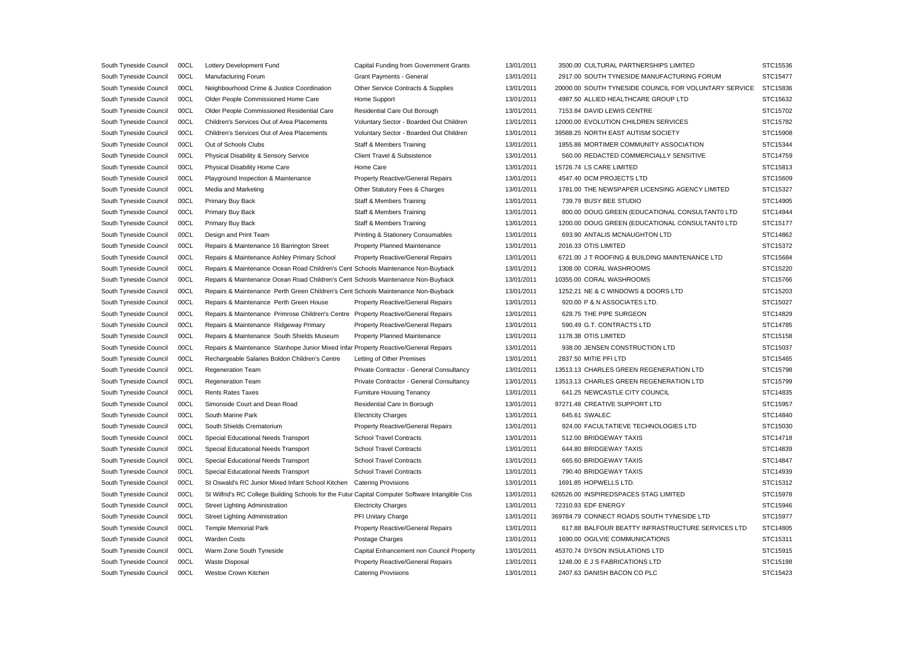| | | | | | | | |
|---|---|---|---|---|---|---|---|
| South Tyneside Council | 00CL | Lottery Development Fund | Capital Funding from Government Grants | 13/01/2011 | 3500.00 | CULTURAL PARTNERSHIPS LIMITED | STC15536 |
| South Tyneside Council | 00CL | Manufacturing Forum | Grant Payments - General | 13/01/2011 | 2917.00 | SOUTH TYNESIDE MANUFACTURING FORUM | STC15477 |
| South Tyneside Council | 00CL | Neighbourhood Crime & Justice Coordination | Other Service Contracts & Supplies | 13/01/2011 | 20000.00 | SOUTH TYNESIDE COUNCIL FOR VOLUNTARY SERVICE | STC15836 |
| South Tyneside Council | 00CL | Older People Commissioned Home Care | Home Support | 13/01/2011 | 4987.50 | ALLIED HEALTHCARE GROUP LTD | STC15632 |
| South Tyneside Council | 00CL | Older People Commissioned Residential Care | Residential Care Out Borough | 13/01/2011 | 7153.84 | DAVID LEWIS CENTRE | STC15702 |
| South Tyneside Council | 00CL | Children's Services Out of Area Placements | Voluntary Sector - Boarded Out Children | 13/01/2011 | 12000.00 | EVOLUTION CHILDREN SERVICES | STC15782 |
| South Tyneside Council | 00CL | Children's Services Out of Area Placements | Voluntary Sector - Boarded Out Children | 13/01/2011 | 39588.25 | NORTH EAST AUTISM SOCIETY | STC15908 |
| South Tyneside Council | 00CL | Out of Schools Clubs | Staff & Members Training | 13/01/2011 | 1855.86 | MORTIMER COMMUNITY ASSOCIATION | STC15344 |
| South Tyneside Council | 00CL | Physical Disability & Sensory Service | Client Travel & Subsistence | 13/01/2011 | 560.00 | REDACTED COMMERCIALLY SENSITIVE | STC14759 |
| South Tyneside Council | 00CL | Physical Disability Home Care | Home Care | 13/01/2011 | 15726.74 | LS CARE LIMITED | STC15813 |
| South Tyneside Council | 00CL | Playground Inspection & Maintenance | Property Reactive/General Repairs | 13/01/2011 | 4547.40 | DCM PROJECTS LTD | STC15609 |
| South Tyneside Council | 00CL | Media and Marketing | Other Statutory Fees & Charges | 13/01/2011 | 1781.00 | THE NEWSPAPER LICENSING AGENCY LIMITED | STC15327 |
| South Tyneside Council | 00CL | Primary Buy Back | Staff & Members Training | 13/01/2011 | 739.79 | BUSY BEE STUDIO | STC14905 |
| South Tyneside Council | 00CL | Primary Buy Back | Staff & Members Training | 13/01/2011 | 800.00 | DOUG GREEN (EDUCATIONAL CONSULTANT0 LTD | STC14944 |
| South Tyneside Council | 00CL | Primary Buy Back | Staff & Members Training | 13/01/2011 | 1200.00 | DOUG GREEN (EDUCATIONAL CONSULTANT0 LTD | STC15177 |
| South Tyneside Council | 00CL | Design and Print Team | Printing & Stationery Consumables | 13/01/2011 | 693.90 | ANTALIS MCNAUGHTON LTD | STC14862 |
| South Tyneside Council | 00CL | Repairs & Maintenance 16 Barrington Street | Property Planned Maintenance | 13/01/2011 | 2016.33 | OTIS LIMITED | STC15372 |
| South Tyneside Council | 00CL | Repairs & Maintenance Ashley Primary School | Property Reactive/General Repairs | 13/01/2011 | 6721.00 | J T ROOFING & BUILDING MAINTENANCE LTD | STC15684 |
| South Tyneside Council | 00CL | Repairs & Maintenance Ocean Road Children's Cent | Schools Maintenance Non-Buyback | 13/01/2011 | 1308.00 | CORAL WASHROOMS | STC15220 |
| South Tyneside Council | 00CL | Repairs & Maintenance Ocean Road Children's Cent | Schools Maintenance Non-Buyback | 13/01/2011 | 10355.00 | CORAL WASHROOMS | STC15766 |
| South Tyneside Council | 00CL | Repairs & Maintenance Perth Green Children's Cent | Schools Maintenance Non-Buyback | 13/01/2011 | 1252.21 | NE & C WINDOWS & DOORS LTD | STC15203 |
| South Tyneside Council | 00CL | Repairs & Maintenance Perth Green House | Property Reactive/General Repairs | 13/01/2011 | 920.00 | P & N ASSOCIATES LTD. | STC15027 |
| South Tyneside Council | 00CL | Repairs & Maintenance Primrose Children's Centre | Property Reactive/General Repairs | 13/01/2011 | 628.75 | THE PIPE SURGEON | STC14829 |
| South Tyneside Council | 00CL | Repairs & Maintenance Ridgeway Primary | Property Reactive/General Repairs | 13/01/2011 | 590.49 | G.T. CONTRACTS LTD | STC14785 |
| South Tyneside Council | 00CL | Repairs & Maintenance South Shields Museum | Property Planned Maintenance | 13/01/2011 | 1178.38 | OTIS LIMITED | STC15158 |
| South Tyneside Council | 00CL | Repairs & Maintenance Stanhope Junior Mixed Infar | Property Reactive/General Repairs | 13/01/2011 | 938.00 | JENSEN CONSTRUCTION LTD | STC15037 |
| South Tyneside Council | 00CL | Rechargeable Salaries Boldon Children's Centre | Letting of Other Premises | 13/01/2011 | 2837.50 | MITIE PFI LTD | STC15465 |
| South Tyneside Council | 00CL | Regeneration Team | Private Contractor - General Consultancy | 13/01/2011 | 13513.13 | CHARLES GREEN REGENERATION LTD | STC15798 |
| South Tyneside Council | 00CL | Regeneration Team | Private Contractor - General Consultancy | 13/01/2011 | 13513.13 | CHARLES GREEN REGENERATION LTD | STC15799 |
| South Tyneside Council | 00CL | Rents Rates Taxes | Furniture Housing Tenancy | 13/01/2011 | 641.25 | NEWCASTLE CITY COUNCIL | STC14835 |
| South Tyneside Council | 00CL | Simonside Court and Dean Road | Residential Care In Borough | 13/01/2011 | 97271.48 | CREATIVE SUPPORT LTD | STC15957 |
| South Tyneside Council | 00CL | South Marine Park | Electricity Charges | 13/01/2011 | 645.61 | SWALEC | STC14840 |
| South Tyneside Council | 00CL | South Shields Crematorium | Property Reactive/General Repairs | 13/01/2011 | 924.00 | FACULTATIEVE TECHNOLOGIES LTD | STC15030 |
| South Tyneside Council | 00CL | Special Educational Needs Transport | School Travel Contracts | 13/01/2011 | 512.00 | BRIDGEWAY TAXIS | STC14718 |
| South Tyneside Council | 00CL | Special Educational Needs Transport | School Travel Contracts | 13/01/2011 | 644.80 | BRIDGEWAY TAXIS | STC14839 |
| South Tyneside Council | 00CL | Special Educational Needs Transport | School Travel Contracts | 13/01/2011 | 665.60 | BRIDGEWAY TAXIS | STC14847 |
| South Tyneside Council | 00CL | Special Educational Needs Transport | School Travel Contracts | 13/01/2011 | 790.40 | BRIDGEWAY TAXIS | STC14939 |
| South Tyneside Council | 00CL | St Oswald's RC Junior Mixed Infant School Kitchen | Catering Provisions | 13/01/2011 | 1691.85 | HOPWELLS LTD. | STC15312 |
| South Tyneside Council | 00CL | St Wilfrid's RC College Building Schools for the Futur | Capital Computer Software Intangible Cos | 13/01/2011 | 626526.00 | INSPIREDSPACES STAG LIMITED | STC15978 |
| South Tyneside Council | 00CL | Street Lighting Administration | Electricity Charges | 13/01/2011 | 72310.93 | EDF ENERGY | STC15946 |
| South Tyneside Council | 00CL | Street Lighting Administration | PFI Unitary Charge | 13/01/2011 | 369784.79 | CONNECT ROADS SOUTH TYNESIDE LTD | STC15977 |
| South Tyneside Council | 00CL | Temple Memorial Park | Property Reactive/General Repairs | 13/01/2011 | 617.88 | BALFOUR BEATTY INFRASTRUCTURE SERVICES LTD | STC14805 |
| South Tyneside Council | 00CL | Warden Costs | Postage Charges | 13/01/2011 | 1690.00 | OGILVIE COMMUNICATIONS | STC15311 |
| South Tyneside Council | 00CL | Warm Zone South Tyneside | Capital Enhancement non Council Property | 13/01/2011 | 45370.74 | DYSON INSULATIONS LTD | STC15915 |
| South Tyneside Council | 00CL | Waste Disposal | Property Reactive/General Repairs | 13/01/2011 | 1248.00 | E J S FABRICATIONS LTD | STC15198 |
| South Tyneside Council | 00CL | Westoe Crown Kitchen | Catering Provisions | 13/01/2011 | 2407.63 | DANISH BACON CO PLC | STC15423 |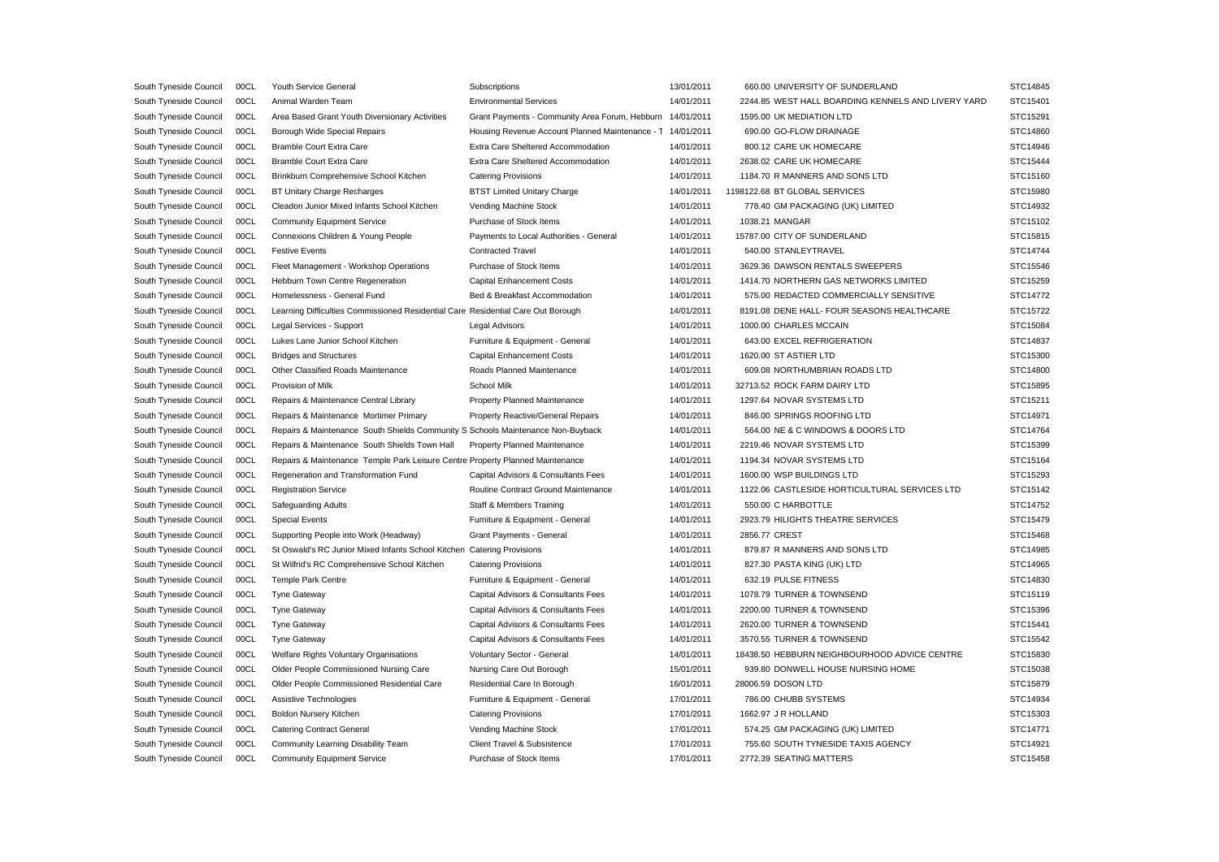| | | | | | | | |
|---|---|---|---|---|---|---|---|
| South Tyneside Council | 00CL | Youth Service General | Subscriptions | 13/01/2011 | 660.00 | UNIVERSITY OF SUNDERLAND | STC14845 |
| South Tyneside Council | 00CL | Animal Warden Team | Environmental Services | 14/01/2011 | 2244.85 | WEST HALL BOARDING KENNELS AND LIVERY YARD | STC15401 |
| South Tyneside Council | 00CL | Area Based Grant Youth Diversionary Activities | Grant Payments - Community Area Forum, Hebburn | 14/01/2011 | 1595.00 | UK MEDIATION LTD | STC15291 |
| South Tyneside Council | 00CL | Borough Wide Special Repairs | Housing Revenue Account Planned Maintenance - T | 14/01/2011 | 690.00 | GO-FLOW DRAINAGE | STC14860 |
| South Tyneside Council | 00CL | Bramble Court Extra Care | Extra Care Sheltered Accommodation | 14/01/2011 | 800.12 | CARE UK HOMECARE | STC14946 |
| South Tyneside Council | 00CL | Bramble Court Extra Care | Extra Care Sheltered Accommodation | 14/01/2011 | 2638.02 | CARE UK HOMECARE | STC15444 |
| South Tyneside Council | 00CL | Brinkburn Comprehensive School Kitchen | Catering Provisions | 14/01/2011 | 1184.70 | R MANNERS AND SONS LTD | STC15160 |
| South Tyneside Council | 00CL | BT Unitary Charge Recharges | BTST Limited Unitary Charge | 14/01/2011 | 1198122.68 | BT GLOBAL SERVICES | STC15980 |
| South Tyneside Council | 00CL | Cleadon Junior Mixed Infants School Kitchen | Vending Machine Stock | 14/01/2011 | 778.40 | GM PACKAGING (UK) LIMITED | STC14932 |
| South Tyneside Council | 00CL | Community Equipment Service | Purchase of Stock Items | 14/01/2011 | 1038.21 | MANGAR | STC15102 |
| South Tyneside Council | 00CL | Connexions Children & Young People | Payments to Local Authorities - General | 14/01/2011 | 15787.00 | CITY OF SUNDERLAND | STC15815 |
| South Tyneside Council | 00CL | Festive Events | Contracted Travel | 14/01/2011 | 540.00 | STANLEYTRAVEL | STC14744 |
| South Tyneside Council | 00CL | Fleet Management - Workshop Operations | Purchase of Stock Items | 14/01/2011 | 3629.36 | DAWSON RENTALS SWEEPERS | STC15546 |
| South Tyneside Council | 00CL | Hebburn Town Centre Regeneration | Capital Enhancement Costs | 14/01/2011 | 1414.70 | NORTHERN GAS NETWORKS LIMITED | STC15259 |
| South Tyneside Council | 00CL | Homelessness - General Fund | Bed & Breakfast Accommodation | 14/01/2011 | 575.00 | REDACTED COMMERCIALLY SENSITIVE | STC14772 |
| South Tyneside Council | 00CL | Learning Difficulties Commissioned Residential Care | Residential Care Out Borough | 14/01/2011 | 8191.08 | DENE HALL- FOUR SEASONS HEALTHCARE | STC15722 |
| South Tyneside Council | 00CL | Legal Services - Support | Legal Advisors | 14/01/2011 | 1000.00 | CHARLES MCCAIN | STC15084 |
| South Tyneside Council | 00CL | Lukes Lane Junior School Kitchen | Furniture & Equipment - General | 14/01/2011 | 643.00 | EXCEL REFRIGERATION | STC14837 |
| South Tyneside Council | 00CL | Bridges and Structures | Capital Enhancement Costs | 14/01/2011 | 1620.00 | ST ASTIER LTD | STC15300 |
| South Tyneside Council | 00CL | Other Classified Roads Maintenance | Roads Planned Maintenance | 14/01/2011 | 609.08 | NORTHUMBRIAN ROADS LTD | STC14800 |
| South Tyneside Council | 00CL | Provision of Milk | School Milk | 14/01/2011 | 32713.52 | ROCK FARM DAIRY LTD | STC15895 |
| South Tyneside Council | 00CL | Repairs & Maintenance Central Library | Property Planned Maintenance | 14/01/2011 | 1297.64 | NOVAR SYSTEMS LTD | STC15211 |
| South Tyneside Council | 00CL | Repairs & Maintenance Mortimer Primary | Property Reactive/General Repairs | 14/01/2011 | 846.00 | SPRINGS ROOFING LTD | STC14971 |
| South Tyneside Council | 00CL | Repairs & Maintenance South Shields Community S | Schools Maintenance Non-Buyback | 14/01/2011 | 564.00 | NE & C WINDOWS & DOORS LTD | STC14764 |
| South Tyneside Council | 00CL | Repairs & Maintenance South Shields Town Hall | Property Planned Maintenance | 14/01/2011 | 2219.46 | NOVAR SYSTEMS LTD | STC15399 |
| South Tyneside Council | 00CL | Repairs & Maintenance Temple Park Leisure Centre | Property Planned Maintenance | 14/01/2011 | 1194.34 | NOVAR SYSTEMS LTD | STC15164 |
| South Tyneside Council | 00CL | Regeneration and Transformation Fund | Capital Advisors & Consultants Fees | 14/01/2011 | 1600.00 | WSP BUILDINGS LTD | STC15293 |
| South Tyneside Council | 00CL | Registration Service | Routine Contract Ground Maintenance | 14/01/2011 | 1122.06 | CASTLESIDE HORTICULTURAL SERVICES LTD | STC15142 |
| South Tyneside Council | 00CL | Safeguarding Adults | Staff & Members Training | 14/01/2011 | 550.00 | C HARBOTTLE | STC14752 |
| South Tyneside Council | 00CL | Special Events | Furniture & Equipment - General | 14/01/2011 | 2923.79 | HILIGHTS THEATRE SERVICES | STC15479 |
| South Tyneside Council | 00CL | Supporting People into Work (Headway) | Grant Payments - General | 14/01/2011 | 2856.77 | CREST | STC15468 |
| South Tyneside Council | 00CL | St Oswald's RC Junior Mixed Infants School Kitchen | Catering Provisions | 14/01/2011 | 879.87 | R MANNERS AND SONS LTD | STC14985 |
| South Tyneside Council | 00CL | St Wilfrid's RC Comprehensive School Kitchen | Catering Provisions | 14/01/2011 | 827.30 | PASTA KING (UK) LTD | STC14965 |
| South Tyneside Council | 00CL | Temple Park Centre | Furniture & Equipment - General | 14/01/2011 | 632.19 | PULSE FITNESS | STC14830 |
| South Tyneside Council | 00CL | Tyne Gateway | Capital Advisors & Consultants Fees | 14/01/2011 | 1078.79 | TURNER & TOWNSEND | STC15119 |
| South Tyneside Council | 00CL | Tyne Gateway | Capital Advisors & Consultants Fees | 14/01/2011 | 2200.00 | TURNER & TOWNSEND | STC15396 |
| South Tyneside Council | 00CL | Tyne Gateway | Capital Advisors & Consultants Fees | 14/01/2011 | 2620.00 | TURNER & TOWNSEND | STC15441 |
| South Tyneside Council | 00CL | Tyne Gateway | Capital Advisors & Consultants Fees | 14/01/2011 | 3570.55 | TURNER & TOWNSEND | STC15542 |
| South Tyneside Council | 00CL | Welfare Rights Voluntary Organisations | Voluntary Sector - General | 14/01/2011 | 18438.50 | HEBBURN NEIGHBOURHOOD ADVICE CENTRE | STC15830 |
| South Tyneside Council | 00CL | Older People Commissioned Nursing Care | Nursing Care Out Borough | 15/01/2011 | 939.80 | DONWELL HOUSE NURSING HOME | STC15038 |
| South Tyneside Council | 00CL | Older People Commissioned Residential Care | Residential Care In Borough | 16/01/2011 | 28006.59 | DOSON LTD | STC15879 |
| South Tyneside Council | 00CL | Assistive Technologies | Furniture & Equipment - General | 17/01/2011 | 786.00 | CHUBB SYSTEMS | STC14934 |
| South Tyneside Council | 00CL | Boldon Nursery Kitchen | Catering Provisions | 17/01/2011 | 1662.97 | J R HOLLAND | STC15303 |
| South Tyneside Council | 00CL | Catering Contract General | Vending Machine Stock | 17/01/2011 | 574.25 | GM PACKAGING (UK) LIMITED | STC14771 |
| South Tyneside Council | 00CL | Community Learning Disability Team | Client Travel & Subsistence | 17/01/2011 | 755.60 | SOUTH TYNESIDE TAXIS AGENCY | STC14921 |
| South Tyneside Council | 00CL | Community Equipment Service | Purchase of Stock Items | 17/01/2011 | 2772.39 | SEATING MATTERS | STC15458 |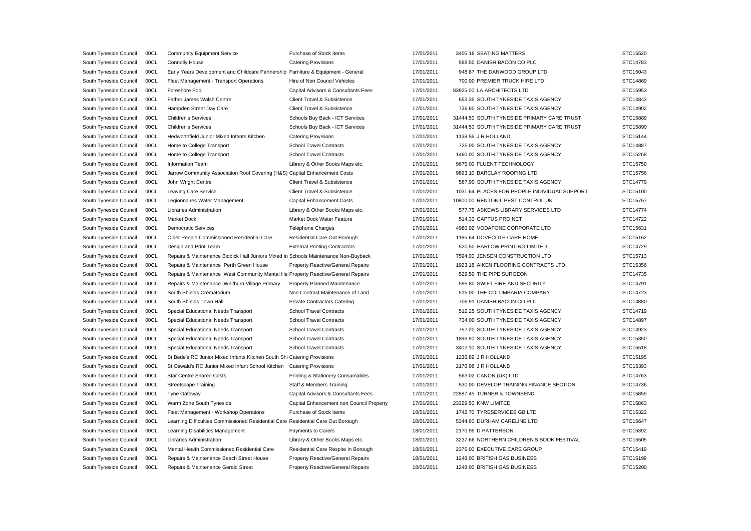| | | | | | | | |
|---|---|---|---|---|---|---|---|
| South Tyneside Council | 00CL | Community Equipment Service | Purchase of Stock Items | 17/01/2011 | 3405.16 | SEATING MATTERS | STC15520 |
| South Tyneside Council | 00CL | Connolly House | Catering Provisions | 17/01/2011 | 588.50 | DANISH BACON CO PLC | STC14783 |
| South Tyneside Council | 00CL | Early Years Development and Childcare Partnership | Furniture & Equipment - General | 17/01/2011 | 948.87 | THE DANWOOD GROUP LTD | STC15043 |
| South Tyneside Council | 00CL | Fleet Management - Transport Operations | Hire of Non Council Vehicles | 17/01/2011 | 700.00 | PREMIER TRUCK HIRE LTD. | STC14869 |
| South Tyneside Council | 00CL | Foreshore Pool | Capital Advisors & Consultants Fees | 17/01/2011 | 83925.00 | LA ARCHITECTS LTD | STC15953 |
| South Tyneside Council | 00CL | Father James Walsh Centre | Client Travel & Subsistence | 17/01/2011 | 653.35 | SOUTH TYNESIDE TAXIS AGENCY | STC14843 |
| South Tyneside Council | 00CL | Hampden Street Day Care | Client Travel & Subsistence | 17/01/2011 | 736.60 | SOUTH TYNESIDE TAXIS AGENCY | STC14902 |
| South Tyneside Council | 00CL | Children's Services | Schools Buy Back - ICT Services | 17/01/2011 | 31444.50 | SOUTH TYNESIDE PRIMARY CARE TRUST | STC15889 |
| South Tyneside Council | 00CL | Children's Services | Schools Buy Back - ICT Services | 17/01/2011 | 31444.50 | SOUTH TYNESIDE PRIMARY CARE TRUST | STC15890 |
| South Tyneside Council | 00CL | Hedworthfield Junior Mixed Infants Kitchen | Catering Provisions | 17/01/2011 | 1138.56 | J R HOLLAND | STC15144 |
| South Tyneside Council | 00CL | Home to College Transport | School Travel Contracts | 17/01/2011 | 725.00 | SOUTH TYNESIDE TAXIS AGENCY | STC14887 |
| South Tyneside Council | 00CL | Home to College Transport | School Travel Contracts | 17/01/2011 | 1460.00 | SOUTH TYNESIDE TAXIS AGENCY | STC15268 |
| South Tyneside Council | 00CL | Information Team | Library & Other Books Maps etc. | 17/01/2011 | 9675.00 | FLUENT TECHNOLOGY | STC15750 |
| South Tyneside Council | 00CL | Jarrow Community Association Roof Covering (H&S) | Capital Enhancement Costs | 17/01/2011 | 9893.10 | BARCLAY ROOFING LTD | STC15756 |
| South Tyneside Council | 00CL | John Wright Centre | Client Travel & Subsistence | 17/01/2011 | 587.90 | SOUTH TYNESIDE TAXIS AGENCY | STC14779 |
| South Tyneside Council | 00CL | Leaving Care Service | Client Travel & Subsistence | 17/01/2011 | 1031.64 | PLACES FOR PEOPLE INDIVIDUAL SUPPORT | STC15100 |
| South Tyneside Council | 00CL | Legionnaires Water Management | Capital Enhancement Costs | 17/01/2011 | 10800.00 | RENTOKIL PEST CONTROL UK | STC15767 |
| South Tyneside Council | 00CL | Libraries Administration | Library & Other Books Maps etc. | 17/01/2011 | 577.75 | ASKEWS LIBRARY SERVICES LTD | STC14774 |
| South Tyneside Council | 00CL | Market Dock | Market Dock Water Feature | 17/01/2011 | 514.33 | CAPTUS PRO NET | STC14722 |
| South Tyneside Council | 00CL | Democratic Services | Telephone Charges | 17/01/2011 | 4980.92 | VODAFONE CORPORATE LTD | STC15631 |
| South Tyneside Council | 00CL | Older People Commissioned Residential Care | Residential Care Out Borough | 17/01/2011 | 1185.64 | DOVECOTE CARE HOME | STC15162 |
| South Tyneside Council | 00CL | Design and Print Team | External Printing Contractors | 17/01/2011 | 520.50 | HARLOW PRINTING LIMITED | STC14729 |
| South Tyneside Council | 00CL | Repairs & Maintenance Biddick Hall Juniors Mixed In | Schools Maintenance Non-Buyback | 17/01/2011 | 7594.00 | JENSEN CONSTRUCTION LTD | STC15713 |
| South Tyneside Council | 00CL | Repairs & Maintenance Perth Green House | Property Reactive/General Repairs | 17/01/2011 | 1923.18 | AIKEN FLOORING CONTRACTS LTD | STC15356 |
| South Tyneside Council | 00CL | Repairs & Maintenance West Community Mental He | Property Reactive/General Repairs | 17/01/2011 | 529.50 | THE PIPE SURGEON | STC14735 |
| South Tyneside Council | 00CL | Repairs & Maintenance Whitburn Village Primary | Property Planned Maintenance | 17/01/2011 | 595.80 | SWIFT FIRE AND SECURITY | STC14791 |
| South Tyneside Council | 00CL | South Shields Crematorium | Non Contract Maintenance of Land | 17/01/2011 | 515.00 | THE COLUMBARIA COMPANY | STC14723 |
| South Tyneside Council | 00CL | South Shields Town Hall | Private Contractors Catering | 17/01/2011 | 706.91 | DANISH BACON CO PLC | STC14880 |
| South Tyneside Council | 00CL | Special Educational Needs Transport | School Travel Contracts | 17/01/2011 | 512.25 | SOUTH TYNESIDE TAXIS AGENCY | STC14719 |
| South Tyneside Council | 00CL | Special Educational Needs Transport | School Travel Contracts | 17/01/2011 | 734.00 | SOUTH TYNESIDE TAXIS AGENCY | STC14897 |
| South Tyneside Council | 00CL | Special Educational Needs Transport | School Travel Contracts | 17/01/2011 | 757.20 | SOUTH TYNESIDE TAXIS AGENCY | STC14923 |
| South Tyneside Council | 00CL | Special Educational Needs Transport | School Travel Contracts | 17/01/2011 | 1896.90 | SOUTH TYNESIDE TAXIS AGENCY | STC15350 |
| South Tyneside Council | 00CL | Special Educational Needs Transport | School Travel Contracts | 17/01/2011 | 3402.10 | SOUTH TYNESIDE TAXIS AGENCY | STC15518 |
| South Tyneside Council | 00CL | St Bede's RC Junior Mixed Infants Kitchen South Shi | Catering Provisions | 17/01/2011 | 1236.89 | J R HOLLAND | STC15195 |
| South Tyneside Council | 00CL | St Oswald's RC Junior Mixed Infant School Kitchen | Catering Provisions | 17/01/2011 | 2176.98 | J R HOLLAND | STC15393 |
| South Tyneside Council | 00CL | Star Centre Shared Costs | Printing & Stationery Consumables | 17/01/2011 | 563.02 | CANON (UK) LTD | STC14763 |
| South Tyneside Council | 00CL | Streetscape Training | Staff & Members Training | 17/01/2011 | 530.00 | DEVELOP TRAINING FINANCE SECTION | STC14736 |
| South Tyneside Council | 00CL | Tyne Gateway | Capital Advisors & Consultants Fees | 17/01/2011 | 22887.45 | TURNER & TOWNSEND | STC15859 |
| South Tyneside Council | 00CL | Warm Zone South Tyneside | Capital Enhancement non Council Property | 17/01/2011 | 23329.50 | KNW LIMITED | STC15863 |
| South Tyneside Council | 00CL | Fleet Management - Workshop Operations | Purchase of Stock Items | 18/01/2011 | 1742.70 | TYRESERVICES GB LTD | STC15322 |
| South Tyneside Council | 00CL | Learning Difficulties Commissioned Residential Care | Residential Care Out Borough | 18/01/2011 | 5344.60 | DURHAM CARELINE LTD | STC15647 |
| South Tyneside Council | 00CL | Learning Disabilities Management | Payments to Carers | 18/01/2011 | 2170.96 | D PATTERSON | STC15392 |
| South Tyneside Council | 00CL | Libraries Administration | Library & Other Books Maps etc. | 18/01/2011 | 3237.66 | NORTHERN CHILDREN'S BOOK FESTIVAL | STC15505 |
| South Tyneside Council | 00CL | Mental Health Commissioned Residential Care | Residential Care Respite In Borough | 18/01/2011 | 2375.00 | EXECUTIVE CARE GROUP | STC15419 |
| South Tyneside Council | 00CL | Repairs & Maintenance Beech Street House | Property Reactive/General Repairs | 18/01/2011 | 1248.00 | BRITISH GAS BUSINESS | STC15199 |
| South Tyneside Council | 00CL | Repairs & Maintenance Gerald Street | Property Reactive/General Repairs | 18/01/2011 | 1248.00 | BRITISH GAS BUSINESS | STC15200 |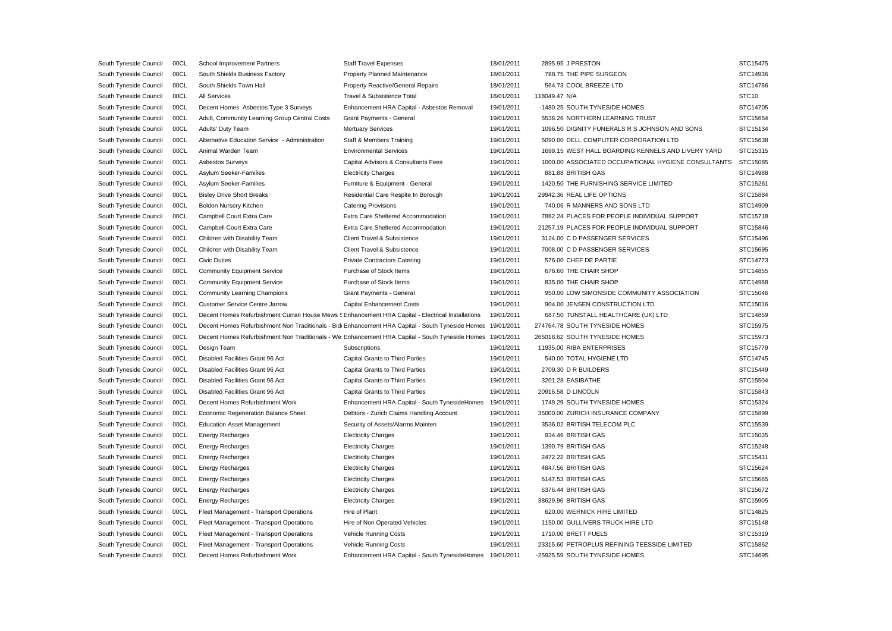| | | | | | | | |
|---|---|---|---|---|---|---|---|
| South Tyneside Council | 00CL | School Improvement Partners | Staff Travel Expenses | 18/01/2011 | 2895.95 | J PRESTON | STC15475 |
| South Tyneside Council | 00CL | South Shields Business Factory | Property Planned Maintenance | 18/01/2011 | 788.75 | THE PIPE SURGEON | STC14936 |
| South Tyneside Council | 00CL | South Shields Town Hall | Property Reactive/General Repairs | 18/01/2011 | 564.73 | COOL BREEZE LTD | STC14766 |
| South Tyneside Council | 00CL | All Services | Travel & Subsistence Total | 18/01/2011 | 118049.47 | N/A | STC10 |
| South Tyneside Council | 00CL | Decent Homes Asbestos Type 3 Surveys | Enhancement HRA Capital - Asbestos Removal | 19/01/2011 | -1480.25 | SOUTH TYNESIDE HOMES | STC14705 |
| South Tyneside Council | 00CL | Adult, Community Learning Group Central Costs | Grant Payments - General | 19/01/2011 | 5538.26 | NORTHERN LEARNING TRUST | STC15654 |
| South Tyneside Council | 00CL | Adults' Duty Team | Mortuary Services | 19/01/2011 | 1096.50 | DIGNITY FUNERALS R S JOHNSON AND SONS | STC15134 |
| South Tyneside Council | 00CL | Alternative Education Service - Administration | Staff & Members Training | 19/01/2011 | 5090.00 | DELL COMPUTER CORPORATION LTD | STC15638 |
| South Tyneside Council | 00CL | Animal Warden Team | Environmental Services | 19/01/2011 | 1699.15 | WEST HALL BOARDING KENNELS AND LIVERY YARD | STC15315 |
| South Tyneside Council | 00CL | Asbestos Surveys | Capital Advisors & Consultants Fees | 19/01/2011 | 1000.00 | ASSOCIATED OCCUPATIONAL HYGIENE CONSULTANTS | STC15085 |
| South Tyneside Council | 00CL | Asylum Seeker-Families | Electricity Charges | 19/01/2011 | 881.88 | BRITISH GAS | STC14988 |
| South Tyneside Council | 00CL | Asylum Seeker-Families | Furniture & Equipment - General | 19/01/2011 | 1420.50 | THE FURNISHING SERVICE LIMITED | STC15261 |
| South Tyneside Council | 00CL | Bisley Drive Short Breaks | Residential Care Respite In Borough | 19/01/2011 | 29942.36 | REAL LIFE OPTIONS | STC15884 |
| South Tyneside Council | 00CL | Boldon Nursery Kitchen | Catering Provisions | 19/01/2011 | 740.06 | R MANNERS AND SONS LTD | STC14909 |
| South Tyneside Council | 00CL | Campbell Court Extra Care | Extra Care Sheltered Accommodation | 19/01/2011 | 7862.24 | PLACES FOR PEOPLE INDIVIDUAL SUPPORT | STC15718 |
| South Tyneside Council | 00CL | Campbell Court Extra Care | Extra Care Sheltered Accommodation | 19/01/2011 | 21257.19 | PLACES FOR PEOPLE INDIVIDUAL SUPPORT | STC15846 |
| South Tyneside Council | 00CL | Children with Disability Team | Client Travel & Subsistence | 19/01/2011 | 3124.00 | C D PASSENGER SERVICES | STC15496 |
| South Tyneside Council | 00CL | Children with Disability Team | Client Travel & Subsistence | 19/01/2011 | 7008.00 | C D PASSENGER SERVICES | STC15695 |
| South Tyneside Council | 00CL | Civic Duties | Private Contractors Catering | 19/01/2011 | 576.00 | CHEF DE PARTIE | STC14773 |
| South Tyneside Council | 00CL | Community Equipment Service | Purchase of Stock Items | 19/01/2011 | 676.60 | THE CHAIR SHOP | STC14855 |
| South Tyneside Council | 00CL | Community Equipment Service | Purchase of Stock Items | 19/01/2011 | 835.00 | THE CHAIR SHOP | STC14968 |
| South Tyneside Council | 00CL | Community Learning Champions | Grant Payments - General | 19/01/2011 | 950.00 | LOW SIMONSIDE COMMUNITY ASSOCIATION | STC15046 |
| South Tyneside Council | 00CL | Customer Service Centre Jarrow | Capital Enhancement Costs | 19/01/2011 | 904.00 | JENSEN CONSTRUCTION LTD | STC15016 |
| South Tyneside Council | 00CL | Decent Homes Refurbishment Curran House Mews S | Enhancement HRA Capital - Electrical Installations | 19/01/2011 | 687.50 | TUNSTALL HEALTHCARE (UK) LTD | STC14859 |
| South Tyneside Council | 00CL | Decent Homes Refurbishment Non Traditionals - Bid | Enhancement HRA Capital - South Tyneside Homes | 19/01/2011 | 274764.78 | SOUTH TYNESIDE HOMES | STC15975 |
| South Tyneside Council | 00CL | Decent Homes Refurbishment Non Traditionals - We | Enhancement HRA Capital - South Tyneside Homes | 19/01/2011 | 265018.62 | SOUTH TYNESIDE HOMES | STC15973 |
| South Tyneside Council | 00CL | Design Team | Subscriptions | 19/01/2011 | 11935.00 | RIBA ENTERPRISES | STC15779 |
| South Tyneside Council | 00CL | Disabled Facilities Grant 96 Act | Capital Grants to Third Parties | 19/01/2011 | 540.00 | TOTAL HYGIENE LTD | STC14745 |
| South Tyneside Council | 00CL | Disabled Facilities Grant 96 Act | Capital Grants to Third Parties | 19/01/2011 | 2709.30 | D R BUILDERS | STC15449 |
| South Tyneside Council | 00CL | Disabled Facilities Grant 96 Act | Capital Grants to Third Parties | 19/01/2011 | 3201.28 | EASIBATHE | STC15504 |
| South Tyneside Council | 00CL | Disabled Facilities Grant 96 Act | Capital Grants to Third Parties | 19/01/2011 | 20916.58 | D LINCOLN | STC15843 |
| South Tyneside Council | 00CL | Decent Homes Refurbishment Work | Enhancement HRA Capital - South TynesideHomes | 19/01/2011 | 1749.29 | SOUTH TYNESIDE HOMES | STC15324 |
| South Tyneside Council | 00CL | Economic Regeneration Balance Sheet | Debtors - Zurich Claims Handling Account | 19/01/2011 | 35000.00 | ZURICH INSURANCE COMPANY | STC15899 |
| South Tyneside Council | 00CL | Education Asset Management | Security of Assets/Alarms Mainten | 19/01/2011 | 3536.02 | BRITISH TELECOM PLC | STC15539 |
| South Tyneside Council | 00CL | Energy Recharges | Electricity Charges | 19/01/2011 | 934.46 | BRITISH GAS | STC15035 |
| South Tyneside Council | 00CL | Energy Recharges | Electricity Charges | 19/01/2011 | 1390.79 | BRITISH GAS | STC15248 |
| South Tyneside Council | 00CL | Energy Recharges | Electricity Charges | 19/01/2011 | 2472.22 | BRITISH GAS | STC15431 |
| South Tyneside Council | 00CL | Energy Recharges | Electricity Charges | 19/01/2011 | 4847.56 | BRITISH GAS | STC15624 |
| South Tyneside Council | 00CL | Energy Recharges | Electricity Charges | 19/01/2011 | 6147.53 | BRITISH GAS | STC15665 |
| South Tyneside Council | 00CL | Energy Recharges | Electricity Charges | 19/01/2011 | 6376.44 | BRITISH GAS | STC15672 |
| South Tyneside Council | 00CL | Energy Recharges | Electricity Charges | 19/01/2011 | 38629.96 | BRITISH GAS | STC15905 |
| South Tyneside Council | 00CL | Fleet Management - Transport Operations | Hire of Plant | 19/01/2011 | 620.00 | WERNICK HIRE LIMITED | STC14825 |
| South Tyneside Council | 00CL | Fleet Management - Transport Operations | Hire of Non Operated Vehicles | 19/01/2011 | 1150.00 | GULLIVERS TRUCK HIRE LTD | STC15148 |
| South Tyneside Council | 00CL | Fleet Management - Transport Operations | Vehicle Running Costs | 19/01/2011 | 1710.00 | BRETT FUELS | STC15319 |
| South Tyneside Council | 00CL | Fleet Management - Transport Operations | Vehicle Running Costs | 19/01/2011 | 23315.60 | PETROPLUS REFINING TEESSIDE LIMITED | STC15862 |
| South Tyneside Council | 00CL | Decent Homes Refurbishment Work | Enhancement HRA Capital - South TynesideHomes | 19/01/2011 | -25925.59 | SOUTH TYNESIDE HOMES | STC14695 |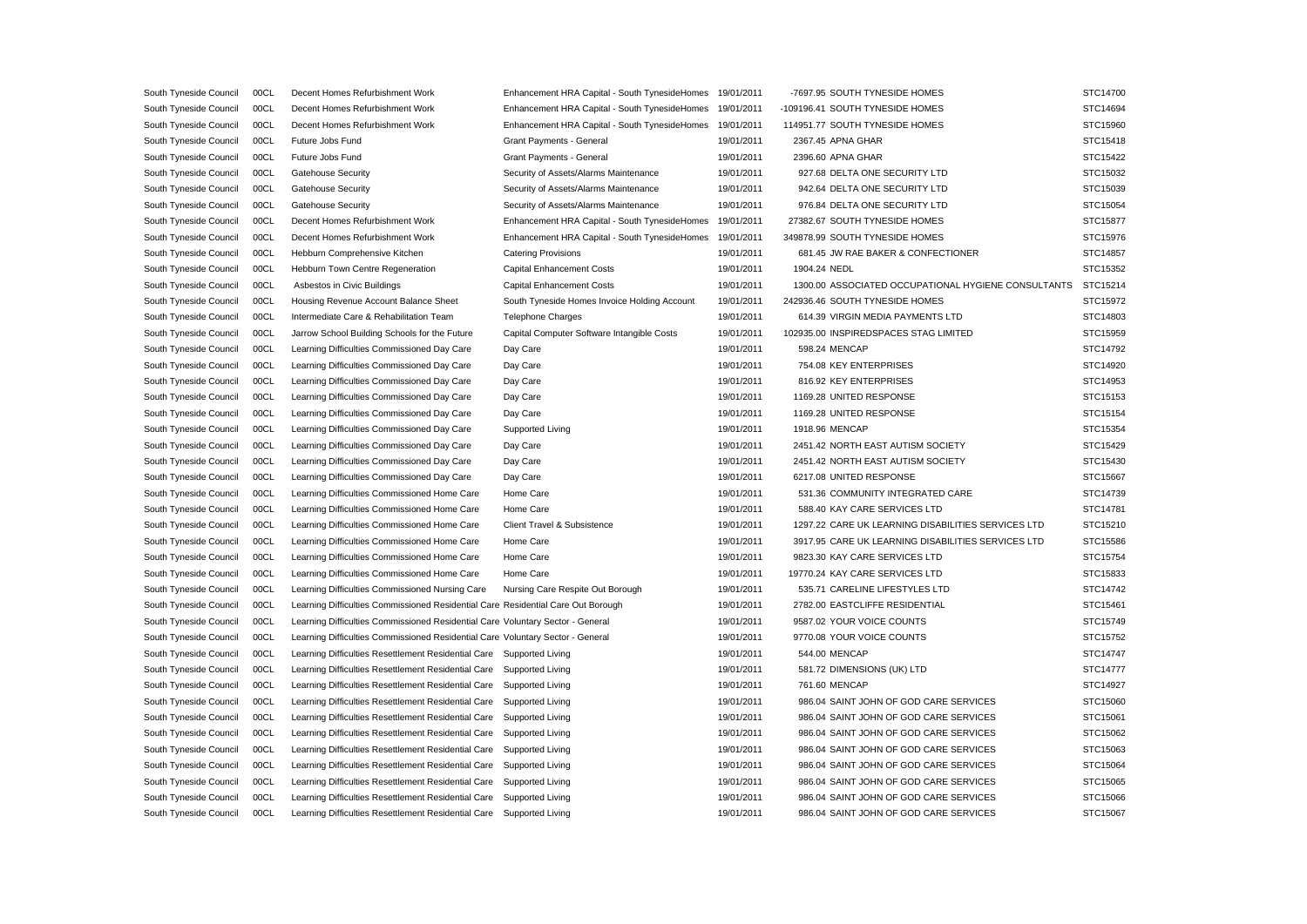| | | | | | | | |
|---|---|---|---|---|---|---|---|
| South Tyneside Council | 00CL | Decent Homes Refurbishment Work | Enhancement HRA Capital - South TynesideHomes | 19/01/2011 | -7697.95 | SOUTH TYNESIDE HOMES | STC14700 |
| South Tyneside Council | 00CL | Decent Homes Refurbishment Work | Enhancement HRA Capital - South TynesideHomes | 19/01/2011 | -109196.41 | SOUTH TYNESIDE HOMES | STC14694 |
| South Tyneside Council | 00CL | Decent Homes Refurbishment Work | Enhancement HRA Capital - South TynesideHomes | 19/01/2011 | 114951.77 | SOUTH TYNESIDE HOMES | STC15960 |
| South Tyneside Council | 00CL | Future Jobs Fund | Grant Payments - General | 19/01/2011 | 2367.45 | APNA GHAR | STC15418 |
| South Tyneside Council | 00CL | Future Jobs Fund | Grant Payments - General | 19/01/2011 | 2396.60 | APNA GHAR | STC15422 |
| South Tyneside Council | 00CL | Gatehouse Security | Security of Assets/Alarms Maintenance | 19/01/2011 | 927.68 | DELTA ONE SECURITY LTD | STC15032 |
| South Tyneside Council | 00CL | Gatehouse Security | Security of Assets/Alarms Maintenance | 19/01/2011 | 942.64 | DELTA ONE SECURITY LTD | STC15039 |
| South Tyneside Council | 00CL | Gatehouse Security | Security of Assets/Alarms Maintenance | 19/01/2011 | 976.84 | DELTA ONE SECURITY LTD | STC15054 |
| South Tyneside Council | 00CL | Decent Homes Refurbishment Work | Enhancement HRA Capital - South TynesideHomes | 19/01/2011 | 27382.67 | SOUTH TYNESIDE HOMES | STC15877 |
| South Tyneside Council | 00CL | Decent Homes Refurbishment Work | Enhancement HRA Capital - South TynesideHomes | 19/01/2011 | 349878.99 | SOUTH TYNESIDE HOMES | STC15976 |
| South Tyneside Council | 00CL | Hebburn Comprehensive Kitchen | Catering Provisions | 19/01/2011 | 681.45 | JW RAE BAKER & CONFECTIONER | STC14857 |
| South Tyneside Council | 00CL | Hebburn Town Centre Regeneration | Capital Enhancement Costs | 19/01/2011 | 1904.24 | NEDL | STC15352 |
| South Tyneside Council | 00CL | Asbestos in Civic Buildings | Capital Enhancement Costs | 19/01/2011 | 1300.00 | ASSOCIATED OCCUPATIONAL HYGIENE CONSULTANTS | STC15214 |
| South Tyneside Council | 00CL | Housing Revenue Account Balance Sheet | South Tyneside Homes Invoice Holding Account | 19/01/2011 | 242936.46 | SOUTH TYNESIDE HOMES | STC15972 |
| South Tyneside Council | 00CL | Intermediate Care & Rehabilitation Team | Telephone Charges | 19/01/2011 | 614.39 | VIRGIN MEDIA PAYMENTS LTD | STC14803 |
| South Tyneside Council | 00CL | Jarrow School Building Schools for the Future | Capital Computer Software Intangible Costs | 19/01/2011 | 102935.00 | INSPIREDSPACES STAG LIMITED | STC15959 |
| South Tyneside Council | 00CL | Learning Difficulties Commissioned Day Care | Day Care | 19/01/2011 | 598.24 | MENCAP | STC14792 |
| South Tyneside Council | 00CL | Learning Difficulties Commissioned Day Care | Day Care | 19/01/2011 | 754.08 | KEY ENTERPRISES | STC14920 |
| South Tyneside Council | 00CL | Learning Difficulties Commissioned Day Care | Day Care | 19/01/2011 | 816.92 | KEY ENTERPRISES | STC14953 |
| South Tyneside Council | 00CL | Learning Difficulties Commissioned Day Care | Day Care | 19/01/2011 | 1169.28 | UNITED RESPONSE | STC15153 |
| South Tyneside Council | 00CL | Learning Difficulties Commissioned Day Care | Day Care | 19/01/2011 | 1169.28 | UNITED RESPONSE | STC15154 |
| South Tyneside Council | 00CL | Learning Difficulties Commissioned Day Care | Supported Living | 19/01/2011 | 1918.96 | MENCAP | STC15354 |
| South Tyneside Council | 00CL | Learning Difficulties Commissioned Day Care | Day Care | 19/01/2011 | 2451.42 | NORTH EAST AUTISM SOCIETY | STC15429 |
| South Tyneside Council | 00CL | Learning Difficulties Commissioned Day Care | Day Care | 19/01/2011 | 2451.42 | NORTH EAST AUTISM SOCIETY | STC15430 |
| South Tyneside Council | 00CL | Learning Difficulties Commissioned Day Care | Day Care | 19/01/2011 | 6217.08 | UNITED RESPONSE | STC15667 |
| South Tyneside Council | 00CL | Learning Difficulties Commissioned Home Care | Home Care | 19/01/2011 | 531.36 | COMMUNITY INTEGRATED CARE | STC14739 |
| South Tyneside Council | 00CL | Learning Difficulties Commissioned Home Care | Home Care | 19/01/2011 | 588.40 | KAY CARE SERVICES LTD | STC14781 |
| South Tyneside Council | 00CL | Learning Difficulties Commissioned Home Care | Client Travel & Subsistence | 19/01/2011 | 1297.22 | CARE UK LEARNING DISABILITIES SERVICES LTD | STC15210 |
| South Tyneside Council | 00CL | Learning Difficulties Commissioned Home Care | Home Care | 19/01/2011 | 3917.95 | CARE UK LEARNING DISABILITIES SERVICES LTD | STC15586 |
| South Tyneside Council | 00CL | Learning Difficulties Commissioned Home Care | Home Care | 19/01/2011 | 9823.30 | KAY CARE SERVICES LTD | STC15754 |
| South Tyneside Council | 00CL | Learning Difficulties Commissioned Home Care | Home Care | 19/01/2011 | 19770.24 | KAY CARE SERVICES LTD | STC15833 |
| South Tyneside Council | 00CL | Learning Difficulties Commissioned Nursing Care | Nursing Care Respite Out Borough | 19/01/2011 | 535.71 | CARELINE LIFESTYLES LTD | STC14742 |
| South Tyneside Council | 00CL | Learning Difficulties Commissioned Residential Care | Residential Care Out Borough | 19/01/2011 | 2782.00 | EASTCLIFFE RESIDENTIAL | STC15461 |
| South Tyneside Council | 00CL | Learning Difficulties Commissioned Residential Care | Voluntary Sector - General | 19/01/2011 | 9587.02 | YOUR VOICE COUNTS | STC15749 |
| South Tyneside Council | 00CL | Learning Difficulties Commissioned Residential Care | Voluntary Sector - General | 19/01/2011 | 9770.08 | YOUR VOICE COUNTS | STC15752 |
| South Tyneside Council | 00CL | Learning Difficulties Resettlement Residential Care | Supported Living | 19/01/2011 | 544.00 | MENCAP | STC14747 |
| South Tyneside Council | 00CL | Learning Difficulties Resettlement Residential Care | Supported Living | 19/01/2011 | 581.72 | DIMENSIONS (UK) LTD | STC14777 |
| South Tyneside Council | 00CL | Learning Difficulties Resettlement Residential Care | Supported Living | 19/01/2011 | 761.60 | MENCAP | STC14927 |
| South Tyneside Council | 00CL | Learning Difficulties Resettlement Residential Care | Supported Living | 19/01/2011 | 986.04 | SAINT JOHN OF GOD CARE SERVICES | STC15060 |
| South Tyneside Council | 00CL | Learning Difficulties Resettlement Residential Care | Supported Living | 19/01/2011 | 986.04 | SAINT JOHN OF GOD CARE SERVICES | STC15061 |
| South Tyneside Council | 00CL | Learning Difficulties Resettlement Residential Care | Supported Living | 19/01/2011 | 986.04 | SAINT JOHN OF GOD CARE SERVICES | STC15062 |
| South Tyneside Council | 00CL | Learning Difficulties Resettlement Residential Care | Supported Living | 19/01/2011 | 986.04 | SAINT JOHN OF GOD CARE SERVICES | STC15063 |
| South Tyneside Council | 00CL | Learning Difficulties Resettlement Residential Care | Supported Living | 19/01/2011 | 986.04 | SAINT JOHN OF GOD CARE SERVICES | STC15064 |
| South Tyneside Council | 00CL | Learning Difficulties Resettlement Residential Care | Supported Living | 19/01/2011 | 986.04 | SAINT JOHN OF GOD CARE SERVICES | STC15065 |
| South Tyneside Council | 00CL | Learning Difficulties Resettlement Residential Care | Supported Living | 19/01/2011 | 986.04 | SAINT JOHN OF GOD CARE SERVICES | STC15066 |
| South Tyneside Council | 00CL | Learning Difficulties Resettlement Residential Care | Supported Living | 19/01/2011 | 986.04 | SAINT JOHN OF GOD CARE SERVICES | STC15067 |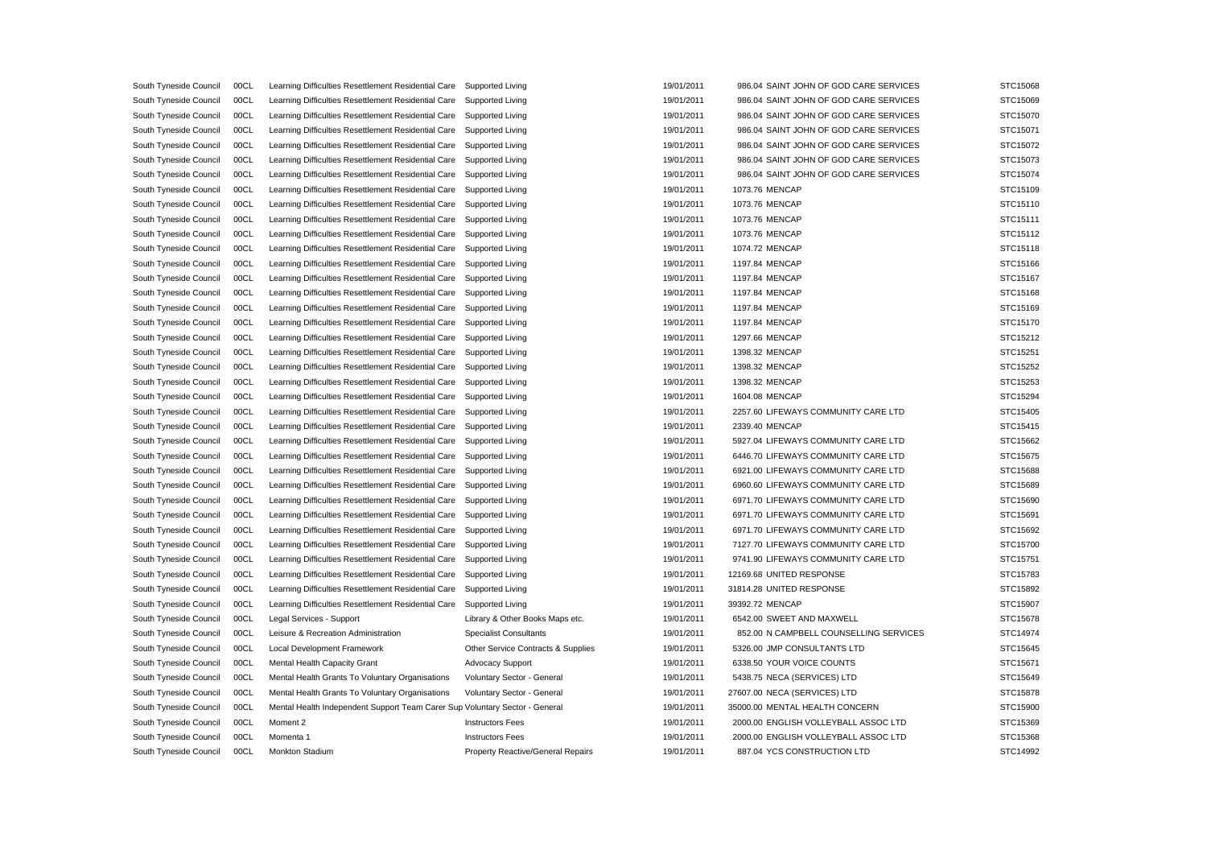| | | | | | | | |
|---|---|---|---|---|---|---|---|
| South Tyneside Council | 00CL | Learning Difficulties Resettlement Residential Care | Supported Living | 19/01/2011 | 986.04 | SAINT JOHN OF GOD CARE SERVICES | STC15068 |
| South Tyneside Council | 00CL | Learning Difficulties Resettlement Residential Care | Supported Living | 19/01/2011 | 986.04 | SAINT JOHN OF GOD CARE SERVICES | STC15069 |
| South Tyneside Council | 00CL | Learning Difficulties Resettlement Residential Care | Supported Living | 19/01/2011 | 986.04 | SAINT JOHN OF GOD CARE SERVICES | STC15070 |
| South Tyneside Council | 00CL | Learning Difficulties Resettlement Residential Care | Supported Living | 19/01/2011 | 986.04 | SAINT JOHN OF GOD CARE SERVICES | STC15071 |
| South Tyneside Council | 00CL | Learning Difficulties Resettlement Residential Care | Supported Living | 19/01/2011 | 986.04 | SAINT JOHN OF GOD CARE SERVICES | STC15072 |
| South Tyneside Council | 00CL | Learning Difficulties Resettlement Residential Care | Supported Living | 19/01/2011 | 986.04 | SAINT JOHN OF GOD CARE SERVICES | STC15073 |
| South Tyneside Council | 00CL | Learning Difficulties Resettlement Residential Care | Supported Living | 19/01/2011 | 986.04 | SAINT JOHN OF GOD CARE SERVICES | STC15074 |
| South Tyneside Council | 00CL | Learning Difficulties Resettlement Residential Care | Supported Living | 19/01/2011 | 1073.76 | MENCAP | STC15109 |
| South Tyneside Council | 00CL | Learning Difficulties Resettlement Residential Care | Supported Living | 19/01/2011 | 1073.76 | MENCAP | STC15110 |
| South Tyneside Council | 00CL | Learning Difficulties Resettlement Residential Care | Supported Living | 19/01/2011 | 1073.76 | MENCAP | STC15111 |
| South Tyneside Council | 00CL | Learning Difficulties Resettlement Residential Care | Supported Living | 19/01/2011 | 1073.76 | MENCAP | STC15112 |
| South Tyneside Council | 00CL | Learning Difficulties Resettlement Residential Care | Supported Living | 19/01/2011 | 1074.72 | MENCAP | STC15118 |
| South Tyneside Council | 00CL | Learning Difficulties Resettlement Residential Care | Supported Living | 19/01/2011 | 1197.84 | MENCAP | STC15166 |
| South Tyneside Council | 00CL | Learning Difficulties Resettlement Residential Care | Supported Living | 19/01/2011 | 1197.84 | MENCAP | STC15167 |
| South Tyneside Council | 00CL | Learning Difficulties Resettlement Residential Care | Supported Living | 19/01/2011 | 1197.84 | MENCAP | STC15168 |
| South Tyneside Council | 00CL | Learning Difficulties Resettlement Residential Care | Supported Living | 19/01/2011 | 1197.84 | MENCAP | STC15169 |
| South Tyneside Council | 00CL | Learning Difficulties Resettlement Residential Care | Supported Living | 19/01/2011 | 1197.84 | MENCAP | STC15170 |
| South Tyneside Council | 00CL | Learning Difficulties Resettlement Residential Care | Supported Living | 19/01/2011 | 1297.66 | MENCAP | STC15212 |
| South Tyneside Council | 00CL | Learning Difficulties Resettlement Residential Care | Supported Living | 19/01/2011 | 1398.32 | MENCAP | STC15251 |
| South Tyneside Council | 00CL | Learning Difficulties Resettlement Residential Care | Supported Living | 19/01/2011 | 1398.32 | MENCAP | STC15252 |
| South Tyneside Council | 00CL | Learning Difficulties Resettlement Residential Care | Supported Living | 19/01/2011 | 1398.32 | MENCAP | STC15253 |
| South Tyneside Council | 00CL | Learning Difficulties Resettlement Residential Care | Supported Living | 19/01/2011 | 1604.08 | MENCAP | STC15294 |
| South Tyneside Council | 00CL | Learning Difficulties Resettlement Residential Care | Supported Living | 19/01/2011 | 2257.60 | LIFEWAYS COMMUNITY CARE LTD | STC15405 |
| South Tyneside Council | 00CL | Learning Difficulties Resettlement Residential Care | Supported Living | 19/01/2011 | 2339.40 | MENCAP | STC15415 |
| South Tyneside Council | 00CL | Learning Difficulties Resettlement Residential Care | Supported Living | 19/01/2011 | 5927.04 | LIFEWAYS COMMUNITY CARE LTD | STC15662 |
| South Tyneside Council | 00CL | Learning Difficulties Resettlement Residential Care | Supported Living | 19/01/2011 | 6446.70 | LIFEWAYS COMMUNITY CARE LTD | STC15675 |
| South Tyneside Council | 00CL | Learning Difficulties Resettlement Residential Care | Supported Living | 19/01/2011 | 6921.00 | LIFEWAYS COMMUNITY CARE LTD | STC15688 |
| South Tyneside Council | 00CL | Learning Difficulties Resettlement Residential Care | Supported Living | 19/01/2011 | 6960.60 | LIFEWAYS COMMUNITY CARE LTD | STC15689 |
| South Tyneside Council | 00CL | Learning Difficulties Resettlement Residential Care | Supported Living | 19/01/2011 | 6971.70 | LIFEWAYS COMMUNITY CARE LTD | STC15690 |
| South Tyneside Council | 00CL | Learning Difficulties Resettlement Residential Care | Supported Living | 19/01/2011 | 6971.70 | LIFEWAYS COMMUNITY CARE LTD | STC15691 |
| South Tyneside Council | 00CL | Learning Difficulties Resettlement Residential Care | Supported Living | 19/01/2011 | 6971.70 | LIFEWAYS COMMUNITY CARE LTD | STC15692 |
| South Tyneside Council | 00CL | Learning Difficulties Resettlement Residential Care | Supported Living | 19/01/2011 | 7127.70 | LIFEWAYS COMMUNITY CARE LTD | STC15700 |
| South Tyneside Council | 00CL | Learning Difficulties Resettlement Residential Care | Supported Living | 19/01/2011 | 9741.90 | LIFEWAYS COMMUNITY CARE LTD | STC15751 |
| South Tyneside Council | 00CL | Learning Difficulties Resettlement Residential Care | Supported Living | 19/01/2011 | 12169.68 | UNITED RESPONSE | STC15783 |
| South Tyneside Council | 00CL | Learning Difficulties Resettlement Residential Care | Supported Living | 19/01/2011 | 31814.28 | UNITED RESPONSE | STC15892 |
| South Tyneside Council | 00CL | Learning Difficulties Resettlement Residential Care | Supported Living | 19/01/2011 | 39392.72 | MENCAP | STC15907 |
| South Tyneside Council | 00CL | Legal Services - Support | Library & Other Books Maps etc. | 19/01/2011 | 6542.00 | SWEET AND MAXWELL | STC15678 |
| South Tyneside Council | 00CL | Leisure & Recreation Administration | Specialist Consultants | 19/01/2011 | 852.00 | N CAMPBELL COUNSELLING SERVICES | STC14974 |
| South Tyneside Council | 00CL | Local Development Framework | Other Service Contracts & Supplies | 19/01/2011 | 5326.00 | JMP CONSULTANTS LTD | STC15645 |
| South Tyneside Council | 00CL | Mental Health Capacity Grant | Advocacy Support | 19/01/2011 | 6338.50 | YOUR VOICE COUNTS | STC15671 |
| South Tyneside Council | 00CL | Mental Health Grants To Voluntary Organisations | Voluntary Sector - General | 19/01/2011 | 5438.75 | NECA (SERVICES) LTD | STC15649 |
| South Tyneside Council | 00CL | Mental Health Grants To Voluntary Organisations | Voluntary Sector - General | 19/01/2011 | 27607.00 | NECA (SERVICES) LTD | STC15878 |
| South Tyneside Council | 00CL | Mental Health Independent Support Team Carer Sup | Voluntary Sector - General | 19/01/2011 | 35000.00 | MENTAL HEALTH CONCERN | STC15900 |
| South Tyneside Council | 00CL | Moment 2 | Instructors Fees | 19/01/2011 | 2000.00 | ENGLISH VOLLEYBALL ASSOC LTD | STC15369 |
| South Tyneside Council | 00CL | Momenta 1 | Instructors Fees | 19/01/2011 | 2000.00 | ENGLISH VOLLEYBALL ASSOC LTD | STC15368 |
| South Tyneside Council | 00CL | Monkton Stadium | Property Reactive/General Repairs | 19/01/2011 | 887.04 | YCS CONSTRUCTION LTD | STC14992 |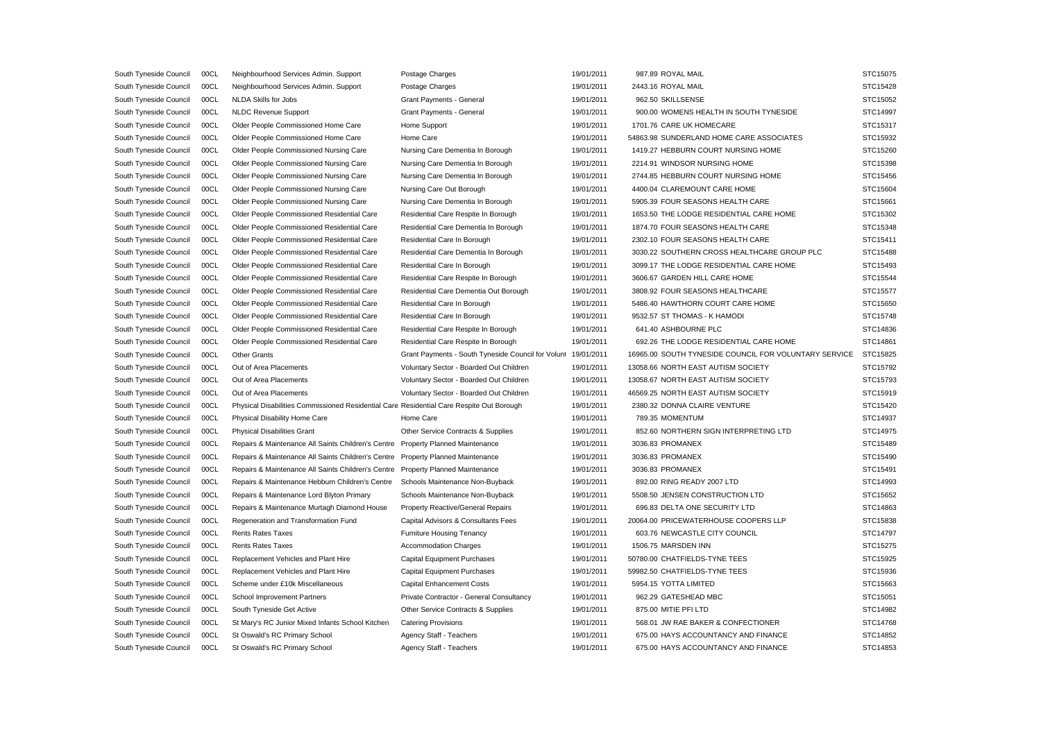| | | | | | | | |
|---|---|---|---|---|---|---|---|
| South Tyneside Council | 00CL | Neighbourhood Services Admin. Support | Postage Charges | 19/01/2011 | 987.89 | ROYAL MAIL | STC15075 |
| South Tyneside Council | 00CL | Neighbourhood Services Admin. Support | Postage Charges | 19/01/2011 | 2443.16 | ROYAL MAIL | STC15428 |
| South Tyneside Council | 00CL | NLDA Skills for Jobs | Grant Payments - General | 19/01/2011 | 962.50 | SKILLSENSE | STC15052 |
| South Tyneside Council | 00CL | NLDC Revenue Support | Grant Payments - General | 19/01/2011 | 900.00 | WOMENS HEALTH IN SOUTH TYNESIDE | STC14997 |
| South Tyneside Council | 00CL | Older People Commissioned Home Care | Home Support | 19/01/2011 | 1701.76 | CARE UK HOMECARE | STC15317 |
| South Tyneside Council | 00CL | Older People Commissioned Home Care | Home Care | 19/01/2011 | 54863.98 | SUNDERLAND HOME CARE ASSOCIATES | STC15932 |
| South Tyneside Council | 00CL | Older People Commissioned Nursing Care | Nursing Care Dementia In Borough | 19/01/2011 | 1419.27 | HEBBURN COURT NURSING HOME | STC15260 |
| South Tyneside Council | 00CL | Older People Commissioned Nursing Care | Nursing Care Dementia In Borough | 19/01/2011 | 2214.91 | WINDSOR NURSING HOME | STC15398 |
| South Tyneside Council | 00CL | Older People Commissioned Nursing Care | Nursing Care Dementia In Borough | 19/01/2011 | 2744.85 | HEBBURN COURT NURSING HOME | STC15456 |
| South Tyneside Council | 00CL | Older People Commissioned Nursing Care | Nursing Care Out Borough | 19/01/2011 | 4400.04 | CLAREMOUNT CARE HOME | STC15604 |
| South Tyneside Council | 00CL | Older People Commissioned Nursing Care | Nursing Care Dementia In Borough | 19/01/2011 | 5905.39 | FOUR SEASONS HEALTH CARE | STC15661 |
| South Tyneside Council | 00CL | Older People Commissioned Residential Care | Residential Care Respite In Borough | 19/01/2011 | 1653.50 | THE LODGE RESIDENTIAL CARE HOME | STC15302 |
| South Tyneside Council | 00CL | Older People Commissioned Residential Care | Residential Care Dementia In Borough | 19/01/2011 | 1874.70 | FOUR SEASONS HEALTH CARE | STC15348 |
| South Tyneside Council | 00CL | Older People Commissioned Residential Care | Residential Care In Borough | 19/01/2011 | 2302.10 | FOUR SEASONS HEALTH CARE | STC15411 |
| South Tyneside Council | 00CL | Older People Commissioned Residential Care | Residential Care Dementia In Borough | 19/01/2011 | 3030.22 | SOUTHERN CROSS HEALTHCARE GROUP PLC | STC15488 |
| South Tyneside Council | 00CL | Older People Commissioned Residential Care | Residential Care In Borough | 19/01/2011 | 3099.17 | THE LODGE RESIDENTIAL CARE HOME | STC15493 |
| South Tyneside Council | 00CL | Older People Commissioned Residential Care | Residential Care Respite In Borough | 19/01/2011 | 3606.67 | GARDEN HILL CARE HOME | STC15544 |
| South Tyneside Council | 00CL | Older People Commissioned Residential Care | Residential Care Dementia Out Borough | 19/01/2011 | 3808.92 | FOUR SEASONS HEALTHCARE | STC15577 |
| South Tyneside Council | 00CL | Older People Commissioned Residential Care | Residential Care In Borough | 19/01/2011 | 5486.40 | HAWTHORN COURT CARE HOME | STC15650 |
| South Tyneside Council | 00CL | Older People Commissioned Residential Care | Residential Care In Borough | 19/01/2011 | 9532.57 | ST THOMAS - K HAMODI | STC15748 |
| South Tyneside Council | 00CL | Older People Commissioned Residential Care | Residential Care Respite In Borough | 19/01/2011 | 641.40 | ASHBOURNE PLC | STC14836 |
| South Tyneside Council | 00CL | Older People Commissioned Residential Care | Residential Care Respite In Borough | 19/01/2011 | 692.26 | THE LODGE RESIDENTIAL CARE HOME | STC14861 |
| South Tyneside Council | 00CL | Other Grants | Grant Payments - South Tyneside Council for Volunt | 19/01/2011 | 16965.00 | SOUTH TYNESIDE COUNCIL FOR VOLUNTARY SERVICE | STC15825 |
| South Tyneside Council | 00CL | Out of Area Placements | Voluntary Sector - Boarded Out Children | 19/01/2011 | 13058.66 | NORTH EAST AUTISM SOCIETY | STC15792 |
| South Tyneside Council | 00CL | Out of Area Placements | Voluntary Sector - Boarded Out Children | 19/01/2011 | 13058.67 | NORTH EAST AUTISM SOCIETY | STC15793 |
| South Tyneside Council | 00CL | Out of Area Placements | Voluntary Sector - Boarded Out Children | 19/01/2011 | 46569.25 | NORTH EAST AUTISM SOCIETY | STC15919 |
| South Tyneside Council | 00CL | Physical Disabilities Commissioned Residential Care | Residential Care Respite Out Borough | 19/01/2011 | 2380.32 | DONNA CLAIRE VENTURE | STC15420 |
| South Tyneside Council | 00CL | Physical Disability Home Care | Home Care | 19/01/2011 | 789.35 | MOMENTUM | STC14937 |
| South Tyneside Council | 00CL | Physical Disabilities Grant | Other Service Contracts & Supplies | 19/01/2011 | 852.60 | NORTHERN SIGN INTERPRETING LTD | STC14975 |
| South Tyneside Council | 00CL | Repairs & Maintenance All Saints Children's Centre | Property Planned Maintenance | 19/01/2011 | 3036.83 | PROMANEX | STC15489 |
| South Tyneside Council | 00CL | Repairs & Maintenance All Saints Children's Centre | Property Planned Maintenance | 19/01/2011 | 3036.83 | PROMANEX | STC15490 |
| South Tyneside Council | 00CL | Repairs & Maintenance All Saints Children's Centre | Property Planned Maintenance | 19/01/2011 | 3036.83 | PROMANEX | STC15491 |
| South Tyneside Council | 00CL | Repairs & Maintenance Hebburn Children's Centre | Schools Maintenance Non-Buyback | 19/01/2011 | 892.00 | RING READY 2007 LTD | STC14993 |
| South Tyneside Council | 00CL | Repairs & Maintenance Lord Blyton Primary | Schools Maintenance Non-Buyback | 19/01/2011 | 5508.50 | JENSEN CONSTRUCTION LTD | STC15652 |
| South Tyneside Council | 00CL | Repairs & Maintenance Murtagh Diamond House | Property Reactive/General Repairs | 19/01/2011 | 696.83 | DELTA ONE SECURITY LTD | STC14863 |
| South Tyneside Council | 00CL | Regeneration and Transformation Fund | Capital Advisors & Consultants Fees | 19/01/2011 | 20064.00 | PRICEWATERHOUSE COOPERS LLP | STC15838 |
| South Tyneside Council | 00CL | Rents Rates Taxes | Furniture Housing Tenancy | 19/01/2011 | 603.76 | NEWCASTLE CITY COUNCIL | STC14797 |
| South Tyneside Council | 00CL | Rents Rates Taxes | Accommodation Charges | 19/01/2011 | 1506.75 | MARSDEN INN | STC15275 |
| South Tyneside Council | 00CL | Replacement Vehicles and Plant Hire | Capital Equipment Purchases | 19/01/2011 | 50780.00 | CHATFIELDS-TYNE TEES | STC15925 |
| South Tyneside Council | 00CL | Replacement Vehicles and Plant Hire | Capital Equipment Purchases | 19/01/2011 | 59982.50 | CHATFIELDS-TYNE TEES | STC15936 |
| South Tyneside Council | 00CL | Scheme under £10k Miscellaneous | Capital Enhancement Costs | 19/01/2011 | 5954.15 | YOTTA LIMITED | STC15663 |
| South Tyneside Council | 00CL | School Improvement Partners | Private Contractor - General Consultancy | 19/01/2011 | 962.29 | GATESHEAD MBC | STC15051 |
| South Tyneside Council | 00CL | South Tyneside Get Active | Other Service Contracts & Supplies | 19/01/2011 | 875.00 | MITIE PFI LTD | STC14982 |
| South Tyneside Council | 00CL | St Mary's RC Junior Mixed Infants School Kitchen | Catering Provisions | 19/01/2011 | 568.01 | JW RAE BAKER & CONFECTIONER | STC14768 |
| South Tyneside Council | 00CL | St Oswald's RC Primary School | Agency Staff - Teachers | 19/01/2011 | 675.00 | HAYS ACCOUNTANCY AND FINANCE | STC14852 |
| South Tyneside Council | 00CL | St Oswald's RC Primary School | Agency Staff - Teachers | 19/01/2011 | 675.00 | HAYS ACCOUNTANCY AND FINANCE | STC14853 |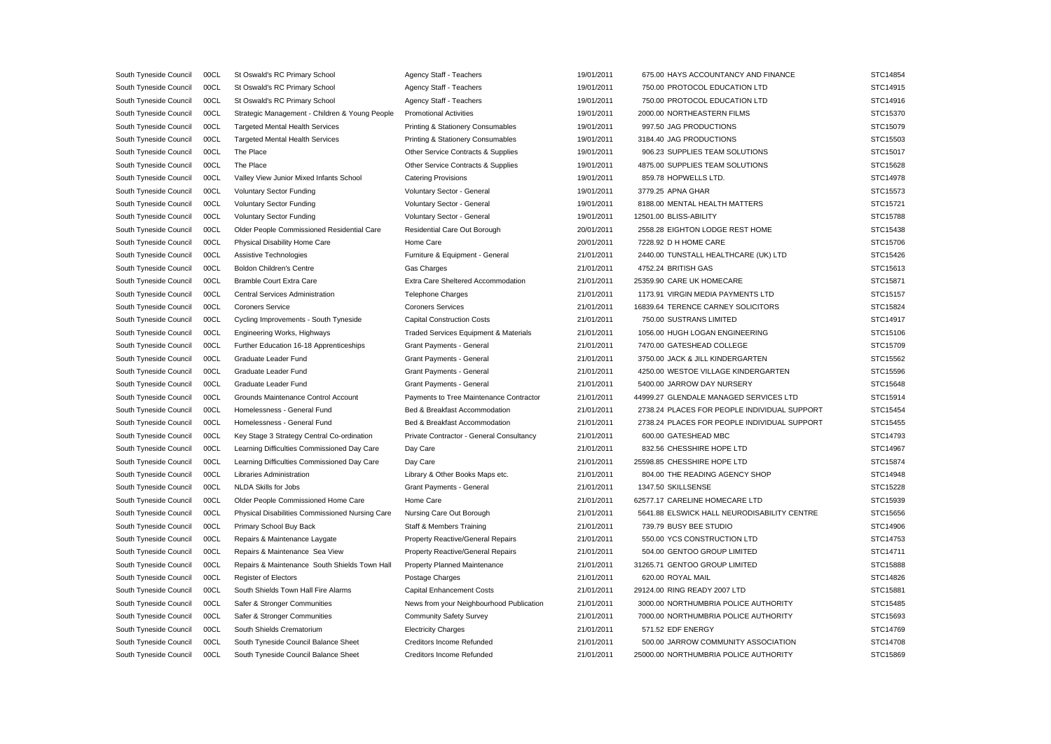| | | | | | | | |
|---|---|---|---|---|---|---|---|
| South Tyneside Council | 00CL | St Oswald's RC Primary School | Agency Staff - Teachers | 19/01/2011 | 675.00 | HAYS ACCOUNTANCY AND FINANCE | STC14854 |
| South Tyneside Council | 00CL | St Oswald's RC Primary School | Agency Staff - Teachers | 19/01/2011 | 750.00 | PROTOCOL EDUCATION LTD | STC14915 |
| South Tyneside Council | 00CL | St Oswald's RC Primary School | Agency Staff - Teachers | 19/01/2011 | 750.00 | PROTOCOL EDUCATION LTD | STC14916 |
| South Tyneside Council | 00CL | Strategic Management - Children & Young People | Promotional Activities | 19/01/2011 | 2000.00 | NORTHEASTERN FILMS | STC15370 |
| South Tyneside Council | 00CL | Targeted Mental Health Services | Printing & Stationery Consumables | 19/01/2011 | 997.50 | JAG PRODUCTIONS | STC15079 |
| South Tyneside Council | 00CL | Targeted Mental Health Services | Printing & Stationery Consumables | 19/01/2011 | 3184.40 | JAG PRODUCTIONS | STC15503 |
| South Tyneside Council | 00CL | The Place | Other Service Contracts & Supplies | 19/01/2011 | 906.23 | SUPPLIES TEAM SOLUTIONS | STC15017 |
| South Tyneside Council | 00CL | The Place | Other Service Contracts & Supplies | 19/01/2011 | 4875.00 | SUPPLIES TEAM SOLUTIONS | STC15628 |
| South Tyneside Council | 00CL | Valley View Junior Mixed Infants School | Catering Provisions | 19/01/2011 | 859.78 | HOPWELLS LTD. | STC14978 |
| South Tyneside Council | 00CL | Voluntary Sector Funding | Voluntary Sector - General | 19/01/2011 | 3779.25 | APNA GHAR | STC15573 |
| South Tyneside Council | 00CL | Voluntary Sector Funding | Voluntary Sector - General | 19/01/2011 | 8188.00 | MENTAL HEALTH MATTERS | STC15721 |
| South Tyneside Council | 00CL | Voluntary Sector Funding | Voluntary Sector - General | 19/01/2011 | 12501.00 | BLISS-ABILITY | STC15788 |
| South Tyneside Council | 00CL | Older People Commissioned Residential Care | Residential Care Out Borough | 20/01/2011 | 2558.28 | EIGHTON LODGE REST HOME | STC15438 |
| South Tyneside Council | 00CL | Physical Disability Home Care | Home Care | 20/01/2011 | 7228.92 | D H HOME CARE | STC15706 |
| South Tyneside Council | 00CL | Assistive Technologies | Furniture & Equipment - General | 21/01/2011 | 2440.00 | TUNSTALL HEALTHCARE (UK) LTD | STC15426 |
| South Tyneside Council | 00CL | Boldon Children's Centre | Gas Charges | 21/01/2011 | 4752.24 | BRITISH GAS | STC15613 |
| South Tyneside Council | 00CL | Bramble Court Extra Care | Extra Care Sheltered Accommodation | 21/01/2011 | 25359.90 | CARE UK HOMECARE | STC15871 |
| South Tyneside Council | 00CL | Central Services Administration | Telephone Charges | 21/01/2011 | 1173.91 | VIRGIN MEDIA PAYMENTS LTD | STC15157 |
| South Tyneside Council | 00CL | Coroners Service | Coroners Services | 21/01/2011 | 16839.64 | TERENCE CARNEY SOLICITORS | STC15824 |
| South Tyneside Council | 00CL | Cycling Improvements - South Tyneside | Capital Construction Costs | 21/01/2011 | 750.00 | SUSTRANS LIMITED | STC14917 |
| South Tyneside Council | 00CL | Engineering Works, Highways | Traded Services Equipment & Materials | 21/01/2011 | 1056.00 | HUGH LOGAN ENGINEERING | STC15106 |
| South Tyneside Council | 00CL | Further Education 16-18 Apprenticeships | Grant Payments - General | 21/01/2011 | 7470.00 | GATESHEAD COLLEGE | STC15709 |
| South Tyneside Council | 00CL | Graduate Leader Fund | Grant Payments - General | 21/01/2011 | 3750.00 | JACK & JILL KINDERGARTEN | STC15562 |
| South Tyneside Council | 00CL | Graduate Leader Fund | Grant Payments - General | 21/01/2011 | 4250.00 | WESTOE VILLAGE KINDERGARTEN | STC15596 |
| South Tyneside Council | 00CL | Graduate Leader Fund | Grant Payments - General | 21/01/2011 | 5400.00 | JARROW DAY NURSERY | STC15648 |
| South Tyneside Council | 00CL | Grounds Maintenance Control Account | Payments to Tree Maintenance Contractor | 21/01/2011 | 44999.27 | GLENDALE MANAGED SERVICES LTD | STC15914 |
| South Tyneside Council | 00CL | Homelessness - General Fund | Bed & Breakfast Accommodation | 21/01/2011 | 2738.24 | PLACES FOR PEOPLE INDIVIDUAL SUPPORT | STC15454 |
| South Tyneside Council | 00CL | Homelessness - General Fund | Bed & Breakfast Accommodation | 21/01/2011 | 2738.24 | PLACES FOR PEOPLE INDIVIDUAL SUPPORT | STC15455 |
| South Tyneside Council | 00CL | Key Stage 3 Strategy Central Co-ordination | Private Contractor - General Consultancy | 21/01/2011 | 600.00 | GATESHEAD MBC | STC14793 |
| South Tyneside Council | 00CL | Learning Difficulties Commissioned Day Care | Day Care | 21/01/2011 | 832.56 | CHESSHIRE HOPE LTD | STC14967 |
| South Tyneside Council | 00CL | Learning Difficulties Commissioned Day Care | Day Care | 21/01/2011 | 25598.85 | CHESSHIRE HOPE LTD | STC15874 |
| South Tyneside Council | 00CL | Libraries Administration | Library & Other Books Maps etc. | 21/01/2011 | 804.00 | THE READING AGENCY SHOP | STC14948 |
| South Tyneside Council | 00CL | NLDA Skills for Jobs | Grant Payments - General | 21/01/2011 | 1347.50 | SKILLSENSE | STC15228 |
| South Tyneside Council | 00CL | Older People Commissioned Home Care | Home Care | 21/01/2011 | 62577.17 | CARELINE HOMECARE LTD | STC15939 |
| South Tyneside Council | 00CL | Physical Disabilities Commissioned Nursing Care | Nursing Care Out Borough | 21/01/2011 | 5641.88 | ELSWICK HALL NEURODISABILITY CENTRE | STC15656 |
| South Tyneside Council | 00CL | Primary School Buy Back | Staff & Members Training | 21/01/2011 | 739.79 | BUSY BEE STUDIO | STC14906 |
| South Tyneside Council | 00CL | Repairs & Maintenance Laygate | Property Reactive/General Repairs | 21/01/2011 | 550.00 | YCS CONSTRUCTION LTD | STC14753 |
| South Tyneside Council | 00CL | Repairs & Maintenance Sea View | Property Reactive/General Repairs | 21/01/2011 | 504.00 | GENTOO GROUP LIMITED | STC14711 |
| South Tyneside Council | 00CL | Repairs & Maintenance South Shields Town Hall | Property Planned Maintenance | 21/01/2011 | 31265.71 | GENTOO GROUP LIMITED | STC15888 |
| South Tyneside Council | 00CL | Register of Electors | Postage Charges | 21/01/2011 | 620.00 | ROYAL MAIL | STC14826 |
| South Tyneside Council | 00CL | South Shields Town Hall Fire Alarms | Capital Enhancement Costs | 21/01/2011 | 29124.00 | RING READY 2007 LTD | STC15881 |
| South Tyneside Council | 00CL | Safer & Stronger Communities | News from your Neighbourhood Publication | 21/01/2011 | 3000.00 | NORTHUMBRIA POLICE AUTHORITY | STC15485 |
| South Tyneside Council | 00CL | Safer & Stronger Communities | Community Safety Survey | 21/01/2011 | 7000.00 | NORTHUMBRIA POLICE AUTHORITY | STC15693 |
| South Tyneside Council | 00CL | South Shields Crematorium | Electricity Charges | 21/01/2011 | 571.52 | EDF ENERGY | STC14769 |
| South Tyneside Council | 00CL | South Tyneside Council Balance Sheet | Creditors Income Refunded | 21/01/2011 | 500.00 | JARROW COMMUNITY ASSOCIATION | STC14708 |
| South Tyneside Council | 00CL | South Tyneside Council Balance Sheet | Creditors Income Refunded | 21/01/2011 | 25000.00 | NORTHUMBRIA POLICE AUTHORITY | STC15869 |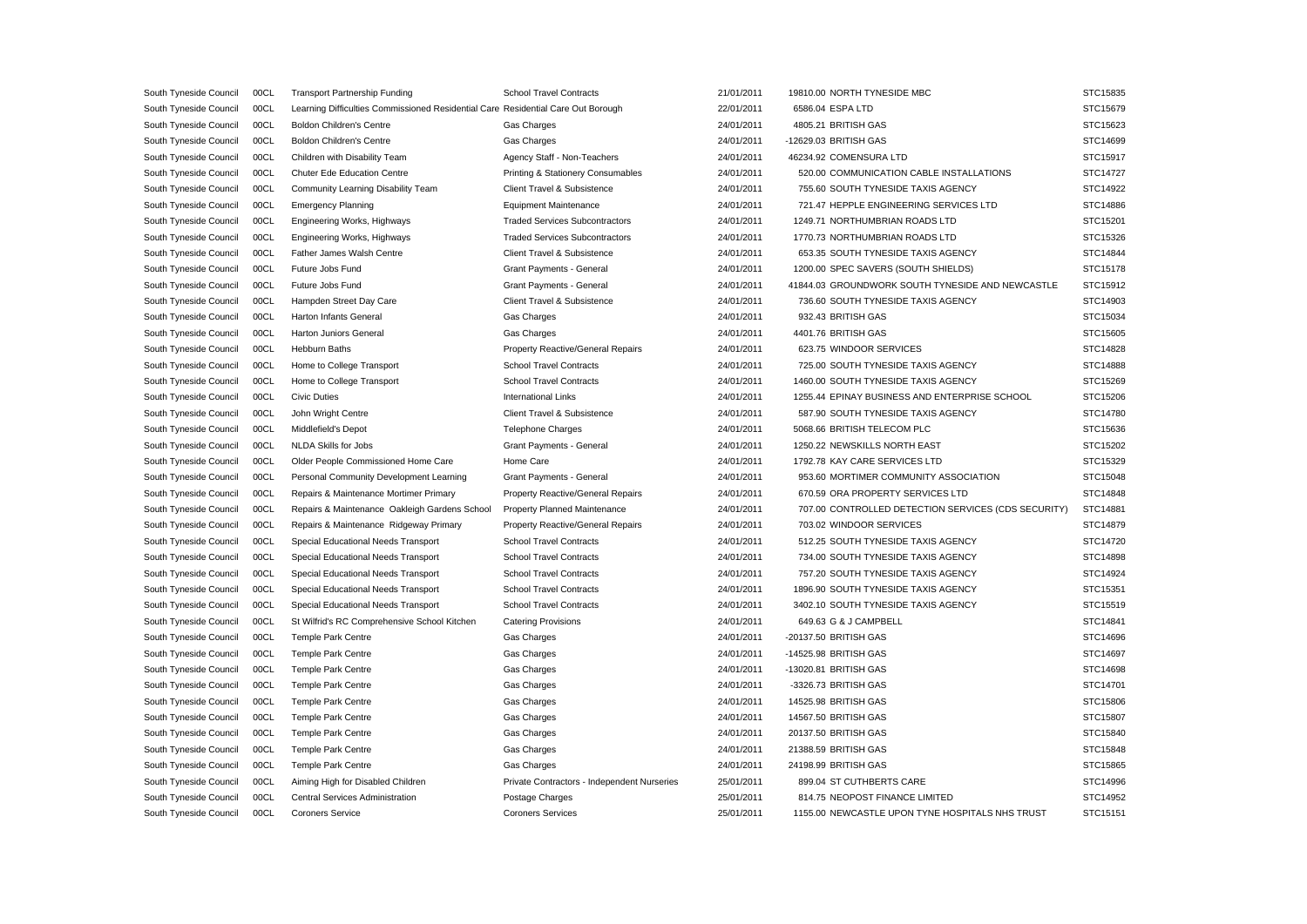| | | | | | | | |
|---|---|---|---|---|---|---|---|
| South Tyneside Council | 00CL | Transport Partnership Funding | School Travel Contracts | 21/01/2011 | 19810.00 | NORTH TYNESIDE MBC | STC15835 |
| South Tyneside Council | 00CL | Learning Difficulties Commissioned Residential Care | Residential Care Out Borough | 22/01/2011 | 6586.04 | ESPA LTD | STC15679 |
| South Tyneside Council | 00CL | Boldon Children's Centre | Gas Charges | 24/01/2011 | 4805.21 | BRITISH GAS | STC15623 |
| South Tyneside Council | 00CL | Boldon Children's Centre | Gas Charges | 24/01/2011 | -12629.03 | BRITISH GAS | STC14699 |
| South Tyneside Council | 00CL | Children with Disability Team | Agency Staff - Non-Teachers | 24/01/2011 | 46234.92 | COMENSURA LTD | STC15917 |
| South Tyneside Council | 00CL | Chuter Ede Education Centre | Printing & Stationery Consumables | 24/01/2011 | 520.00 | COMMUNICATION CABLE INSTALLATIONS | STC14727 |
| South Tyneside Council | 00CL | Community Learning Disability Team | Client Travel & Subsistence | 24/01/2011 | 755.60 | SOUTH TYNESIDE TAXIS AGENCY | STC14922 |
| South Tyneside Council | 00CL | Emergency Planning | Equipment Maintenance | 24/01/2011 | 721.47 | HEPPLE ENGINEERING SERVICES LTD | STC14886 |
| South Tyneside Council | 00CL | Engineering Works, Highways | Traded Services Subcontractors | 24/01/2011 | 1249.71 | NORTHUMBRIAN ROADS LTD | STC15201 |
| South Tyneside Council | 00CL | Engineering Works, Highways | Traded Services Subcontractors | 24/01/2011 | 1770.73 | NORTHUMBRIAN ROADS LTD | STC15326 |
| South Tyneside Council | 00CL | Father James Walsh Centre | Client Travel & Subsistence | 24/01/2011 | 653.35 | SOUTH TYNESIDE TAXIS AGENCY | STC14844 |
| South Tyneside Council | 00CL | Future Jobs Fund | Grant Payments - General | 24/01/2011 | 1200.00 | SPEC SAVERS (SOUTH SHIELDS) | STC15178 |
| South Tyneside Council | 00CL | Future Jobs Fund | Grant Payments - General | 24/01/2011 | 41844.03 | GROUNDWORK SOUTH TYNESIDE AND NEWCASTLE | STC15912 |
| South Tyneside Council | 00CL | Hampden Street Day Care | Client Travel & Subsistence | 24/01/2011 | 736.60 | SOUTH TYNESIDE TAXIS AGENCY | STC14903 |
| South Tyneside Council | 00CL | Harton Infants General | Gas Charges | 24/01/2011 | 932.43 | BRITISH GAS | STC15034 |
| South Tyneside Council | 00CL | Harton Juniors General | Gas Charges | 24/01/2011 | 4401.76 | BRITISH GAS | STC15605 |
| South Tyneside Council | 00CL | Hebburn Baths | Property Reactive/General Repairs | 24/01/2011 | 623.75 | WINDOOR SERVICES | STC14828 |
| South Tyneside Council | 00CL | Home to College Transport | School Travel Contracts | 24/01/2011 | 725.00 | SOUTH TYNESIDE TAXIS AGENCY | STC14888 |
| South Tyneside Council | 00CL | Home to College Transport | School Travel Contracts | 24/01/2011 | 1460.00 | SOUTH TYNESIDE TAXIS AGENCY | STC15269 |
| South Tyneside Council | 00CL | Civic Duties | International Links | 24/01/2011 | 1255.44 | EPINAY BUSINESS AND ENTERPRISE SCHOOL | STC15206 |
| South Tyneside Council | 00CL | John Wright Centre | Client Travel & Subsistence | 24/01/2011 | 587.90 | SOUTH TYNESIDE TAXIS AGENCY | STC14780 |
| South Tyneside Council | 00CL | Middlefield's Depot | Telephone Charges | 24/01/2011 | 5068.66 | BRITISH TELECOM PLC | STC15636 |
| South Tyneside Council | 00CL | NLDA Skills for Jobs | Grant Payments - General | 24/01/2011 | 1250.22 | NEWSKILLS NORTH EAST | STC15202 |
| South Tyneside Council | 00CL | Older People Commissioned Home Care | Home Care | 24/01/2011 | 1792.78 | KAY CARE SERVICES LTD | STC15329 |
| South Tyneside Council | 00CL | Personal Community Development Learning | Grant Payments - General | 24/01/2011 | 953.60 | MORTIMER COMMUNITY ASSOCIATION | STC15048 |
| South Tyneside Council | 00CL | Repairs & Maintenance Mortimer Primary | Property Reactive/General Repairs | 24/01/2011 | 670.59 | ORA PROPERTY SERVICES LTD | STC14848 |
| South Tyneside Council | 00CL | Repairs & Maintenance Oakleigh Gardens School | Property Planned Maintenance | 24/01/2011 | 707.00 | CONTROLLED DETECTION SERVICES (CDS SECURITY) | STC14881 |
| South Tyneside Council | 00CL | Repairs & Maintenance Ridgeway Primary | Property Reactive/General Repairs | 24/01/2011 | 703.02 | WINDOOR SERVICES | STC14879 |
| South Tyneside Council | 00CL | Special Educational Needs Transport | School Travel Contracts | 24/01/2011 | 512.25 | SOUTH TYNESIDE TAXIS AGENCY | STC14720 |
| South Tyneside Council | 00CL | Special Educational Needs Transport | School Travel Contracts | 24/01/2011 | 734.00 | SOUTH TYNESIDE TAXIS AGENCY | STC14898 |
| South Tyneside Council | 00CL | Special Educational Needs Transport | School Travel Contracts | 24/01/2011 | 757.20 | SOUTH TYNESIDE TAXIS AGENCY | STC14924 |
| South Tyneside Council | 00CL | Special Educational Needs Transport | School Travel Contracts | 24/01/2011 | 1896.90 | SOUTH TYNESIDE TAXIS AGENCY | STC15351 |
| South Tyneside Council | 00CL | Special Educational Needs Transport | School Travel Contracts | 24/01/2011 | 3402.10 | SOUTH TYNESIDE TAXIS AGENCY | STC15519 |
| South Tyneside Council | 00CL | St Wilfrid's RC Comprehensive School Kitchen | Catering Provisions | 24/01/2011 | 649.63 | G & J CAMPBELL | STC14841 |
| South Tyneside Council | 00CL | Temple Park Centre | Gas Charges | 24/01/2011 | -20137.50 | BRITISH GAS | STC14696 |
| South Tyneside Council | 00CL | Temple Park Centre | Gas Charges | 24/01/2011 | -14525.98 | BRITISH GAS | STC14697 |
| South Tyneside Council | 00CL | Temple Park Centre | Gas Charges | 24/01/2011 | -13020.81 | BRITISH GAS | STC14698 |
| South Tyneside Council | 00CL | Temple Park Centre | Gas Charges | 24/01/2011 | -3326.73 | BRITISH GAS | STC14701 |
| South Tyneside Council | 00CL | Temple Park Centre | Gas Charges | 24/01/2011 | 14525.98 | BRITISH GAS | STC15806 |
| South Tyneside Council | 00CL | Temple Park Centre | Gas Charges | 24/01/2011 | 14567.50 | BRITISH GAS | STC15807 |
| South Tyneside Council | 00CL | Temple Park Centre | Gas Charges | 24/01/2011 | 20137.50 | BRITISH GAS | STC15840 |
| South Tyneside Council | 00CL | Temple Park Centre | Gas Charges | 24/01/2011 | 21388.59 | BRITISH GAS | STC15848 |
| South Tyneside Council | 00CL | Temple Park Centre | Gas Charges | 24/01/2011 | 24198.99 | BRITISH GAS | STC15865 |
| South Tyneside Council | 00CL | Aiming High for Disabled Children | Private Contractors - Independent Nurseries | 25/01/2011 | 899.04 | ST CUTHBERTS CARE | STC14996 |
| South Tyneside Council | 00CL | Central Services Administration | Postage Charges | 25/01/2011 | 814.75 | NEOPOST FINANCE LIMITED | STC14952 |
| South Tyneside Council | 00CL | Coroners Service | Coroners Services | 25/01/2011 | 1155.00 | NEWCASTLE UPON TYNE HOSPITALS NHS TRUST | STC15151 |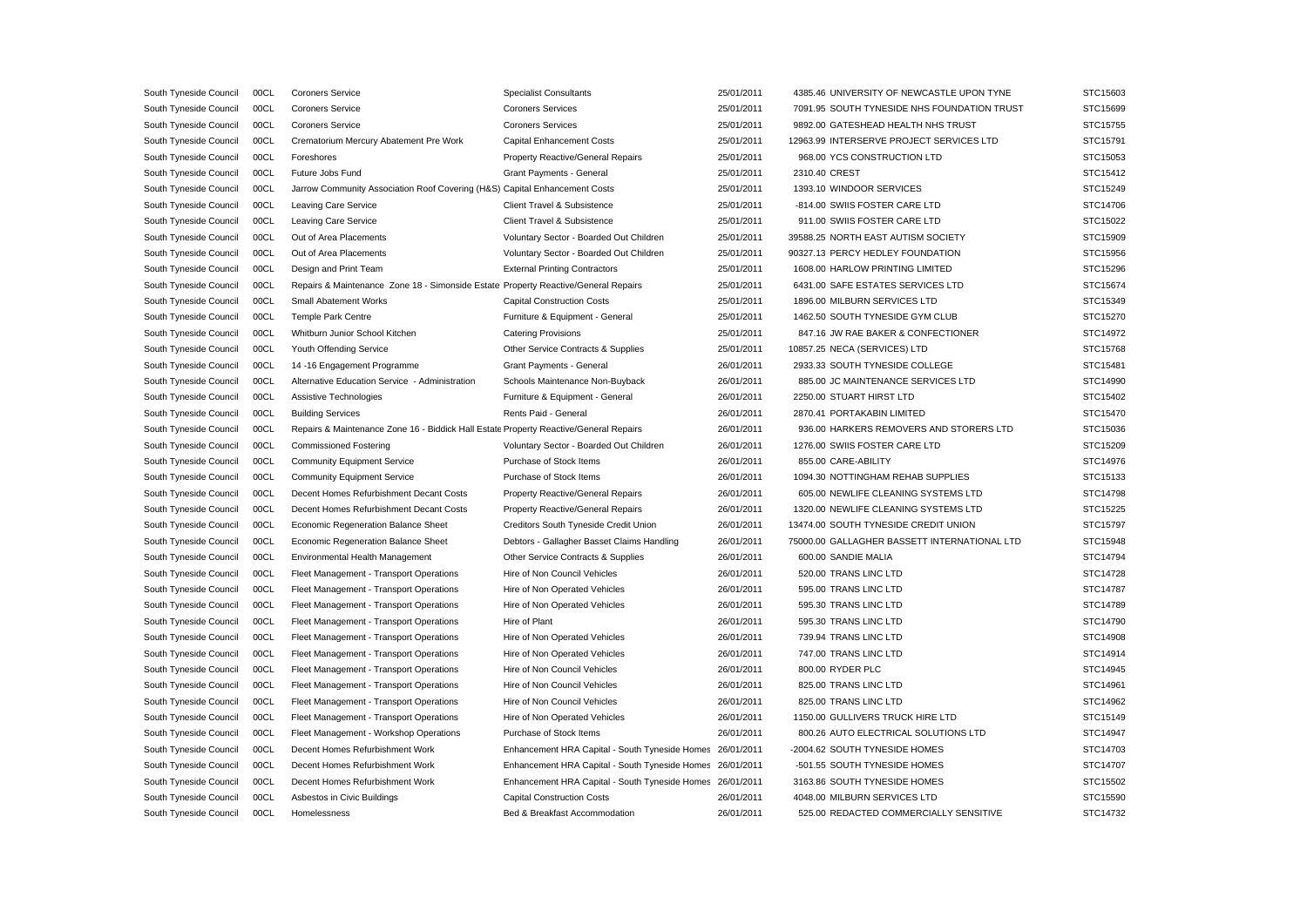| | | | | | | | |
|---|---|---|---|---|---|---|---|
| South Tyneside Council | 00CL | Coroners Service | Specialist Consultants | 25/01/2011 | 4385.46 | UNIVERSITY OF NEWCASTLE UPON TYNE | STC15603 |
| South Tyneside Council | 00CL | Coroners Service | Coroners Services | 25/01/2011 | 7091.95 | SOUTH TYNESIDE NHS FOUNDATION TRUST | STC15699 |
| South Tyneside Council | 00CL | Coroners Service | Coroners Services | 25/01/2011 | 9892.00 | GATESHEAD HEALTH NHS TRUST | STC15755 |
| South Tyneside Council | 00CL | Crematorium Mercury Abatement Pre Work | Capital Enhancement Costs | 25/01/2011 | 12963.99 | INTERSERVE PROJECT SERVICES LTD | STC15791 |
| South Tyneside Council | 00CL | Foreshores | Property Reactive/General Repairs | 25/01/2011 | 968.00 | YCS CONSTRUCTION LTD | STC15053 |
| South Tyneside Council | 00CL | Future Jobs Fund | Grant Payments - General | 25/01/2011 | 2310.40 | CREST | STC15412 |
| South Tyneside Council | 00CL | Jarrow Community Association Roof Covering (H&S) | Capital Enhancement Costs | 25/01/2011 | 1393.10 | WINDOOR SERVICES | STC15249 |
| South Tyneside Council | 00CL | Leaving Care Service | Client Travel & Subsistence | 25/01/2011 | -814.00 | SWIIS FOSTER CARE LTD | STC14706 |
| South Tyneside Council | 00CL | Leaving Care Service | Client Travel & Subsistence | 25/01/2011 | 911.00 | SWIIS FOSTER CARE LTD | STC15022 |
| South Tyneside Council | 00CL | Out of Area Placements | Voluntary Sector - Boarded Out Children | 25/01/2011 | 39588.25 | NORTH EAST AUTISM SOCIETY | STC15909 |
| South Tyneside Council | 00CL | Out of Area Placements | Voluntary Sector - Boarded Out Children | 25/01/2011 | 90327.13 | PERCY HEDLEY FOUNDATION | STC15956 |
| South Tyneside Council | 00CL | Design and Print Team | External Printing Contractors | 25/01/2011 | 1608.00 | HARLOW PRINTING LIMITED | STC15296 |
| South Tyneside Council | 00CL | Repairs & Maintenance Zone 18 - Simonside Estate | Property Reactive/General Repairs | 25/01/2011 | 6431.00 | SAFE ESTATES SERVICES LTD | STC15674 |
| South Tyneside Council | 00CL | Small Abatement Works | Capital Construction Costs | 25/01/2011 | 1896.00 | MILBURN SERVICES LTD | STC15349 |
| South Tyneside Council | 00CL | Temple Park Centre | Furniture & Equipment - General | 25/01/2011 | 1462.50 | SOUTH TYNESIDE GYM CLUB | STC15270 |
| South Tyneside Council | 00CL | Whitburn Junior School Kitchen | Catering Provisions | 25/01/2011 | 847.16 | JW RAE BAKER & CONFECTIONER | STC14972 |
| South Tyneside Council | 00CL | Youth Offending Service | Other Service Contracts & Supplies | 25/01/2011 | 10857.25 | NECA (SERVICES) LTD | STC15768 |
| South Tyneside Council | 00CL | 14 -16 Engagement Programme | Grant Payments - General | 26/01/2011 | 2933.33 | SOUTH TYNESIDE COLLEGE | STC15481 |
| South Tyneside Council | 00CL | Alternative Education Service - Administration | Schools Maintenance Non-Buyback | 26/01/2011 | 885.00 | JC MAINTENANCE SERVICES LTD | STC14990 |
| South Tyneside Council | 00CL | Assistive Technologies | Furniture & Equipment - General | 26/01/2011 | 2250.00 | STUART HIRST LTD | STC15402 |
| South Tyneside Council | 00CL | Building Services | Rents Paid - General | 26/01/2011 | 2870.41 | PORTAKABIN LIMITED | STC15470 |
| South Tyneside Council | 00CL | Repairs & Maintenance Zone 16 - Biddick Hall Estate | Property Reactive/General Repairs | 26/01/2011 | 936.00 | HARKERS REMOVERS AND STORERS LTD | STC15036 |
| South Tyneside Council | 00CL | Commissioned Fostering | Voluntary Sector - Boarded Out Children | 26/01/2011 | 1276.00 | SWIIS FOSTER CARE LTD | STC15209 |
| South Tyneside Council | 00CL | Community Equipment Service | Purchase of Stock Items | 26/01/2011 | 855.00 | CARE-ABILITY | STC14976 |
| South Tyneside Council | 00CL | Community Equipment Service | Purchase of Stock Items | 26/01/2011 | 1094.30 | NOTTINGHAM REHAB SUPPLIES | STC15133 |
| South Tyneside Council | 00CL | Decent Homes Refurbishment Decant Costs | Property Reactive/General Repairs | 26/01/2011 | 605.00 | NEWLIFE CLEANING SYSTEMS LTD | STC14798 |
| South Tyneside Council | 00CL | Decent Homes Refurbishment Decant Costs | Property Reactive/General Repairs | 26/01/2011 | 1320.00 | NEWLIFE CLEANING SYSTEMS LTD | STC15225 |
| South Tyneside Council | 00CL | Economic Regeneration Balance Sheet | Creditors South Tyneside Credit Union | 26/01/2011 | 13474.00 | SOUTH TYNESIDE CREDIT UNION | STC15797 |
| South Tyneside Council | 00CL | Economic Regeneration Balance Sheet | Debtors - Gallagher Basset Claims Handling | 26/01/2011 | 75000.00 | GALLAGHER BASSETT INTERNATIONAL LTD | STC15948 |
| South Tyneside Council | 00CL | Environmental Health Management | Other Service Contracts & Supplies | 26/01/2011 | 600.00 | SANDIE MALIA | STC14794 |
| South Tyneside Council | 00CL | Fleet Management - Transport Operations | Hire of Non Council Vehicles | 26/01/2011 | 520.00 | TRANS LINC LTD | STC14728 |
| South Tyneside Council | 00CL | Fleet Management - Transport Operations | Hire of Non Operated Vehicles | 26/01/2011 | 595.00 | TRANS LINC LTD | STC14787 |
| South Tyneside Council | 00CL | Fleet Management - Transport Operations | Hire of Non Operated Vehicles | 26/01/2011 | 595.30 | TRANS LINC LTD | STC14789 |
| South Tyneside Council | 00CL | Fleet Management - Transport Operations | Hire of Plant | 26/01/2011 | 595.30 | TRANS LINC LTD | STC14790 |
| South Tyneside Council | 00CL | Fleet Management - Transport Operations | Hire of Non Operated Vehicles | 26/01/2011 | 739.94 | TRANS LINC LTD | STC14908 |
| South Tyneside Council | 00CL | Fleet Management - Transport Operations | Hire of Non Operated Vehicles | 26/01/2011 | 747.00 | TRANS LINC LTD | STC14914 |
| South Tyneside Council | 00CL | Fleet Management - Transport Operations | Hire of Non Council Vehicles | 26/01/2011 | 800.00 | RYDER PLC | STC14945 |
| South Tyneside Council | 00CL | Fleet Management - Transport Operations | Hire of Non Council Vehicles | 26/01/2011 | 825.00 | TRANS LINC LTD | STC14961 |
| South Tyneside Council | 00CL | Fleet Management - Transport Operations | Hire of Non Council Vehicles | 26/01/2011 | 825.00 | TRANS LINC LTD | STC14962 |
| South Tyneside Council | 00CL | Fleet Management - Transport Operations | Hire of Non Operated Vehicles | 26/01/2011 | 1150.00 | GULLIVERS TRUCK HIRE LTD | STC15149 |
| South Tyneside Council | 00CL | Fleet Management - Workshop Operations | Purchase of Stock Items | 26/01/2011 | 800.26 | AUTO ELECTRICAL SOLUTIONS LTD | STC14947 |
| South Tyneside Council | 00CL | Decent Homes Refurbishment Work | Enhancement HRA Capital - South Tyneside Homes | 26/01/2011 | -2004.62 | SOUTH TYNESIDE HOMES | STC14703 |
| South Tyneside Council | 00CL | Decent Homes Refurbishment Work | Enhancement HRA Capital - South Tyneside Homes | 26/01/2011 | -501.55 | SOUTH TYNESIDE HOMES | STC14707 |
| South Tyneside Council | 00CL | Decent Homes Refurbishment Work | Enhancement HRA Capital - South Tyneside Homes | 26/01/2011 | 3163.86 | SOUTH TYNESIDE HOMES | STC15502 |
| South Tyneside Council | 00CL | Asbestos in Civic Buildings | Capital Construction Costs | 26/01/2011 | 4048.00 | MILBURN SERVICES LTD | STC15590 |
| South Tyneside Council | 00CL | Homelessness | Bed & Breakfast Accommodation | 26/01/2011 | 525.00 | REDACTED COMMERCIALLY SENSITIVE | STC14732 |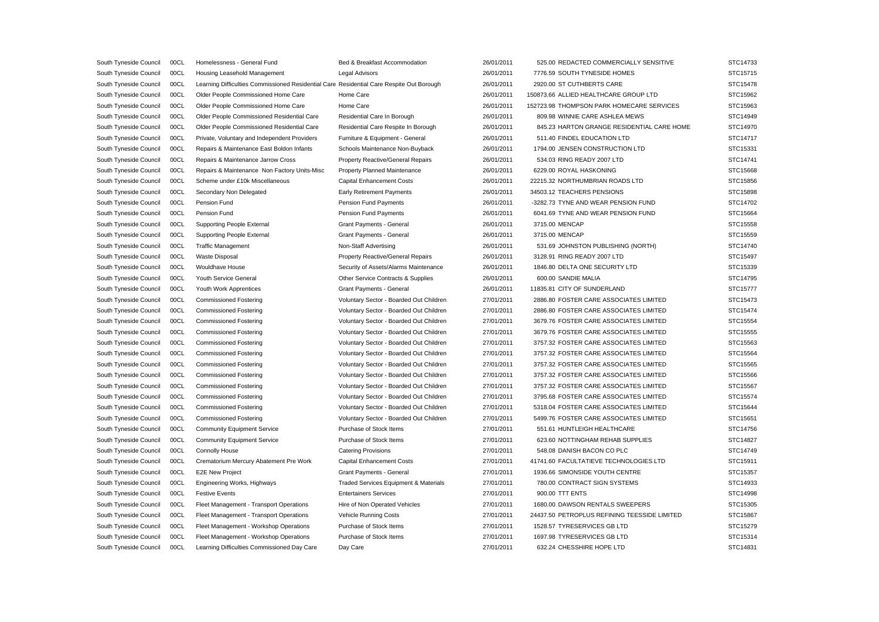| | | | | | | | |
|---|---|---|---|---|---|---|---|
| South Tyneside Council | 00CL | Homelessness - General Fund | Bed & Breakfast Accommodation | 26/01/2011 | 525.00 | REDACTED COMMERCIALLY SENSITIVE | STC14733 |
| South Tyneside Council | 00CL | Housing Leasehold Management | Legal Advisors | 26/01/2011 | 7776.59 | SOUTH TYNESIDE HOMES | STC15715 |
| South Tyneside Council | 00CL | Learning Difficulties Commissioned Residential Care | Residential Care Respite Out Borough | 26/01/2011 | 2920.00 | ST CUTHBERTS CARE | STC15478 |
| South Tyneside Council | 00CL | Older People Commissioned Home Care | Home Care | 26/01/2011 | 150873.66 | ALLIED HEALTHCARE GROUP LTD | STC15962 |
| South Tyneside Council | 00CL | Older People Commissioned Home Care | Home Care | 26/01/2011 | 152723.98 | THOMPSON PARK HOMECARE SERVICES | STC15963 |
| South Tyneside Council | 00CL | Older People Commissioned Residential Care | Residential Care In Borough | 26/01/2011 | 809.98 | WINNIE CARE ASHLEA MEWS | STC14949 |
| South Tyneside Council | 00CL | Older People Commissioned Residential Care | Residential Care Respite In Borough | 26/01/2011 | 845.23 | HARTON GRANGE RESIDENTIAL CARE HOME | STC14970 |
| South Tyneside Council | 00CL | Private, Voluntary and Independent Providers | Furniture & Equipment - General | 26/01/2011 | 511.40 | FINDEL EDUCATION LTD | STC14717 |
| South Tyneside Council | 00CL | Repairs & Maintenance East Boldon Infants | Schools Maintenance Non-Buyback | 26/01/2011 | 1794.00 | JENSEN CONSTRUCTION LTD | STC15331 |
| South Tyneside Council | 00CL | Repairs & Maintenance Jarrow Cross | Property Reactive/General Repairs | 26/01/2011 | 534.03 | RING READY 2007 LTD | STC14741 |
| South Tyneside Council | 00CL | Repairs & Maintenance Non Factory Units-Misc | Property Planned Maintenance | 26/01/2011 | 6229.00 | ROYAL HASKONING | STC15668 |
| South Tyneside Council | 00CL | Scheme under £10k Miscellaneous | Capital Enhancement Costs | 26/01/2011 | 22215.32 | NORTHUMBRIAN ROADS LTD | STC15856 |
| South Tyneside Council | 00CL | Secondary Non Delegated | Early Retirement Payments | 26/01/2011 | 34503.12 | TEACHERS PENSIONS | STC15898 |
| South Tyneside Council | 00CL | Pension Fund | Pension Fund Payments | 26/01/2011 | -3282.73 | TYNE AND WEAR PENSION FUND | STC14702 |
| South Tyneside Council | 00CL | Pension Fund | Pension Fund Payments | 26/01/2011 | 6041.69 | TYNE AND WEAR PENSION FUND | STC15664 |
| South Tyneside Council | 00CL | Supporting People External | Grant Payments - General | 26/01/2011 | 3715.00 | MENCAP | STC15558 |
| South Tyneside Council | 00CL | Supporting People External | Grant Payments - General | 26/01/2011 | 3715.00 | MENCAP | STC15559 |
| South Tyneside Council | 00CL | Traffic Management | Non-Staff Advertising | 26/01/2011 | 531.69 | JOHNSTON PUBLISHING (NORTH) | STC14740 |
| South Tyneside Council | 00CL | Waste Disposal | Property Reactive/General Repairs | 26/01/2011 | 3128.91 | RING READY 2007 LTD | STC15497 |
| South Tyneside Council | 00CL | Wouldhave House | Security of Assets/Alarms Maintenance | 26/01/2011 | 1846.80 | DELTA ONE SECURITY LTD | STC15339 |
| South Tyneside Council | 00CL | Youth Service General | Other Service Contracts & Supplies | 26/01/2011 | 600.00 | SANDIE MALIA | STC14795 |
| South Tyneside Council | 00CL | Youth Work Apprentices | Grant Payments - General | 26/01/2011 | 11835.81 | CITY OF SUNDERLAND | STC15777 |
| South Tyneside Council | 00CL | Commissioned Fostering | Voluntary Sector - Boarded Out Children | 27/01/2011 | 2886.80 | FOSTER CARE ASSOCIATES LIMITED | STC15473 |
| South Tyneside Council | 00CL | Commissioned Fostering | Voluntary Sector - Boarded Out Children | 27/01/2011 | 2886.80 | FOSTER CARE ASSOCIATES LIMITED | STC15474 |
| South Tyneside Council | 00CL | Commissioned Fostering | Voluntary Sector - Boarded Out Children | 27/01/2011 | 3679.76 | FOSTER CARE ASSOCIATES LIMITED | STC15554 |
| South Tyneside Council | 00CL | Commissioned Fostering | Voluntary Sector - Boarded Out Children | 27/01/2011 | 3679.76 | FOSTER CARE ASSOCIATES LIMITED | STC15555 |
| South Tyneside Council | 00CL | Commissioned Fostering | Voluntary Sector - Boarded Out Children | 27/01/2011 | 3757.32 | FOSTER CARE ASSOCIATES LIMITED | STC15563 |
| South Tyneside Council | 00CL | Commissioned Fostering | Voluntary Sector - Boarded Out Children | 27/01/2011 | 3757.32 | FOSTER CARE ASSOCIATES LIMITED | STC15564 |
| South Tyneside Council | 00CL | Commissioned Fostering | Voluntary Sector - Boarded Out Children | 27/01/2011 | 3757.32 | FOSTER CARE ASSOCIATES LIMITED | STC15565 |
| South Tyneside Council | 00CL | Commissioned Fostering | Voluntary Sector - Boarded Out Children | 27/01/2011 | 3757.32 | FOSTER CARE ASSOCIATES LIMITED | STC15566 |
| South Tyneside Council | 00CL | Commissioned Fostering | Voluntary Sector - Boarded Out Children | 27/01/2011 | 3757.32 | FOSTER CARE ASSOCIATES LIMITED | STC15567 |
| South Tyneside Council | 00CL | Commissioned Fostering | Voluntary Sector - Boarded Out Children | 27/01/2011 | 3795.68 | FOSTER CARE ASSOCIATES LIMITED | STC15574 |
| South Tyneside Council | 00CL | Commissioned Fostering | Voluntary Sector - Boarded Out Children | 27/01/2011 | 5318.04 | FOSTER CARE ASSOCIATES LIMITED | STC15644 |
| South Tyneside Council | 00CL | Commissioned Fostering | Voluntary Sector - Boarded Out Children | 27/01/2011 | 5499.76 | FOSTER CARE ASSOCIATES LIMITED | STC15651 |
| South Tyneside Council | 00CL | Community Equipment Service | Purchase of Stock Items | 27/01/2011 | 551.61 | HUNTLEIGH HEALTHCARE | STC14756 |
| South Tyneside Council | 00CL | Community Equipment Service | Purchase of Stock Items | 27/01/2011 | 623.60 | NOTTINGHAM REHAB SUPPLIES | STC14827 |
| South Tyneside Council | 00CL | Connolly House | Catering Provisions | 27/01/2011 | 548.08 | DANISH BACON CO PLC | STC14749 |
| South Tyneside Council | 00CL | Crematorium Mercury Abatement Pre Work | Capital Enhancement Costs | 27/01/2011 | 41741.60 | FACULTATIEVE TECHNOLOGIES LTD | STC15911 |
| South Tyneside Council | 00CL | E2E New Project | Grant Payments - General | 27/01/2011 | 1936.66 | SIMONSIDE YOUTH CENTRE | STC15357 |
| South Tyneside Council | 00CL | Engineering Works, Highways | Traded Services Equipment & Materials | 27/01/2011 | 780.00 | CONTRACT SIGN SYSTEMS | STC14933 |
| South Tyneside Council | 00CL | Festive Events | Entertainers Services | 27/01/2011 | 900.00 | TTT ENTS | STC14998 |
| South Tyneside Council | 00CL | Fleet Management - Transport Operations | Hire of Non Operated Vehicles | 27/01/2011 | 1680.00 | DAWSON RENTALS SWEEPERS | STC15305 |
| South Tyneside Council | 00CL | Fleet Management - Transport Operations | Vehicle Running Costs | 27/01/2011 | 24437.50 | PETROPLUS REFINING TEESSIDE LIMITED | STC15867 |
| South Tyneside Council | 00CL | Fleet Management - Workshop Operations | Purchase of Stock Items | 27/01/2011 | 1528.57 | TYRESERVICES GB LTD | STC15279 |
| South Tyneside Council | 00CL | Fleet Management - Workshop Operations | Purchase of Stock Items | 27/01/2011 | 1697.98 | TYRESERVICES GB LTD | STC15314 |
| South Tyneside Council | 00CL | Learning Difficulties Commissioned Day Care | Day Care | 27/01/2011 | 632.24 | CHESSHIRE HOPE LTD | STC14831 |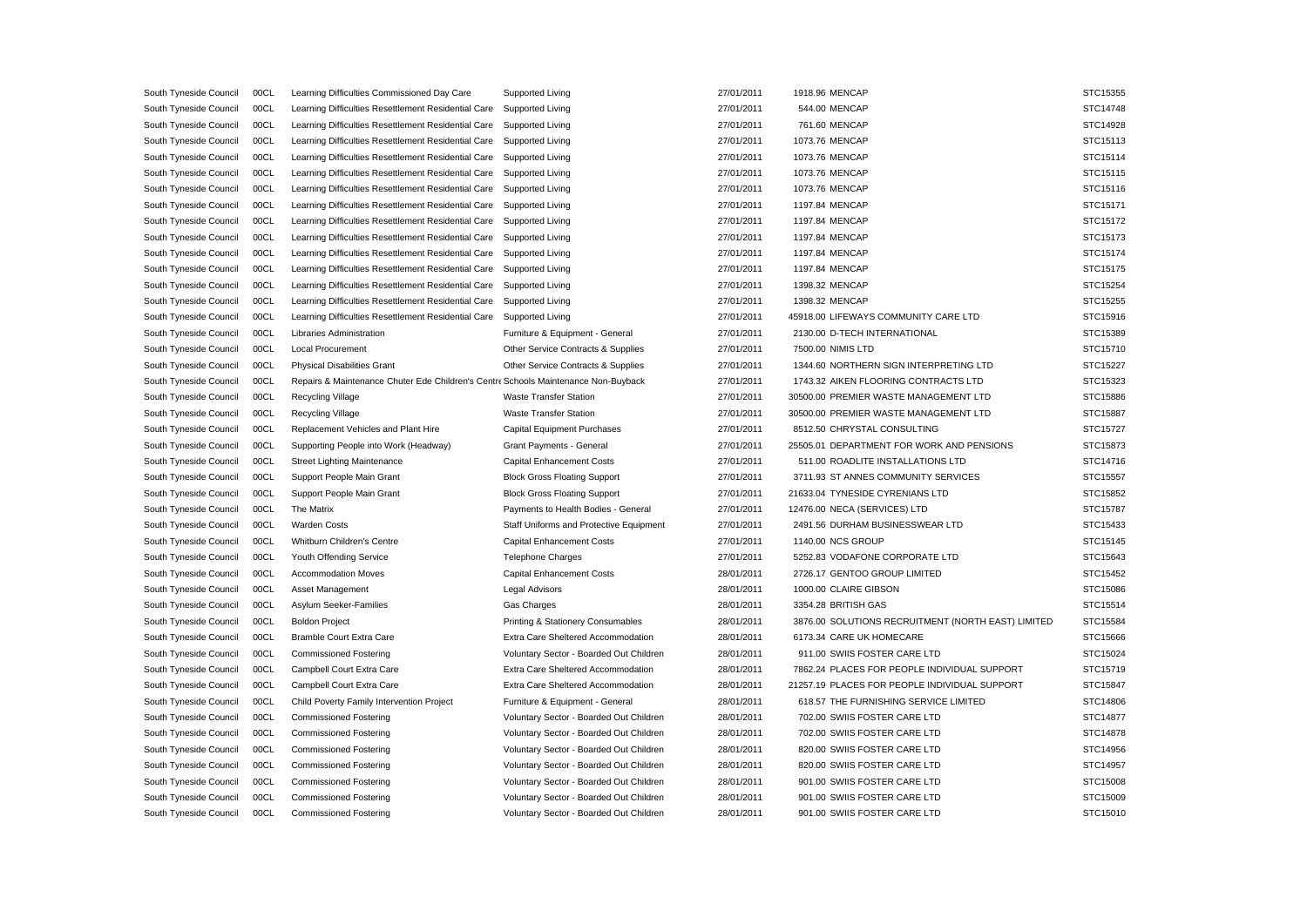| | | | | | | | |
|---|---|---|---|---|---|---|---|
| South Tyneside Council | 00CL | Learning Difficulties Commissioned Day Care | Supported Living | 27/01/2011 | 1918.96 | MENCAP | STC15355 |
| South Tyneside Council | 00CL | Learning Difficulties Resettlement Residential Care | Supported Living | 27/01/2011 | 544.00 | MENCAP | STC14748 |
| South Tyneside Council | 00CL | Learning Difficulties Resettlement Residential Care | Supported Living | 27/01/2011 | 761.60 | MENCAP | STC14928 |
| South Tyneside Council | 00CL | Learning Difficulties Resettlement Residential Care | Supported Living | 27/01/2011 | 1073.76 | MENCAP | STC15113 |
| South Tyneside Council | 00CL | Learning Difficulties Resettlement Residential Care | Supported Living | 27/01/2011 | 1073.76 | MENCAP | STC15114 |
| South Tyneside Council | 00CL | Learning Difficulties Resettlement Residential Care | Supported Living | 27/01/2011 | 1073.76 | MENCAP | STC15115 |
| South Tyneside Council | 00CL | Learning Difficulties Resettlement Residential Care | Supported Living | 27/01/2011 | 1073.76 | MENCAP | STC15116 |
| South Tyneside Council | 00CL | Learning Difficulties Resettlement Residential Care | Supported Living | 27/01/2011 | 1197.84 | MENCAP | STC15171 |
| South Tyneside Council | 00CL | Learning Difficulties Resettlement Residential Care | Supported Living | 27/01/2011 | 1197.84 | MENCAP | STC15172 |
| South Tyneside Council | 00CL | Learning Difficulties Resettlement Residential Care | Supported Living | 27/01/2011 | 1197.84 | MENCAP | STC15173 |
| South Tyneside Council | 00CL | Learning Difficulties Resettlement Residential Care | Supported Living | 27/01/2011 | 1197.84 | MENCAP | STC15174 |
| South Tyneside Council | 00CL | Learning Difficulties Resettlement Residential Care | Supported Living | 27/01/2011 | 1197.84 | MENCAP | STC15175 |
| South Tyneside Council | 00CL | Learning Difficulties Resettlement Residential Care | Supported Living | 27/01/2011 | 1398.32 | MENCAP | STC15254 |
| South Tyneside Council | 00CL | Learning Difficulties Resettlement Residential Care | Supported Living | 27/01/2011 | 1398.32 | MENCAP | STC15255 |
| South Tyneside Council | 00CL | Learning Difficulties Resettlement Residential Care | Supported Living | 27/01/2011 | 45918.00 | LIFEWAYS COMMUNITY CARE LTD | STC15916 |
| South Tyneside Council | 00CL | Libraries Administration | Furniture & Equipment - General | 27/01/2011 | 2130.00 | D-TECH INTERNATIONAL | STC15389 |
| South Tyneside Council | 00CL | Local Procurement | Other Service Contracts & Supplies | 27/01/2011 | 7500.00 | NIMIS LTD | STC15710 |
| South Tyneside Council | 00CL | Physical Disabilities Grant | Other Service Contracts & Supplies | 27/01/2011 | 1344.60 | NORTHERN SIGN INTERPRETING LTD | STC15227 |
| South Tyneside Council | 00CL | Repairs & Maintenance Chuter Ede Children's Centre | Schools Maintenance Non-Buyback | 27/01/2011 | 1743.32 | AIKEN FLOORING CONTRACTS LTD | STC15323 |
| South Tyneside Council | 00CL | Recycling Village | Waste Transfer Station | 27/01/2011 | 30500.00 | PREMIER WASTE MANAGEMENT LTD | STC15886 |
| South Tyneside Council | 00CL | Recycling Village | Waste Transfer Station | 27/01/2011 | 30500.00 | PREMIER WASTE MANAGEMENT LTD | STC15887 |
| South Tyneside Council | 00CL | Replacement Vehicles and Plant Hire | Capital Equipment Purchases | 27/01/2011 | 8512.50 | CHRYSTAL CONSULTING | STC15727 |
| South Tyneside Council | 00CL | Supporting People into Work (Headway) | Grant Payments - General | 27/01/2011 | 25505.01 | DEPARTMENT FOR WORK AND PENSIONS | STC15873 |
| South Tyneside Council | 00CL | Street Lighting Maintenance | Capital Enhancement Costs | 27/01/2011 | 511.00 | ROADLITE INSTALLATIONS LTD | STC14716 |
| South Tyneside Council | 00CL | Support People Main Grant | Block Gross Floating Support | 27/01/2011 | 3711.93 | ST ANNES COMMUNITY SERVICES | STC15557 |
| South Tyneside Council | 00CL | Support People Main Grant | Block Gross Floating Support | 27/01/2011 | 21633.04 | TYNESIDE CYRENIANS LTD | STC15852 |
| South Tyneside Council | 00CL | The Matrix | Payments to Health Bodies - General | 27/01/2011 | 12476.00 | NECA (SERVICES) LTD | STC15787 |
| South Tyneside Council | 00CL | Warden Costs | Staff Uniforms and Protective Equipment | 27/01/2011 | 2491.56 | DURHAM BUSINESSWEAR LTD | STC15433 |
| South Tyneside Council | 00CL | Whitburn Children's Centre | Capital Enhancement Costs | 27/01/2011 | 1140.00 | NCS GROUP | STC15145 |
| South Tyneside Council | 00CL | Youth Offending Service | Telephone Charges | 27/01/2011 | 5252.83 | VODAFONE CORPORATE LTD | STC15643 |
| South Tyneside Council | 00CL | Accommodation Moves | Capital Enhancement Costs | 28/01/2011 | 2726.17 | GENTOO GROUP LIMITED | STC15452 |
| South Tyneside Council | 00CL | Asset Management | Legal Advisors | 28/01/2011 | 1000.00 | CLAIRE GIBSON | STC15086 |
| South Tyneside Council | 00CL | Asylum Seeker-Families | Gas Charges | 28/01/2011 | 3354.28 | BRITISH GAS | STC15514 |
| South Tyneside Council | 00CL | Boldon Project | Printing & Stationery Consumables | 28/01/2011 | 3876.00 | SOLUTIONS RECRUITMENT (NORTH EAST) LIMITED | STC15584 |
| South Tyneside Council | 00CL | Bramble Court Extra Care | Extra Care Sheltered Accommodation | 28/01/2011 | 6173.34 | CARE UK HOMECARE | STC15666 |
| South Tyneside Council | 00CL | Commissioned Fostering | Voluntary Sector - Boarded Out Children | 28/01/2011 | 911.00 | SWIIS FOSTER CARE LTD | STC15024 |
| South Tyneside Council | 00CL | Campbell Court Extra Care | Extra Care Sheltered Accommodation | 28/01/2011 | 7862.24 | PLACES FOR PEOPLE INDIVIDUAL SUPPORT | STC15719 |
| South Tyneside Council | 00CL | Campbell Court Extra Care | Extra Care Sheltered Accommodation | 28/01/2011 | 21257.19 | PLACES FOR PEOPLE INDIVIDUAL SUPPORT | STC15847 |
| South Tyneside Council | 00CL | Child Poverty Family Intervention Project | Furniture & Equipment - General | 28/01/2011 | 618.57 | THE FURNISHING SERVICE LIMITED | STC14806 |
| South Tyneside Council | 00CL | Commissioned Fostering | Voluntary Sector - Boarded Out Children | 28/01/2011 | 702.00 | SWIIS FOSTER CARE LTD | STC14877 |
| South Tyneside Council | 00CL | Commissioned Fostering | Voluntary Sector - Boarded Out Children | 28/01/2011 | 702.00 | SWIIS FOSTER CARE LTD | STC14878 |
| South Tyneside Council | 00CL | Commissioned Fostering | Voluntary Sector - Boarded Out Children | 28/01/2011 | 820.00 | SWIIS FOSTER CARE LTD | STC14956 |
| South Tyneside Council | 00CL | Commissioned Fostering | Voluntary Sector - Boarded Out Children | 28/01/2011 | 820.00 | SWIIS FOSTER CARE LTD | STC14957 |
| South Tyneside Council | 00CL | Commissioned Fostering | Voluntary Sector - Boarded Out Children | 28/01/2011 | 901.00 | SWIIS FOSTER CARE LTD | STC15008 |
| South Tyneside Council | 00CL | Commissioned Fostering | Voluntary Sector - Boarded Out Children | 28/01/2011 | 901.00 | SWIIS FOSTER CARE LTD | STC15009 |
| South Tyneside Council | 00CL | Commissioned Fostering | Voluntary Sector - Boarded Out Children | 28/01/2011 | 901.00 | SWIIS FOSTER CARE LTD | STC15010 |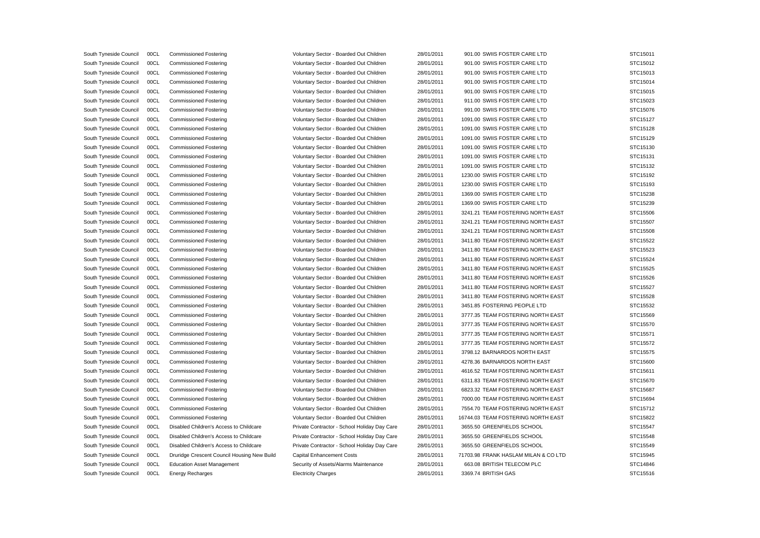| | | | | | | | |
|---|---|---|---|---|---|---|---|
| South Tyneside Council | 00CL | Commissioned Fostering | Voluntary Sector - Boarded Out Children | 28/01/2011 | 901.00 | SWIIS FOSTER CARE LTD | STC15011 |
| South Tyneside Council | 00CL | Commissioned Fostering | Voluntary Sector - Boarded Out Children | 28/01/2011 | 901.00 | SWIIS FOSTER CARE LTD | STC15012 |
| South Tyneside Council | 00CL | Commissioned Fostering | Voluntary Sector - Boarded Out Children | 28/01/2011 | 901.00 | SWIIS FOSTER CARE LTD | STC15013 |
| South Tyneside Council | 00CL | Commissioned Fostering | Voluntary Sector - Boarded Out Children | 28/01/2011 | 901.00 | SWIIS FOSTER CARE LTD | STC15014 |
| South Tyneside Council | 00CL | Commissioned Fostering | Voluntary Sector - Boarded Out Children | 28/01/2011 | 901.00 | SWIIS FOSTER CARE LTD | STC15015 |
| South Tyneside Council | 00CL | Commissioned Fostering | Voluntary Sector - Boarded Out Children | 28/01/2011 | 911.00 | SWIIS FOSTER CARE LTD | STC15023 |
| South Tyneside Council | 00CL | Commissioned Fostering | Voluntary Sector - Boarded Out Children | 28/01/2011 | 991.00 | SWIIS FOSTER CARE LTD | STC15076 |
| South Tyneside Council | 00CL | Commissioned Fostering | Voluntary Sector - Boarded Out Children | 28/01/2011 | 1091.00 | SWIIS FOSTER CARE LTD | STC15127 |
| South Tyneside Council | 00CL | Commissioned Fostering | Voluntary Sector - Boarded Out Children | 28/01/2011 | 1091.00 | SWIIS FOSTER CARE LTD | STC15128 |
| South Tyneside Council | 00CL | Commissioned Fostering | Voluntary Sector - Boarded Out Children | 28/01/2011 | 1091.00 | SWIIS FOSTER CARE LTD | STC15129 |
| South Tyneside Council | 00CL | Commissioned Fostering | Voluntary Sector - Boarded Out Children | 28/01/2011 | 1091.00 | SWIIS FOSTER CARE LTD | STC15130 |
| South Tyneside Council | 00CL | Commissioned Fostering | Voluntary Sector - Boarded Out Children | 28/01/2011 | 1091.00 | SWIIS FOSTER CARE LTD | STC15131 |
| South Tyneside Council | 00CL | Commissioned Fostering | Voluntary Sector - Boarded Out Children | 28/01/2011 | 1091.00 | SWIIS FOSTER CARE LTD | STC15132 |
| South Tyneside Council | 00CL | Commissioned Fostering | Voluntary Sector - Boarded Out Children | 28/01/2011 | 1230.00 | SWIIS FOSTER CARE LTD | STC15192 |
| South Tyneside Council | 00CL | Commissioned Fostering | Voluntary Sector - Boarded Out Children | 28/01/2011 | 1230.00 | SWIIS FOSTER CARE LTD | STC15193 |
| South Tyneside Council | 00CL | Commissioned Fostering | Voluntary Sector - Boarded Out Children | 28/01/2011 | 1369.00 | SWIIS FOSTER CARE LTD | STC15238 |
| South Tyneside Council | 00CL | Commissioned Fostering | Voluntary Sector - Boarded Out Children | 28/01/2011 | 1369.00 | SWIIS FOSTER CARE LTD | STC15239 |
| South Tyneside Council | 00CL | Commissioned Fostering | Voluntary Sector - Boarded Out Children | 28/01/2011 | 3241.21 | TEAM FOSTERING NORTH EAST | STC15506 |
| South Tyneside Council | 00CL | Commissioned Fostering | Voluntary Sector - Boarded Out Children | 28/01/2011 | 3241.21 | TEAM FOSTERING NORTH EAST | STC15507 |
| South Tyneside Council | 00CL | Commissioned Fostering | Voluntary Sector - Boarded Out Children | 28/01/2011 | 3241.21 | TEAM FOSTERING NORTH EAST | STC15508 |
| South Tyneside Council | 00CL | Commissioned Fostering | Voluntary Sector - Boarded Out Children | 28/01/2011 | 3411.80 | TEAM FOSTERING NORTH EAST | STC15522 |
| South Tyneside Council | 00CL | Commissioned Fostering | Voluntary Sector - Boarded Out Children | 28/01/2011 | 3411.80 | TEAM FOSTERING NORTH EAST | STC15523 |
| South Tyneside Council | 00CL | Commissioned Fostering | Voluntary Sector - Boarded Out Children | 28/01/2011 | 3411.80 | TEAM FOSTERING NORTH EAST | STC15524 |
| South Tyneside Council | 00CL | Commissioned Fostering | Voluntary Sector - Boarded Out Children | 28/01/2011 | 3411.80 | TEAM FOSTERING NORTH EAST | STC15525 |
| South Tyneside Council | 00CL | Commissioned Fostering | Voluntary Sector - Boarded Out Children | 28/01/2011 | 3411.80 | TEAM FOSTERING NORTH EAST | STC15526 |
| South Tyneside Council | 00CL | Commissioned Fostering | Voluntary Sector - Boarded Out Children | 28/01/2011 | 3411.80 | TEAM FOSTERING NORTH EAST | STC15527 |
| South Tyneside Council | 00CL | Commissioned Fostering | Voluntary Sector - Boarded Out Children | 28/01/2011 | 3411.80 | TEAM FOSTERING NORTH EAST | STC15528 |
| South Tyneside Council | 00CL | Commissioned Fostering | Voluntary Sector - Boarded Out Children | 28/01/2011 | 3451.85 | FOSTERING PEOPLE LTD | STC15532 |
| South Tyneside Council | 00CL | Commissioned Fostering | Voluntary Sector - Boarded Out Children | 28/01/2011 | 3777.35 | TEAM FOSTERING NORTH EAST | STC15569 |
| South Tyneside Council | 00CL | Commissioned Fostering | Voluntary Sector - Boarded Out Children | 28/01/2011 | 3777.35 | TEAM FOSTERING NORTH EAST | STC15570 |
| South Tyneside Council | 00CL | Commissioned Fostering | Voluntary Sector - Boarded Out Children | 28/01/2011 | 3777.35 | TEAM FOSTERING NORTH EAST | STC15571 |
| South Tyneside Council | 00CL | Commissioned Fostering | Voluntary Sector - Boarded Out Children | 28/01/2011 | 3777.35 | TEAM FOSTERING NORTH EAST | STC15572 |
| South Tyneside Council | 00CL | Commissioned Fostering | Voluntary Sector - Boarded Out Children | 28/01/2011 | 3798.12 | BARNARDOS NORTH EAST | STC15575 |
| South Tyneside Council | 00CL | Commissioned Fostering | Voluntary Sector - Boarded Out Children | 28/01/2011 | 4278.36 | BARNARDOS NORTH EAST | STC15600 |
| South Tyneside Council | 00CL | Commissioned Fostering | Voluntary Sector - Boarded Out Children | 28/01/2011 | 4616.52 | TEAM FOSTERING NORTH EAST | STC15611 |
| South Tyneside Council | 00CL | Commissioned Fostering | Voluntary Sector - Boarded Out Children | 28/01/2011 | 6311.83 | TEAM FOSTERING NORTH EAST | STC15670 |
| South Tyneside Council | 00CL | Commissioned Fostering | Voluntary Sector - Boarded Out Children | 28/01/2011 | 6823.32 | TEAM FOSTERING NORTH EAST | STC15687 |
| South Tyneside Council | 00CL | Commissioned Fostering | Voluntary Sector - Boarded Out Children | 28/01/2011 | 7000.00 | TEAM FOSTERING NORTH EAST | STC15694 |
| South Tyneside Council | 00CL | Commissioned Fostering | Voluntary Sector - Boarded Out Children | 28/01/2011 | 7554.70 | TEAM FOSTERING NORTH EAST | STC15712 |
| South Tyneside Council | 00CL | Commissioned Fostering | Voluntary Sector - Boarded Out Children | 28/01/2011 | 16744.03 | TEAM FOSTERING NORTH EAST | STC15822 |
| South Tyneside Council | 00CL | Disabled Children's Access to Childcare | Private Contractor - School Holiday Day Care | 28/01/2011 | 3655.50 | GREENFIELDS SCHOOL | STC15547 |
| South Tyneside Council | 00CL | Disabled Children's Access to Childcare | Private Contractor - School Holiday Day Care | 28/01/2011 | 3655.50 | GREENFIELDS SCHOOL | STC15548 |
| South Tyneside Council | 00CL | Disabled Children's Access to Childcare | Private Contractor - School Holiday Day Care | 28/01/2011 | 3655.50 | GREENFIELDS SCHOOL | STC15549 |
| South Tyneside Council | 00CL | Druridge Crescent Council Housing New Build | Capital Enhancement Costs | 28/01/2011 | 71703.98 | FRANK HASLAM MILAN & CO LTD | STC15945 |
| South Tyneside Council | 00CL | Education Asset Management | Security of Assets/Alarms Maintenance | 28/01/2011 | 663.08 | BRITISH TELECOM PLC | STC14846 |
| South Tyneside Council | 00CL | Energy Recharges | Electricity Charges | 28/01/2011 | 3369.74 | BRITISH GAS | STC15516 |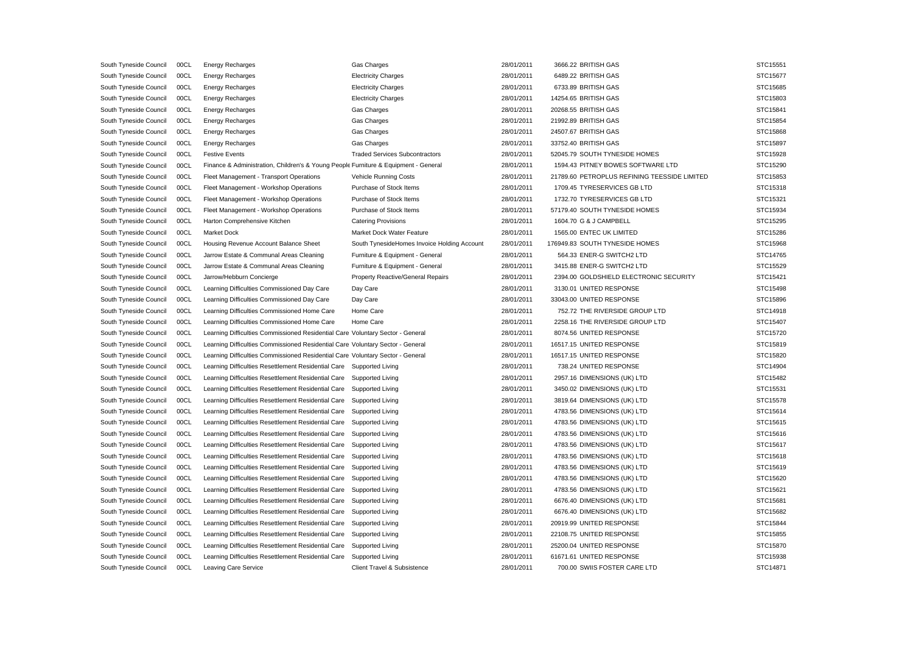| | | | | | | | |
|---|---|---|---|---|---|---|---|
| South Tyneside Council | 00CL | Energy Recharges | Gas Charges | 28/01/2011 | 3666.22 | BRITISH GAS | STC15551 |
| South Tyneside Council | 00CL | Energy Recharges | Electricity Charges | 28/01/2011 | 6489.22 | BRITISH GAS | STC15677 |
| South Tyneside Council | 00CL | Energy Recharges | Electricity Charges | 28/01/2011 | 6733.89 | BRITISH GAS | STC15685 |
| South Tyneside Council | 00CL | Energy Recharges | Electricity Charges | 28/01/2011 | 14254.65 | BRITISH GAS | STC15803 |
| South Tyneside Council | 00CL | Energy Recharges | Gas Charges | 28/01/2011 | 20268.55 | BRITISH GAS | STC15841 |
| South Tyneside Council | 00CL | Energy Recharges | Gas Charges | 28/01/2011 | 21992.89 | BRITISH GAS | STC15854 |
| South Tyneside Council | 00CL | Energy Recharges | Gas Charges | 28/01/2011 | 24507.67 | BRITISH GAS | STC15868 |
| South Tyneside Council | 00CL | Energy Recharges | Gas Charges | 28/01/2011 | 33752.40 | BRITISH GAS | STC15897 |
| South Tyneside Council | 00CL | Festive Events | Traded Services Subcontractors | 28/01/2011 | 52045.79 | SOUTH TYNESIDE HOMES | STC15928 |
| South Tyneside Council | 00CL | Finance & Administration, Children's & Young People | Furniture & Equipment - General | 28/01/2011 | 1594.43 | PITNEY BOWES SOFTWARE LTD | STC15290 |
| South Tyneside Council | 00CL | Fleet Management - Transport Operations | Vehicle Running Costs | 28/01/2011 | 21789.60 | PETROPLUS REFINING TEESSIDE LIMITED | STC15853 |
| South Tyneside Council | 00CL | Fleet Management - Workshop Operations | Purchase of Stock Items | 28/01/2011 | 1709.45 | TYRESERVICES GB LTD | STC15318 |
| South Tyneside Council | 00CL | Fleet Management - Workshop Operations | Purchase of Stock Items | 28/01/2011 | 1732.70 | TYRESERVICES GB LTD | STC15321 |
| South Tyneside Council | 00CL | Fleet Management - Workshop Operations | Purchase of Stock Items | 28/01/2011 | 57179.40 | SOUTH TYNESIDE HOMES | STC15934 |
| South Tyneside Council | 00CL | Harton Comprehensive Kitchen | Catering Provisions | 28/01/2011 | 1604.70 | G & J CAMPBELL | STC15295 |
| South Tyneside Council | 00CL | Market Dock | Market Dock Water Feature | 28/01/2011 | 1565.00 | ENTEC UK LIMITED | STC15286 |
| South Tyneside Council | 00CL | Housing Revenue Account Balance Sheet | South TynesideHomes Invoice Holding Account | 28/01/2011 | 176949.83 | SOUTH TYNESIDE HOMES | STC15968 |
| South Tyneside Council | 00CL | Jarrow Estate & Communal Areas Cleaning | Furniture & Equipment - General | 28/01/2011 | 564.33 | ENER-G SWITCH2 LTD | STC14765 |
| South Tyneside Council | 00CL | Jarrow Estate & Communal Areas Cleaning | Furniture & Equipment - General | 28/01/2011 | 3415.88 | ENER-G SWITCH2 LTD | STC15529 |
| South Tyneside Council | 00CL | Jarrow/Hebburn Concierge | Property Reactive/General Repairs | 28/01/2011 | 2394.00 | GOLDSHIELD ELECTRONIC SECURITY | STC15421 |
| South Tyneside Council | 00CL | Learning Difficulties Commissioned Day Care | Day Care | 28/01/2011 | 3130.01 | UNITED RESPONSE | STC15498 |
| South Tyneside Council | 00CL | Learning Difficulties Commissioned Day Care | Day Care | 28/01/2011 | 33043.00 | UNITED RESPONSE | STC15896 |
| South Tyneside Council | 00CL | Learning Difficulties Commissioned Home Care | Home Care | 28/01/2011 | 752.72 | THE RIVERSIDE GROUP LTD | STC14918 |
| South Tyneside Council | 00CL | Learning Difficulties Commissioned Home Care | Home Care | 28/01/2011 | 2258.16 | THE RIVERSIDE GROUP LTD | STC15407 |
| South Tyneside Council | 00CL | Learning Difficulties Commissioned Residential Care | Voluntary Sector - General | 28/01/2011 | 8074.56 | UNITED RESPONSE | STC15720 |
| South Tyneside Council | 00CL | Learning Difficulties Commissioned Residential Care | Voluntary Sector - General | 28/01/2011 | 16517.15 | UNITED RESPONSE | STC15819 |
| South Tyneside Council | 00CL | Learning Difficulties Commissioned Residential Care | Voluntary Sector - General | 28/01/2011 | 16517.15 | UNITED RESPONSE | STC15820 |
| South Tyneside Council | 00CL | Learning Difficulties Resettlement Residential Care | Supported Living | 28/01/2011 | 738.24 | UNITED RESPONSE | STC14904 |
| South Tyneside Council | 00CL | Learning Difficulties Resettlement Residential Care | Supported Living | 28/01/2011 | 2957.16 | DIMENSIONS (UK) LTD | STC15482 |
| South Tyneside Council | 00CL | Learning Difficulties Resettlement Residential Care | Supported Living | 28/01/2011 | 3450.02 | DIMENSIONS (UK) LTD | STC15531 |
| South Tyneside Council | 00CL | Learning Difficulties Resettlement Residential Care | Supported Living | 28/01/2011 | 3819.64 | DIMENSIONS (UK) LTD | STC15578 |
| South Tyneside Council | 00CL | Learning Difficulties Resettlement Residential Care | Supported Living | 28/01/2011 | 4783.56 | DIMENSIONS (UK) LTD | STC15614 |
| South Tyneside Council | 00CL | Learning Difficulties Resettlement Residential Care | Supported Living | 28/01/2011 | 4783.56 | DIMENSIONS (UK) LTD | STC15615 |
| South Tyneside Council | 00CL | Learning Difficulties Resettlement Residential Care | Supported Living | 28/01/2011 | 4783.56 | DIMENSIONS (UK) LTD | STC15616 |
| South Tyneside Council | 00CL | Learning Difficulties Resettlement Residential Care | Supported Living | 28/01/2011 | 4783.56 | DIMENSIONS (UK) LTD | STC15617 |
| South Tyneside Council | 00CL | Learning Difficulties Resettlement Residential Care | Supported Living | 28/01/2011 | 4783.56 | DIMENSIONS (UK) LTD | STC15618 |
| South Tyneside Council | 00CL | Learning Difficulties Resettlement Residential Care | Supported Living | 28/01/2011 | 4783.56 | DIMENSIONS (UK) LTD | STC15619 |
| South Tyneside Council | 00CL | Learning Difficulties Resettlement Residential Care | Supported Living | 28/01/2011 | 4783.56 | DIMENSIONS (UK) LTD | STC15620 |
| South Tyneside Council | 00CL | Learning Difficulties Resettlement Residential Care | Supported Living | 28/01/2011 | 4783.56 | DIMENSIONS (UK) LTD | STC15621 |
| South Tyneside Council | 00CL | Learning Difficulties Resettlement Residential Care | Supported Living | 28/01/2011 | 6676.40 | DIMENSIONS (UK) LTD | STC15681 |
| South Tyneside Council | 00CL | Learning Difficulties Resettlement Residential Care | Supported Living | 28/01/2011 | 6676.40 | DIMENSIONS (UK) LTD | STC15682 |
| South Tyneside Council | 00CL | Learning Difficulties Resettlement Residential Care | Supported Living | 28/01/2011 | 20919.99 | UNITED RESPONSE | STC15844 |
| South Tyneside Council | 00CL | Learning Difficulties Resettlement Residential Care | Supported Living | 28/01/2011 | 22108.75 | UNITED RESPONSE | STC15855 |
| South Tyneside Council | 00CL | Learning Difficulties Resettlement Residential Care | Supported Living | 28/01/2011 | 25200.04 | UNITED RESPONSE | STC15870 |
| South Tyneside Council | 00CL | Learning Difficulties Resettlement Residential Care | Supported Living | 28/01/2011 | 61671.61 | UNITED RESPONSE | STC15938 |
| South Tyneside Council | 00CL | Leaving Care Service | Client Travel & Subsistence | 28/01/2011 | 700.00 | SWIIS FOSTER CARE LTD | STC14871 |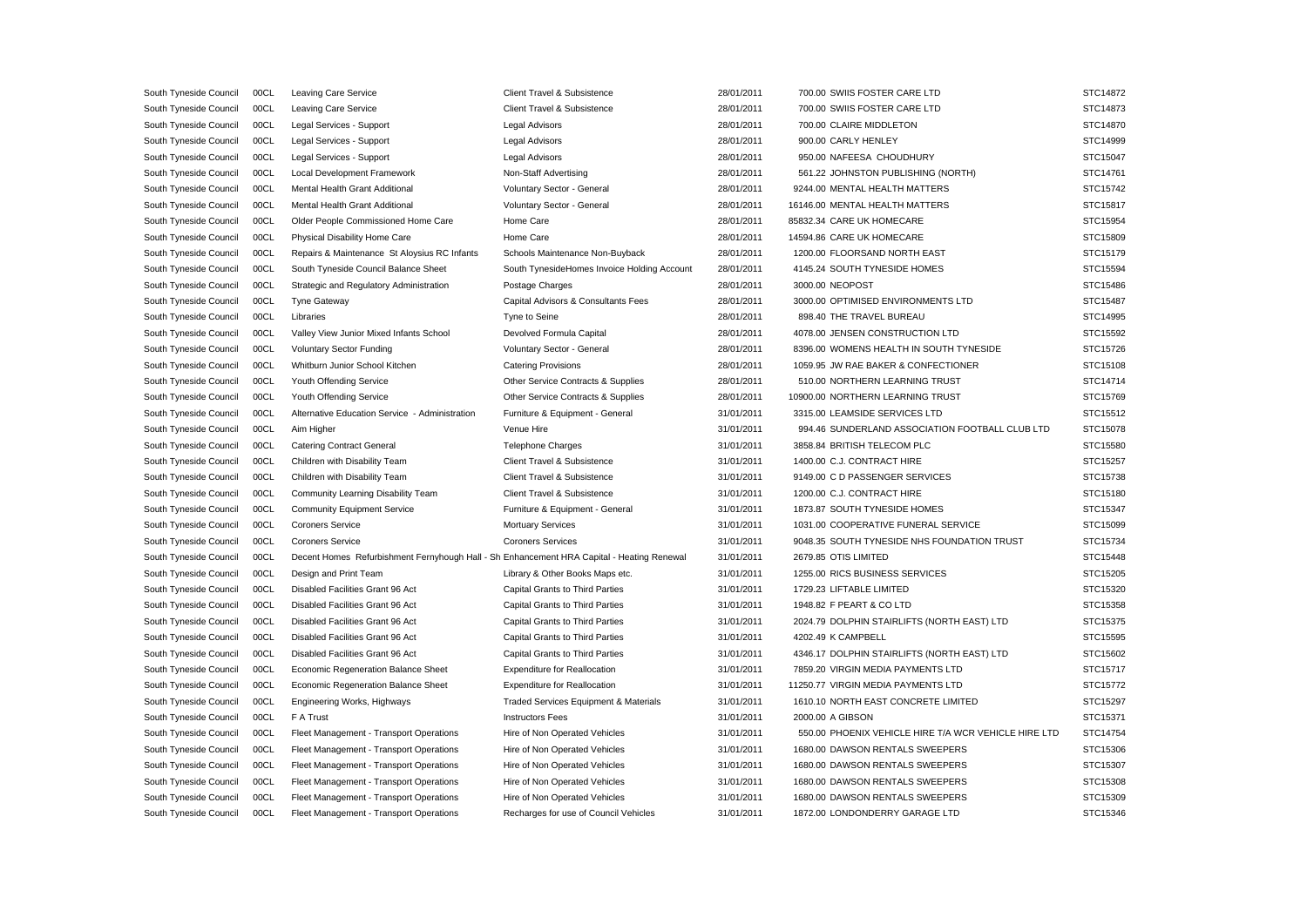| | | | | | | | |
|---|---|---|---|---|---|---|---|
| South Tyneside Council | 00CL | Leaving Care Service | Client Travel & Subsistence | 28/01/2011 | 700.00 | SWIIS FOSTER CARE LTD | STC14872 |
| South Tyneside Council | 00CL | Leaving Care Service | Client Travel & Subsistence | 28/01/2011 | 700.00 | SWIIS FOSTER CARE LTD | STC14873 |
| South Tyneside Council | 00CL | Legal Services - Support | Legal Advisors | 28/01/2011 | 700.00 | CLAIRE MIDDLETON | STC14870 |
| South Tyneside Council | 00CL | Legal Services - Support | Legal Advisors | 28/01/2011 | 900.00 | CARLY HENLEY | STC14999 |
| South Tyneside Council | 00CL | Legal Services - Support | Legal Advisors | 28/01/2011 | 950.00 | NAFEESA CHOUDHURY | STC15047 |
| South Tyneside Council | 00CL | Local Development Framework | Non-Staff Advertising | 28/01/2011 | 561.22 | JOHNSTON PUBLISHING (NORTH) | STC14761 |
| South Tyneside Council | 00CL | Mental Health Grant Additional | Voluntary Sector - General | 28/01/2011 | 9244.00 | MENTAL HEALTH MATTERS | STC15742 |
| South Tyneside Council | 00CL | Mental Health Grant Additional | Voluntary Sector - General | 28/01/2011 | 16146.00 | MENTAL HEALTH MATTERS | STC15817 |
| South Tyneside Council | 00CL | Older People Commissioned Home Care | Home Care | 28/01/2011 | 85832.34 | CARE UK HOMECARE | STC15954 |
| South Tyneside Council | 00CL | Physical Disability Home Care | Home Care | 28/01/2011 | 14594.86 | CARE UK HOMECARE | STC15809 |
| South Tyneside Council | 00CL | Repairs & Maintenance St Aloysius RC Infants | Schools Maintenance Non-Buyback | 28/01/2011 | 1200.00 | FLOORSAND NORTH EAST | STC15179 |
| South Tyneside Council | 00CL | South Tyneside Council Balance Sheet | South TynesideHomes Invoice Holding Account | 28/01/2011 | 4145.24 | SOUTH TYNESIDE HOMES | STC15594 |
| South Tyneside Council | 00CL | Strategic and Regulatory Administration | Postage Charges | 28/01/2011 | 3000.00 | NEOPOST | STC15486 |
| South Tyneside Council | 00CL | Tyne Gateway | Capital Advisors & Consultants Fees | 28/01/2011 | 3000.00 | OPTIMISED ENVIRONMENTS LTD | STC15487 |
| South Tyneside Council | 00CL | Libraries | Tyne to Seine | 28/01/2011 | 898.40 | THE TRAVEL BUREAU | STC14995 |
| South Tyneside Council | 00CL | Valley View Junior Mixed Infants School | Devolved Formula Capital | 28/01/2011 | 4078.00 | JENSEN CONSTRUCTION LTD | STC15592 |
| South Tyneside Council | 00CL | Voluntary Sector Funding | Voluntary Sector - General | 28/01/2011 | 8396.00 | WOMENS HEALTH IN SOUTH TYNESIDE | STC15726 |
| South Tyneside Council | 00CL | Whitburn Junior School Kitchen | Catering Provisions | 28/01/2011 | 1059.95 | JW RAE BAKER & CONFECTIONER | STC15108 |
| South Tyneside Council | 00CL | Youth Offending Service | Other Service Contracts & Supplies | 28/01/2011 | 510.00 | NORTHERN LEARNING TRUST | STC14714 |
| South Tyneside Council | 00CL | Youth Offending Service | Other Service Contracts & Supplies | 28/01/2011 | 10900.00 | NORTHERN LEARNING TRUST | STC15769 |
| South Tyneside Council | 00CL | Alternative Education Service - Administration | Furniture & Equipment - General | 31/01/2011 | 3315.00 | LEAMSIDE SERVICES LTD | STC15512 |
| South Tyneside Council | 00CL | Aim Higher | Venue Hire | 31/01/2011 | 994.46 | SUNDERLAND ASSOCIATION FOOTBALL CLUB LTD | STC15078 |
| South Tyneside Council | 00CL | Catering Contract General | Telephone Charges | 31/01/2011 | 3858.84 | BRITISH TELECOM PLC | STC15580 |
| South Tyneside Council | 00CL | Children with Disability Team | Client Travel & Subsistence | 31/01/2011 | 1400.00 | C.J. CONTRACT HIRE | STC15257 |
| South Tyneside Council | 00CL | Children with Disability Team | Client Travel & Subsistence | 31/01/2011 | 9149.00 | C D PASSENGER SERVICES | STC15738 |
| South Tyneside Council | 00CL | Community Learning Disability Team | Client Travel & Subsistence | 31/01/2011 | 1200.00 | C.J. CONTRACT HIRE | STC15180 |
| South Tyneside Council | 00CL | Community Equipment Service | Furniture & Equipment - General | 31/01/2011 | 1873.87 | SOUTH TYNESIDE HOMES | STC15347 |
| South Tyneside Council | 00CL | Coroners Service | Mortuary Services | 31/01/2011 | 1031.00 | COOPERATIVE FUNERAL SERVICE | STC15099 |
| South Tyneside Council | 00CL | Coroners Service | Coroners Services | 31/01/2011 | 9048.35 | SOUTH TYNESIDE NHS FOUNDATION TRUST | STC15734 |
| South Tyneside Council | 00CL | Decent Homes Refurbishment Fernyhough Hall - Sh | Enhancement HRA Capital - Heating Renewal | 31/01/2011 | 2679.85 | OTIS LIMITED | STC15448 |
| South Tyneside Council | 00CL | Design and Print Team | Library & Other Books Maps etc. | 31/01/2011 | 1255.00 | RICS BUSINESS SERVICES | STC15205 |
| South Tyneside Council | 00CL | Disabled Facilities Grant 96 Act | Capital Grants to Third Parties | 31/01/2011 | 1729.23 | LIFTABLE LIMITED | STC15320 |
| South Tyneside Council | 00CL | Disabled Facilities Grant 96 Act | Capital Grants to Third Parties | 31/01/2011 | 1948.82 | F PEART & CO LTD | STC15358 |
| South Tyneside Council | 00CL | Disabled Facilities Grant 96 Act | Capital Grants to Third Parties | 31/01/2011 | 2024.79 | DOLPHIN STAIRLIFTS (NORTH EAST) LTD | STC15375 |
| South Tyneside Council | 00CL | Disabled Facilities Grant 96 Act | Capital Grants to Third Parties | 31/01/2011 | 4202.49 | K CAMPBELL | STC15595 |
| South Tyneside Council | 00CL | Disabled Facilities Grant 96 Act | Capital Grants to Third Parties | 31/01/2011 | 4346.17 | DOLPHIN STAIRLIFTS (NORTH EAST) LTD | STC15602 |
| South Tyneside Council | 00CL | Economic Regeneration Balance Sheet | Expenditure for Reallocation | 31/01/2011 | 7859.20 | VIRGIN MEDIA PAYMENTS LTD | STC15717 |
| South Tyneside Council | 00CL | Economic Regeneration Balance Sheet | Expenditure for Reallocation | 31/01/2011 | 11250.77 | VIRGIN MEDIA PAYMENTS LTD | STC15772 |
| South Tyneside Council | 00CL | Engineering Works, Highways | Traded Services Equipment & Materials | 31/01/2011 | 1610.10 | NORTH EAST CONCRETE LIMITED | STC15297 |
| South Tyneside Council | 00CL | F A Trust | Instructors Fees | 31/01/2011 | 2000.00 | A GIBSON | STC15371 |
| South Tyneside Council | 00CL | Fleet Management - Transport Operations | Hire of Non Operated Vehicles | 31/01/2011 | 550.00 | PHOENIX VEHICLE HIRE T/A WCR VEHICLE HIRE LTD | STC14754 |
| South Tyneside Council | 00CL | Fleet Management - Transport Operations | Hire of Non Operated Vehicles | 31/01/2011 | 1680.00 | DAWSON RENTALS SWEEPERS | STC15306 |
| South Tyneside Council | 00CL | Fleet Management - Transport Operations | Hire of Non Operated Vehicles | 31/01/2011 | 1680.00 | DAWSON RENTALS SWEEPERS | STC15307 |
| South Tyneside Council | 00CL | Fleet Management - Transport Operations | Hire of Non Operated Vehicles | 31/01/2011 | 1680.00 | DAWSON RENTALS SWEEPERS | STC15308 |
| South Tyneside Council | 00CL | Fleet Management - Transport Operations | Hire of Non Operated Vehicles | 31/01/2011 | 1680.00 | DAWSON RENTALS SWEEPERS | STC15309 |
| South Tyneside Council | 00CL | Fleet Management - Transport Operations | Recharges for use of Council Vehicles | 31/01/2011 | 1872.00 | LONDONDERRY GARAGE LTD | STC15346 |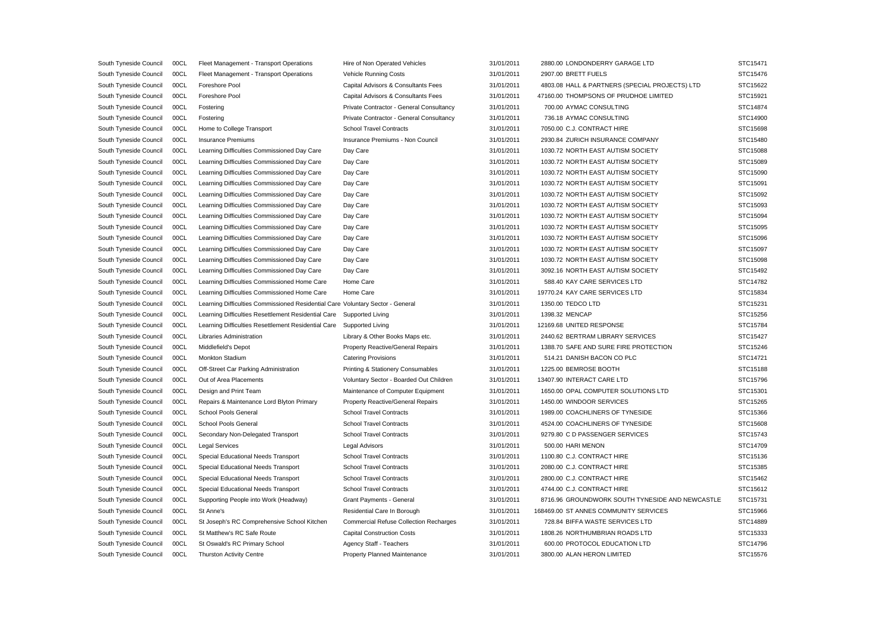| | | | | | | | |
|---|---|---|---|---|---|---|---|
| South Tyneside Council | 00CL | Fleet Management - Transport Operations | Hire of Non Operated Vehicles | 31/01/2011 | 2880.00 | LONDONDERRY GARAGE LTD | STC15471 |
| South Tyneside Council | 00CL | Fleet Management - Transport Operations | Vehicle Running Costs | 31/01/2011 | 2907.00 | BRETT FUELS | STC15476 |
| South Tyneside Council | 00CL | Foreshore Pool | Capital Advisors & Consultants Fees | 31/01/2011 | 4803.08 | HALL & PARTNERS (SPECIAL PROJECTS) LTD | STC15622 |
| South Tyneside Council | 00CL | Foreshore Pool | Capital Advisors & Consultants Fees | 31/01/2011 | 47160.00 | THOMPSONS OF PRUDHOE LIMITED | STC15921 |
| South Tyneside Council | 00CL | Fostering | Private Contractor - General Consultancy | 31/01/2011 | 700.00 | AYMAC CONSULTING | STC14874 |
| South Tyneside Council | 00CL | Fostering | Private Contractor - General Consultancy | 31/01/2011 | 736.18 | AYMAC CONSULTING | STC14900 |
| South Tyneside Council | 00CL | Home to College Transport | School Travel Contracts | 31/01/2011 | 7050.00 | C.J. CONTRACT HIRE | STC15698 |
| South Tyneside Council | 00CL | Insurance Premiums | Insurance Premiums - Non Council | 31/01/2011 | 2930.84 | ZURICH INSURANCE COMPANY | STC15480 |
| South Tyneside Council | 00CL | Learning Difficulties Commissioned Day Care | Day Care | 31/01/2011 | 1030.72 | NORTH EAST AUTISM SOCIETY | STC15088 |
| South Tyneside Council | 00CL | Learning Difficulties Commissioned Day Care | Day Care | 31/01/2011 | 1030.72 | NORTH EAST AUTISM SOCIETY | STC15089 |
| South Tyneside Council | 00CL | Learning Difficulties Commissioned Day Care | Day Care | 31/01/2011 | 1030.72 | NORTH EAST AUTISM SOCIETY | STC15090 |
| South Tyneside Council | 00CL | Learning Difficulties Commissioned Day Care | Day Care | 31/01/2011 | 1030.72 | NORTH EAST AUTISM SOCIETY | STC15091 |
| South Tyneside Council | 00CL | Learning Difficulties Commissioned Day Care | Day Care | 31/01/2011 | 1030.72 | NORTH EAST AUTISM SOCIETY | STC15092 |
| South Tyneside Council | 00CL | Learning Difficulties Commissioned Day Care | Day Care | 31/01/2011 | 1030.72 | NORTH EAST AUTISM SOCIETY | STC15093 |
| South Tyneside Council | 00CL | Learning Difficulties Commissioned Day Care | Day Care | 31/01/2011 | 1030.72 | NORTH EAST AUTISM SOCIETY | STC15094 |
| South Tyneside Council | 00CL | Learning Difficulties Commissioned Day Care | Day Care | 31/01/2011 | 1030.72 | NORTH EAST AUTISM SOCIETY | STC15095 |
| South Tyneside Council | 00CL | Learning Difficulties Commissioned Day Care | Day Care | 31/01/2011 | 1030.72 | NORTH EAST AUTISM SOCIETY | STC15096 |
| South Tyneside Council | 00CL | Learning Difficulties Commissioned Day Care | Day Care | 31/01/2011 | 1030.72 | NORTH EAST AUTISM SOCIETY | STC15097 |
| South Tyneside Council | 00CL | Learning Difficulties Commissioned Day Care | Day Care | 31/01/2011 | 1030.72 | NORTH EAST AUTISM SOCIETY | STC15098 |
| South Tyneside Council | 00CL | Learning Difficulties Commissioned Day Care | Day Care | 31/01/2011 | 3092.16 | NORTH EAST AUTISM SOCIETY | STC15492 |
| South Tyneside Council | 00CL | Learning Difficulties Commissioned Home Care | Home Care | 31/01/2011 | 588.40 | KAY CARE SERVICES LTD | STC14782 |
| South Tyneside Council | 00CL | Learning Difficulties Commissioned Home Care | Home Care | 31/01/2011 | 19770.24 | KAY CARE SERVICES LTD | STC15834 |
| South Tyneside Council | 00CL | Learning Difficulties Commissioned Residential Care | Voluntary Sector - General | 31/01/2011 | 1350.00 | TEDCO LTD | STC15231 |
| South Tyneside Council | 00CL | Learning Difficulties Resettlement Residential Care | Supported Living | 31/01/2011 | 1398.32 | MENCAP | STC15256 |
| South Tyneside Council | 00CL | Learning Difficulties Resettlement Residential Care | Supported Living | 31/01/2011 | 12169.68 | UNITED RESPONSE | STC15784 |
| South Tyneside Council | 00CL | Libraries Administration | Library & Other Books Maps etc. | 31/01/2011 | 2440.62 | BERTRAM LIBRARY SERVICES | STC15427 |
| South Tyneside Council | 00CL | Middlefield's Depot | Property Reactive/General Repairs | 31/01/2011 | 1388.70 | SAFE AND SURE FIRE PROTECTION | STC15246 |
| South Tyneside Council | 00CL | Monkton Stadium | Catering Provisions | 31/01/2011 | 514.21 | DANISH BACON CO PLC | STC14721 |
| South Tyneside Council | 00CL | Off-Street Car Parking Administration | Printing & Stationery Consumables | 31/01/2011 | 1225.00 | BEMROSE BOOTH | STC15188 |
| South Tyneside Council | 00CL | Out of Area Placements | Voluntary Sector - Boarded Out Children | 31/01/2011 | 13407.90 | INTERACT CARE LTD | STC15796 |
| South Tyneside Council | 00CL | Design and Print Team | Maintenance of Computer Equipment | 31/01/2011 | 1650.00 | OPAL COMPUTER SOLUTIONS LTD | STC15301 |
| South Tyneside Council | 00CL | Repairs & Maintenance Lord Blyton Primary | Property Reactive/General Repairs | 31/01/2011 | 1450.00 | WINDOOR SERVICES | STC15265 |
| South Tyneside Council | 00CL | School Pools General | School Travel Contracts | 31/01/2011 | 1989.00 | COACHLINERS OF TYNESIDE | STC15366 |
| South Tyneside Council | 00CL | School Pools General | School Travel Contracts | 31/01/2011 | 4524.00 | COACHLINERS OF TYNESIDE | STC15608 |
| South Tyneside Council | 00CL | Secondary Non-Delegated Transport | School Travel Contracts | 31/01/2011 | 9279.80 | C D PASSENGER SERVICES | STC15743 |
| South Tyneside Council | 00CL | Legal Services | Legal Advisors | 31/01/2011 | 500.00 | HARI MENON | STC14709 |
| South Tyneside Council | 00CL | Special Educational Needs Transport | School Travel Contracts | 31/01/2011 | 1100.80 | C.J. CONTRACT HIRE | STC15136 |
| South Tyneside Council | 00CL | Special Educational Needs Transport | School Travel Contracts | 31/01/2011 | 2080.00 | C.J. CONTRACT HIRE | STC15385 |
| South Tyneside Council | 00CL | Special Educational Needs Transport | School Travel Contracts | 31/01/2011 | 2800.00 | C.J. CONTRACT HIRE | STC15462 |
| South Tyneside Council | 00CL | Special Educational Needs Transport | School Travel Contracts | 31/01/2011 | 4744.00 | C.J. CONTRACT HIRE | STC15612 |
| South Tyneside Council | 00CL | Supporting People into Work (Headway) | Grant Payments - General | 31/01/2011 | 8716.96 | GROUNDWORK SOUTH TYNESIDE AND NEWCASTLE | STC15731 |
| South Tyneside Council | 00CL | St Anne's | Residential Care In Borough | 31/01/2011 | 168469.00 | ST ANNES COMMUNITY SERVICES | STC15966 |
| South Tyneside Council | 00CL | St Joseph's RC Comprehensive School Kitchen | Commercial Refuse Collection Recharges | 31/01/2011 | 728.84 | BIFFA WASTE SERVICES LTD | STC14889 |
| South Tyneside Council | 00CL | St Matthew's RC Safe Route | Capital Construction Costs | 31/01/2011 | 1808.26 | NORTHUMBRIAN ROADS LTD | STC15333 |
| South Tyneside Council | 00CL | St Oswald's RC Primary School | Agency Staff - Teachers | 31/01/2011 | 600.00 | PROTOCOL EDUCATION LTD | STC14796 |
| South Tyneside Council | 00CL | Thurston Activity Centre | Property Planned Maintenance | 31/01/2011 | 3800.00 | ALAN HERON LIMITED | STC15576 |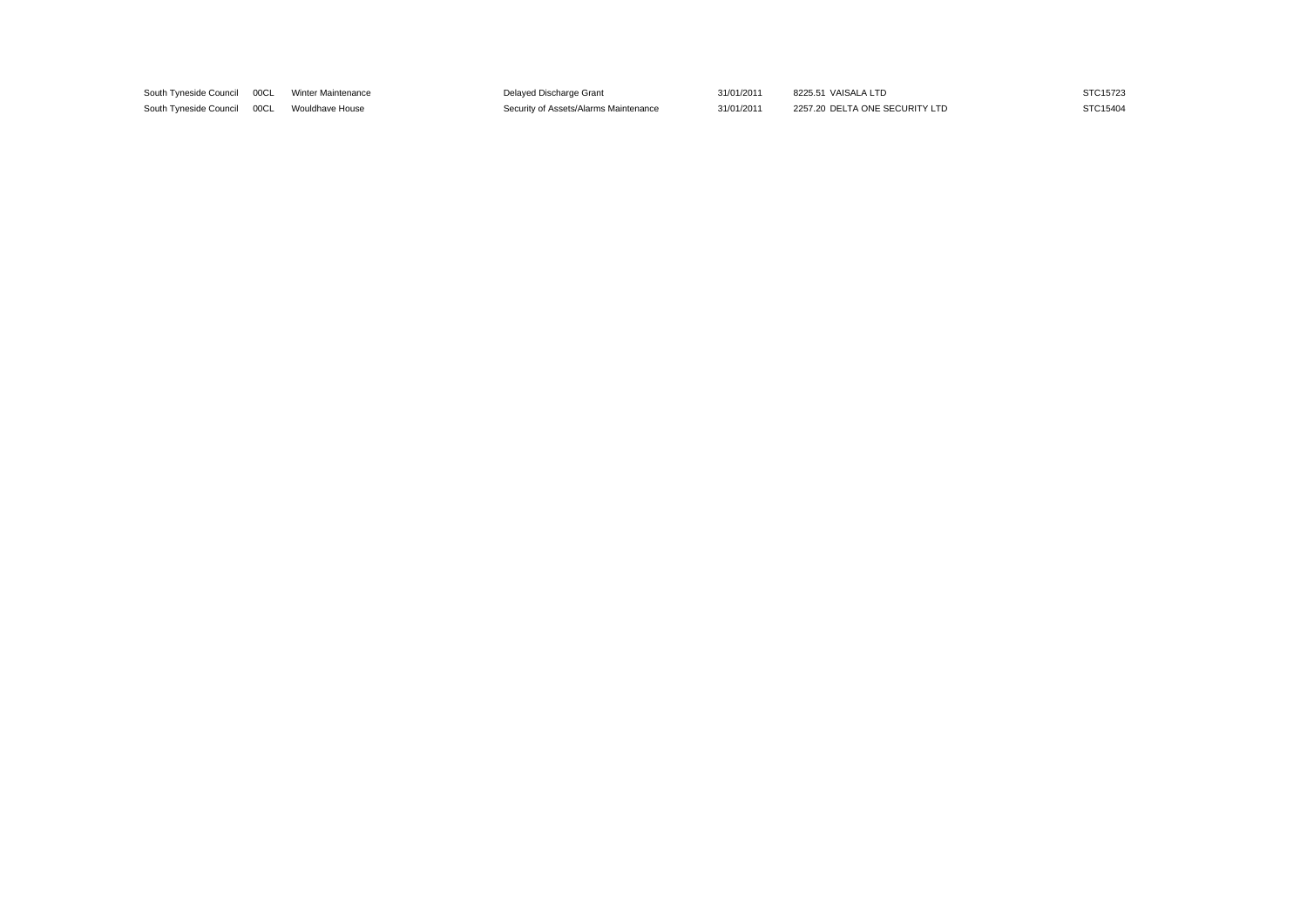| | | | | | | | |
|---|---|---|---|---|---|---|---|
| South Tyneside Council | 00CL | Winter Maintenance | Delayed Discharge Grant | 31/01/2011 | 8225.51 | VAISALA LTD | STC15723 |
| South Tyneside Council | 00CL | Wouldhave House | Security of Assets/Alarms Maintenance | 31/01/2011 | 2257.20 | DELTA ONE SECURITY LTD | STC15404 |